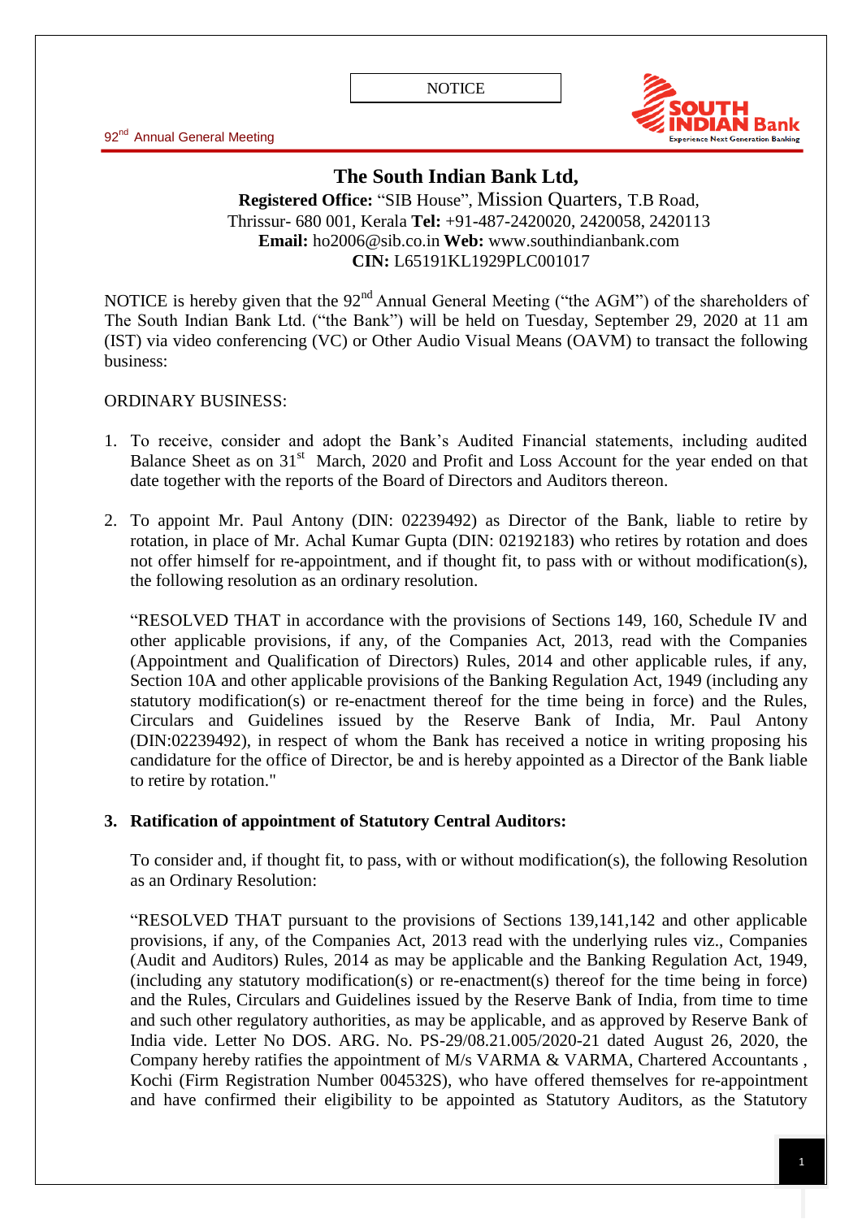NOTICE

92nd Annual General Meeting

# The South Indian Bank Ltd,

**Registered Office:** "SIB House", Mission Quarters, T.B Road, Thrissur- 680 001, Kerala **Tel:** +91-487-2420020, 2420058, 2420113
**Email:** ho2006@sib.co.in **Web:** www.southindianbank.com
**CIN:** L65191KL1929PLC001017

NOTICE is hereby given that the 92nd Annual General Meeting ("the AGM") of the shareholders of The South Indian Bank Ltd. ("the Bank") will be held on Tuesday, September 29, 2020 at 11 am (IST) via video conferencing (VC) or Other Audio Visual Means (OAVM) to transact the following business:

ORDINARY BUSINESS:

1. To receive, consider and adopt the Bank's Audited Financial statements, including audited Balance Sheet as on 31st March, 2020 and Profit and Loss Account for the year ended on that date together with the reports of the Board of Directors and Auditors thereon.

2. To appoint Mr. Paul Antony (DIN: 02239492) as Director of the Bank, liable to retire by rotation, in place of Mr. Achal Kumar Gupta (DIN: 02192183) who retires by rotation and does not offer himself for re-appointment, and if thought fit, to pass with or without modification(s), the following resolution as an ordinary resolution.

   "RESOLVED THAT in accordance with the provisions of Sections 149, 160, Schedule IV and other applicable provisions, if any, of the Companies Act, 2013, read with the Companies (Appointment and Qualification of Directors) Rules, 2014 and other applicable rules, if any, Section 10A and other applicable provisions of the Banking Regulation Act, 1949 (including any statutory modification(s) or re-enactment thereof for the time being in force) and the Rules, Circulars and Guidelines issued by the Reserve Bank of India, Mr. Paul Antony (DIN:02239492), in respect of whom the Bank has received a notice in writing proposing his candidature for the office of Director, be and is hereby appointed as a Director of the Bank liable to retire by rotation."

3. **Ratification of appointment of Statutory Central Auditors:**

   To consider and, if thought fit, to pass, with or without modification(s), the following Resolution as an Ordinary Resolution:

   "RESOLVED THAT pursuant to the provisions of Sections 139,141,142 and other applicable provisions, if any, of the Companies Act, 2013 read with the underlying rules viz., Companies (Audit and Auditors) Rules, 2014 as may be applicable and the Banking Regulation Act, 1949, (including any statutory modification(s) or re-enactment(s) thereof for the time being in force) and the Rules, Circulars and Guidelines issued by the Reserve Bank of India, from time to time and such other regulatory authorities, as may be applicable, and as approved by Reserve Bank of India vide. Letter No DOS. ARG. No. PS-29/08.21.005/2020-21 dated August 26, 2020, the Company hereby ratifies the appointment of M/s VARMA & VARMA, Chartered Accountants , Kochi (Firm Registration Number 004532S), who have offered themselves for re-appointment and have confirmed their eligibility to be appointed as Statutory Auditors, as the Statutory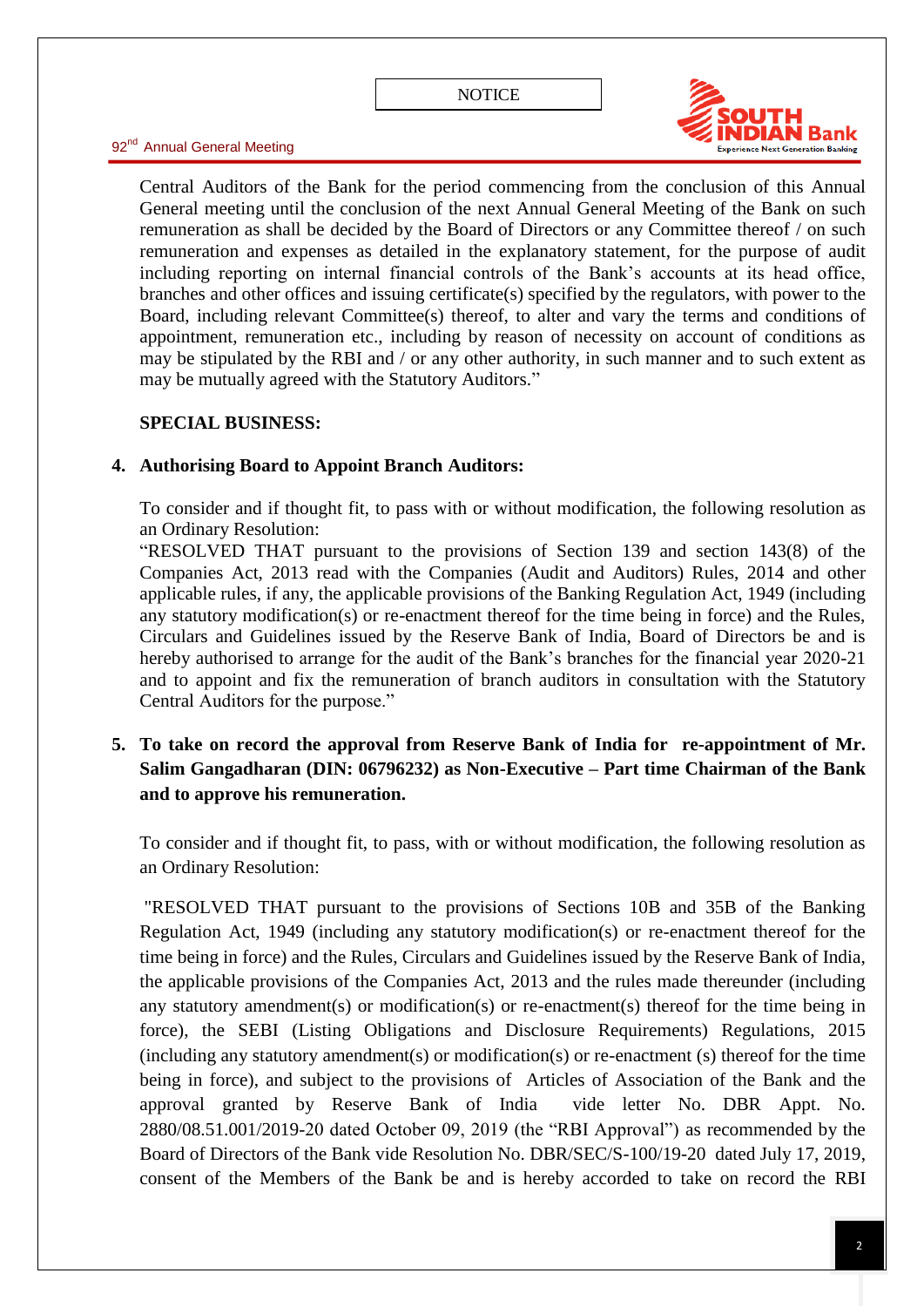Central Auditors of the Bank for the period commencing from the conclusion of this Annual General meeting until the conclusion of the next Annual General Meeting of the Bank on such remuneration as shall be decided by the Board of Directors or any Committee thereof / on such remuneration and expenses as detailed in the explanatory statement, for the purpose of audit including reporting on internal financial controls of the Bank's accounts at its head office, branches and other offices and issuing certificate(s) specified by the regulators, with power to the Board, including relevant Committee(s) thereof, to alter and vary the terms and conditions of appointment, remuneration etc., including by reason of necessity on account of conditions as may be stipulated by the RBI and / or any other authority, in such manner and to such extent as may be mutually agreed with the Statutory Auditors."

**SPECIAL BUSINESS:**

**4. Authorising Board to Appoint Branch Auditors:**

To consider and if thought fit, to pass with or without modification, the following resolution as an Ordinary Resolution:

"RESOLVED THAT pursuant to the provisions of Section 139 and section 143(8) of the Companies Act, 2013 read with the Companies (Audit and Auditors) Rules, 2014 and other applicable rules, if any, the applicable provisions of the Banking Regulation Act, 1949 (including any statutory modification(s) or re-enactment thereof for the time being in force) and the Rules, Circulars and Guidelines issued by the Reserve Bank of India, Board of Directors be and is hereby authorised to arrange for the audit of the Bank's branches for the financial year 2020-21 and to appoint and fix the remuneration of branch auditors in consultation with the Statutory Central Auditors for the purpose."

**5. To take on record the approval from Reserve Bank of India for re-appointment of Mr. Salim Gangadharan (DIN: 06796232) as Non-Executive – Part time Chairman of the Bank and to approve his remuneration.**

To consider and if thought fit, to pass, with or without modification, the following resolution as an Ordinary Resolution:

"RESOLVED THAT pursuant to the provisions of Sections 10B and 35B of the Banking Regulation Act, 1949 (including any statutory modification(s) or re-enactment thereof for the time being in force) and the Rules, Circulars and Guidelines issued by the Reserve Bank of India, the applicable provisions of the Companies Act, 2013 and the rules made thereunder (including any statutory amendment(s) or modification(s) or re-enactment(s) thereof for the time being in force), the SEBI (Listing Obligations and Disclosure Requirements) Regulations, 2015 (including any statutory amendment(s) or modification(s) or re-enactment (s) thereof for the time being in force), and subject to the provisions of Articles of Association of the Bank and the approval granted by Reserve Bank of India vide letter No. DBR Appt. No. 2880/08.51.001/2019-20 dated October 09, 2019 (the "RBI Approval") as recommended by the Board of Directors of the Bank vide Resolution No. DBR/SEC/S-100/19-20 dated July 17, 2019, consent of the Members of the Bank be and is hereby accorded to take on record the RBI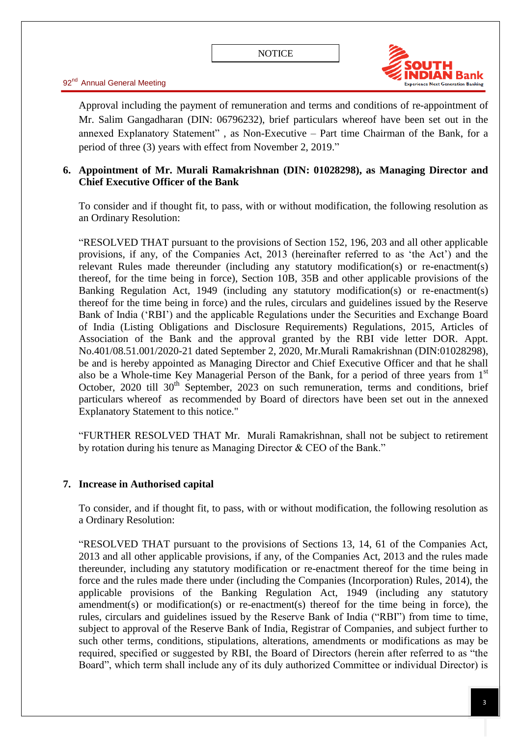Approval including the payment of remuneration and terms and conditions of re-appointment of Mr. Salim Gangadharan (DIN: 06796232), brief particulars whereof have been set out in the annexed Explanatory Statement" , as Non-Executive – Part time Chairman of the Bank, for a period of three (3) years with effect from November 2, 2019."

**6. Appointment of Mr. Murali Ramakrishnan (DIN: 01028298), as Managing Director and Chief Executive Officer of the Bank**

To consider and if thought fit, to pass, with or without modification, the following resolution as an Ordinary Resolution:

"RESOLVED THAT pursuant to the provisions of Section 152, 196, 203 and all other applicable provisions, if any, of the Companies Act, 2013 (hereinafter referred to as 'the Act') and the relevant Rules made thereunder (including any statutory modification(s) or re-enactment(s) thereof, for the time being in force), Section 10B, 35B and other applicable provisions of the Banking Regulation Act, 1949 (including any statutory modification(s) or re-enactment(s) thereof for the time being in force) and the rules, circulars and guidelines issued by the Reserve Bank of India ('RBI') and the applicable Regulations under the Securities and Exchange Board of India (Listing Obligations and Disclosure Requirements) Regulations, 2015, Articles of Association of the Bank and the approval granted by the RBI vide letter DOR. Appt. No.401/08.51.001/2020-21 dated September 2, 2020, Mr.Murali Ramakrishnan (DIN:01028298), be and is hereby appointed as Managing Director and Chief Executive Officer and that he shall also be a Whole-time Key Managerial Person of the Bank, for a period of three years from 1st October, 2020 till 30th September, 2023 on such remuneration, terms and conditions, brief particulars whereof as recommended by Board of directors have been set out in the annexed Explanatory Statement to this notice."

"FURTHER RESOLVED THAT Mr. Murali Ramakrishnan, shall not be subject to retirement by rotation during his tenure as Managing Director & CEO of the Bank."

**7. Increase in Authorised capital**

To consider, and if thought fit, to pass, with or without modification, the following resolution as a Ordinary Resolution:

"RESOLVED THAT pursuant to the provisions of Sections 13, 14, 61 of the Companies Act, 2013 and all other applicable provisions, if any, of the Companies Act, 2013 and the rules made thereunder, including any statutory modification or re-enactment thereof for the time being in force and the rules made there under (including the Companies (Incorporation) Rules, 2014), the applicable provisions of the Banking Regulation Act, 1949 (including any statutory amendment(s) or modification(s) or re-enactment(s) thereof for the time being in force), the rules, circulars and guidelines issued by the Reserve Bank of India ("RBI") from time to time, subject to approval of the Reserve Bank of India, Registrar of Companies, and subject further to such other terms, conditions, stipulations, alterations, amendments or modifications as may be required, specified or suggested by RBI, the Board of Directors (herein after referred to as "the Board", which term shall include any of its duly authorized Committee or individual Director) is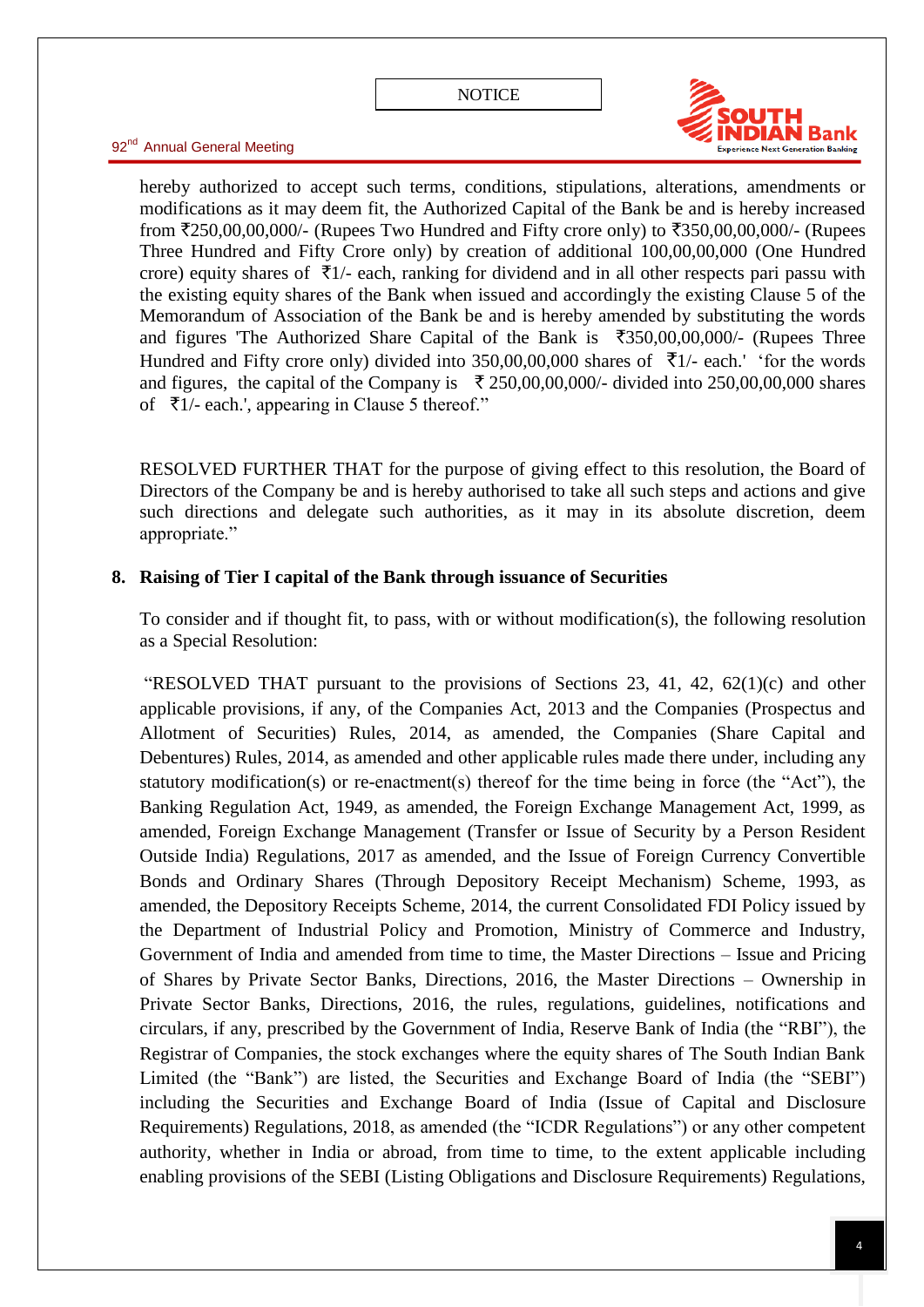hereby authorized to accept such terms, conditions, stipulations, alterations, amendments or modifications as it may deem fit, the Authorized Capital of the Bank be and is hereby increased from ₹250,00,00,000/- (Rupees Two Hundred and Fifty crore only) to ₹350,00,00,000/- (Rupees Three Hundred and Fifty Crore only) by creation of additional 100,00,00,000 (One Hundred crore) equity shares of ₹1/- each, ranking for dividend and in all other respects pari passu with the existing equity shares of the Bank when issued and accordingly the existing Clause 5 of the Memorandum of Association of the Bank be and is hereby amended by substituting the words and figures 'The Authorized Share Capital of the Bank is ₹350,00,00,000/- (Rupees Three Hundred and Fifty crore only) divided into 350,00,00,000 shares of ₹1/- each.' 'for the words and figures, the capital of the Company is ₹ 250,00,00,000/- divided into 250,00,00,000 shares of ₹1/- each.', appearing in Clause 5 thereof."

RESOLVED FURTHER THAT for the purpose of giving effect to this resolution, the Board of Directors of the Company be and is hereby authorised to take all such steps and actions and give such directions and delegate such authorities, as it may in its absolute discretion, deem appropriate."

**8. Raising of Tier I capital of the Bank through issuance of Securities**

To consider and if thought fit, to pass, with or without modification(s), the following resolution as a Special Resolution:

"RESOLVED THAT pursuant to the provisions of Sections 23, 41, 42, 62(1)(c) and other applicable provisions, if any, of the Companies Act, 2013 and the Companies (Prospectus and Allotment of Securities) Rules, 2014, as amended, the Companies (Share Capital and Debentures) Rules, 2014, as amended and other applicable rules made there under, including any statutory modification(s) or re-enactment(s) thereof for the time being in force (the "Act"), the Banking Regulation Act, 1949, as amended, the Foreign Exchange Management Act, 1999, as amended, Foreign Exchange Management (Transfer or Issue of Security by a Person Resident Outside India) Regulations, 2017 as amended, and the Issue of Foreign Currency Convertible Bonds and Ordinary Shares (Through Depository Receipt Mechanism) Scheme, 1993, as amended, the Depository Receipts Scheme, 2014, the current Consolidated FDI Policy issued by the Department of Industrial Policy and Promotion, Ministry of Commerce and Industry, Government of India and amended from time to time, the Master Directions – Issue and Pricing of Shares by Private Sector Banks, Directions, 2016, the Master Directions – Ownership in Private Sector Banks, Directions, 2016, the rules, regulations, guidelines, notifications and circulars, if any, prescribed by the Government of India, Reserve Bank of India (the "RBI"), the Registrar of Companies, the stock exchanges where the equity shares of The South Indian Bank Limited (the "Bank") are listed, the Securities and Exchange Board of India (the "SEBI") including the Securities and Exchange Board of India (Issue of Capital and Disclosure Requirements) Regulations, 2018, as amended (the "ICDR Regulations") or any other competent authority, whether in India or abroad, from time to time, to the extent applicable including enabling provisions of the SEBI (Listing Obligations and Disclosure Requirements) Regulations,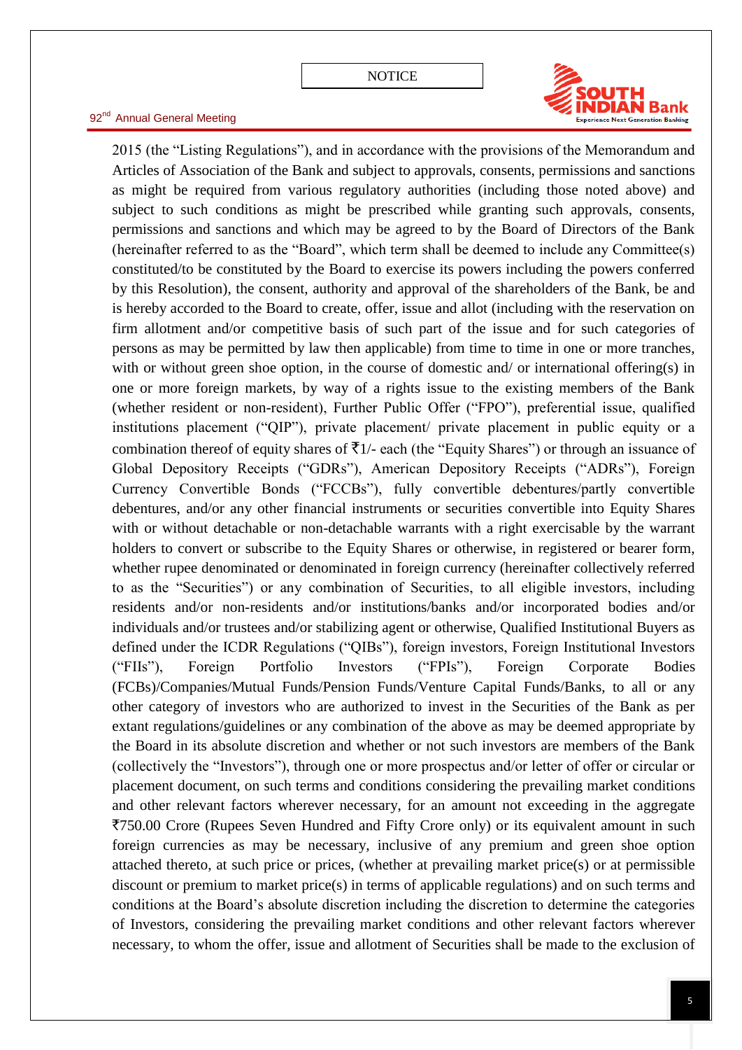2015 (the "Listing Regulations"), and in accordance with the provisions of the Memorandum and Articles of Association of the Bank and subject to approvals, consents, permissions and sanctions as might be required from various regulatory authorities (including those noted above) and subject to such conditions as might be prescribed while granting such approvals, consents, permissions and sanctions and which may be agreed to by the Board of Directors of the Bank (hereinafter referred to as the "Board", which term shall be deemed to include any Committee(s) constituted/to be constituted by the Board to exercise its powers including the powers conferred by this Resolution), the consent, authority and approval of the shareholders of the Bank, be and is hereby accorded to the Board to create, offer, issue and allot (including with the reservation on firm allotment and/or competitive basis of such part of the issue and for such categories of persons as may be permitted by law then applicable) from time to time in one or more tranches, with or without green shoe option, in the course of domestic and/ or international offering(s) in one or more foreign markets, by way of a rights issue to the existing members of the Bank (whether resident or non-resident), Further Public Offer ("FPO"), preferential issue, qualified institutions placement ("QIP"), private placement/ private placement in public equity or a combination thereof of equity shares of ₹1/- each (the "Equity Shares") or through an issuance of Global Depository Receipts ("GDRs"), American Depository Receipts ("ADRs"), Foreign Currency Convertible Bonds ("FCCBs"), fully convertible debentures/partly convertible debentures, and/or any other financial instruments or securities convertible into Equity Shares with or without detachable or non-detachable warrants with a right exercisable by the warrant holders to convert or subscribe to the Equity Shares or otherwise, in registered or bearer form, whether rupee denominated or denominated in foreign currency (hereinafter collectively referred to as the "Securities") or any combination of Securities, to all eligible investors, including residents and/or non-residents and/or institutions/banks and/or incorporated bodies and/or individuals and/or trustees and/or stabilizing agent or otherwise, Qualified Institutional Buyers as defined under the ICDR Regulations ("QIBs"), foreign investors, Foreign Institutional Investors ("FIIs"), Foreign Portfolio Investors ("FPIs"), Foreign Corporate Bodies (FCBs)/Companies/Mutual Funds/Pension Funds/Venture Capital Funds/Banks, to all or any other category of investors who are authorized to invest in the Securities of the Bank as per extant regulations/guidelines or any combination of the above as may be deemed appropriate by the Board in its absolute discretion and whether or not such investors are members of the Bank (collectively the "Investors"), through one or more prospectus and/or letter of offer or circular or placement document, on such terms and conditions considering the prevailing market conditions and other relevant factors wherever necessary, for an amount not exceeding in the aggregate ₹750.00 Crore (Rupees Seven Hundred and Fifty Crore only) or its equivalent amount in such foreign currencies as may be necessary, inclusive of any premium and green shoe option attached thereto, at such price or prices, (whether at prevailing market price(s) or at permissible discount or premium to market price(s) in terms of applicable regulations) and on such terms and conditions at the Board's absolute discretion including the discretion to determine the categories of Investors, considering the prevailing market conditions and other relevant factors wherever necessary, to whom the offer, issue and allotment of Securities shall be made to the exclusion of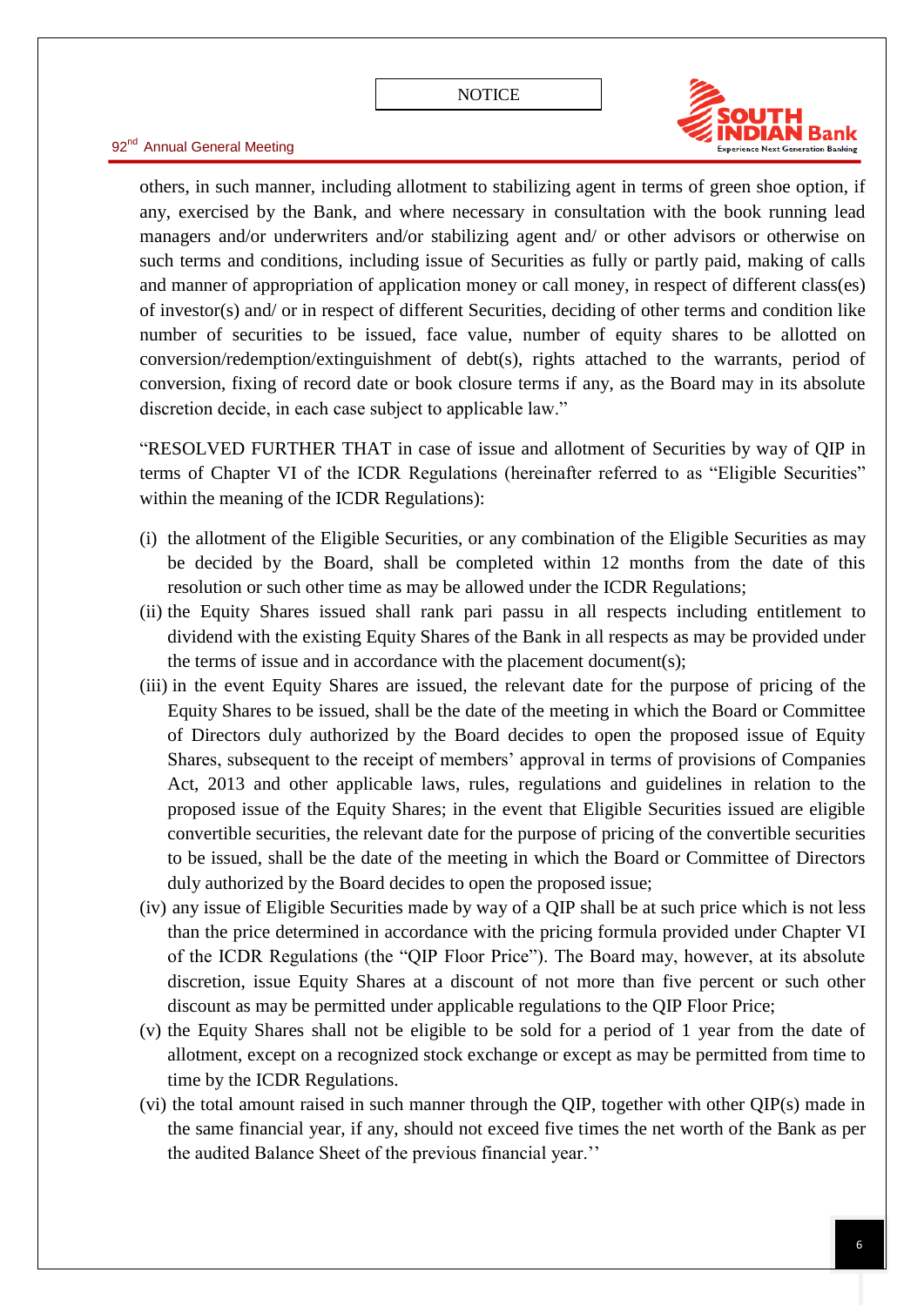others, in such manner, including allotment to stabilizing agent in terms of green shoe option, if any, exercised by the Bank, and where necessary in consultation with the book running lead managers and/or underwriters and/or stabilizing agent and/ or other advisors or otherwise on such terms and conditions, including issue of Securities as fully or partly paid, making of calls and manner of appropriation of application money or call money, in respect of different class(es) of investor(s) and/ or in respect of different Securities, deciding of other terms and condition like number of securities to be issued, face value, number of equity shares to be allotted on conversion/redemption/extinguishment of debt(s), rights attached to the warrants, period of conversion, fixing of record date or book closure terms if any, as the Board may in its absolute discretion decide, in each case subject to applicable law."

"RESOLVED FURTHER THAT in case of issue and allotment of Securities by way of QIP in terms of Chapter VI of the ICDR Regulations (hereinafter referred to as "Eligible Securities" within the meaning of the ICDR Regulations):

(i) the allotment of the Eligible Securities, or any combination of the Eligible Securities as may be decided by the Board, shall be completed within 12 months from the date of this resolution or such other time as may be allowed under the ICDR Regulations;

(ii) the Equity Shares issued shall rank pari passu in all respects including entitlement to dividend with the existing Equity Shares of the Bank in all respects as may be provided under the terms of issue and in accordance with the placement document(s);

(iii) in the event Equity Shares are issued, the relevant date for the purpose of pricing of the Equity Shares to be issued, shall be the date of the meeting in which the Board or Committee of Directors duly authorized by the Board decides to open the proposed issue of Equity Shares, subsequent to the receipt of members' approval in terms of provisions of Companies Act, 2013 and other applicable laws, rules, regulations and guidelines in relation to the proposed issue of the Equity Shares; in the event that Eligible Securities issued are eligible convertible securities, the relevant date for the purpose of pricing of the convertible securities to be issued, shall be the date of the meeting in which the Board or Committee of Directors duly authorized by the Board decides to open the proposed issue;

(iv) any issue of Eligible Securities made by way of a QIP shall be at such price which is not less than the price determined in accordance with the pricing formula provided under Chapter VI of the ICDR Regulations (the "QIP Floor Price"). The Board may, however, at its absolute discretion, issue Equity Shares at a discount of not more than five percent or such other discount as may be permitted under applicable regulations to the QIP Floor Price;

(v) the Equity Shares shall not be eligible to be sold for a period of 1 year from the date of allotment, except on a recognized stock exchange or except as may be permitted from time to time by the ICDR Regulations.

(vi) the total amount raised in such manner through the QIP, together with other QIP(s) made in the same financial year, if any, should not exceed five times the net worth of the Bank as per the audited Balance Sheet of the previous financial year.''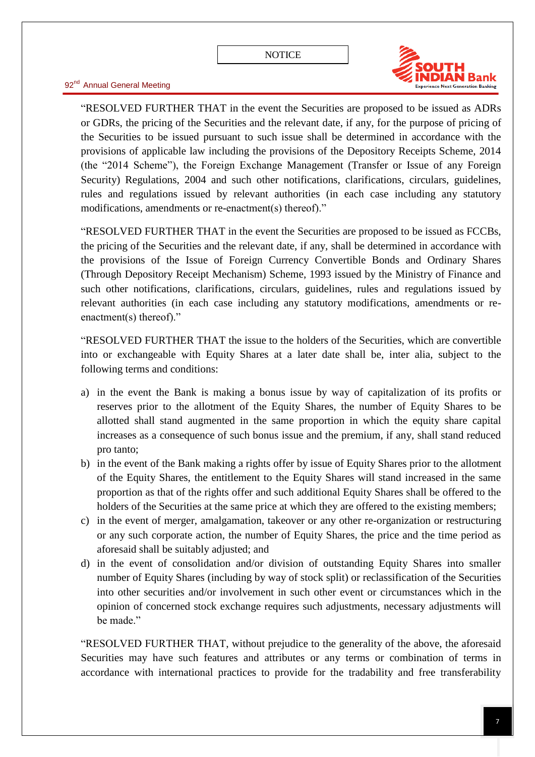"RESOLVED FURTHER THAT in the event the Securities are proposed to be issued as ADRs or GDRs, the pricing of the Securities and the relevant date, if any, for the purpose of pricing of the Securities to be issued pursuant to such issue shall be determined in accordance with the provisions of applicable law including the provisions of the Depository Receipts Scheme, 2014 (the "2014 Scheme"), the Foreign Exchange Management (Transfer or Issue of any Foreign Security) Regulations, 2004 and such other notifications, clarifications, circulars, guidelines, rules and regulations issued by relevant authorities (in each case including any statutory modifications, amendments or re-enactment(s) thereof)."

"RESOLVED FURTHER THAT in the event the Securities are proposed to be issued as FCCBs, the pricing of the Securities and the relevant date, if any, shall be determined in accordance with the provisions of the Issue of Foreign Currency Convertible Bonds and Ordinary Shares (Through Depository Receipt Mechanism) Scheme, 1993 issued by the Ministry of Finance and such other notifications, clarifications, circulars, guidelines, rules and regulations issued by relevant authorities (in each case including any statutory modifications, amendments or re-enactment(s) thereof)."

"RESOLVED FURTHER THAT the issue to the holders of the Securities, which are convertible into or exchangeable with Equity Shares at a later date shall be, inter alia, subject to the following terms and conditions:

a) in the event the Bank is making a bonus issue by way of capitalization of its profits or reserves prior to the allotment of the Equity Shares, the number of Equity Shares to be allotted shall stand augmented in the same proportion in which the equity share capital increases as a consequence of such bonus issue and the premium, if any, shall stand reduced pro tanto;
b) in the event of the Bank making a rights offer by issue of Equity Shares prior to the allotment of the Equity Shares, the entitlement to the Equity Shares will stand increased in the same proportion as that of the rights offer and such additional Equity Shares shall be offered to the holders of the Securities at the same price at which they are offered to the existing members;
c) in the event of merger, amalgamation, takeover or any other re-organization or restructuring or any such corporate action, the number of Equity Shares, the price and the time period as aforesaid shall be suitably adjusted; and
d) in the event of consolidation and/or division of outstanding Equity Shares into smaller number of Equity Shares (including by way of stock split) or reclassification of the Securities into other securities and/or involvement in such other event or circumstances which in the opinion of concerned stock exchange requires such adjustments, necessary adjustments will be made."

"RESOLVED FURTHER THAT, without prejudice to the generality of the above, the aforesaid Securities may have such features and attributes or any terms or combination of terms in accordance with international practices to provide for the tradability and free transferability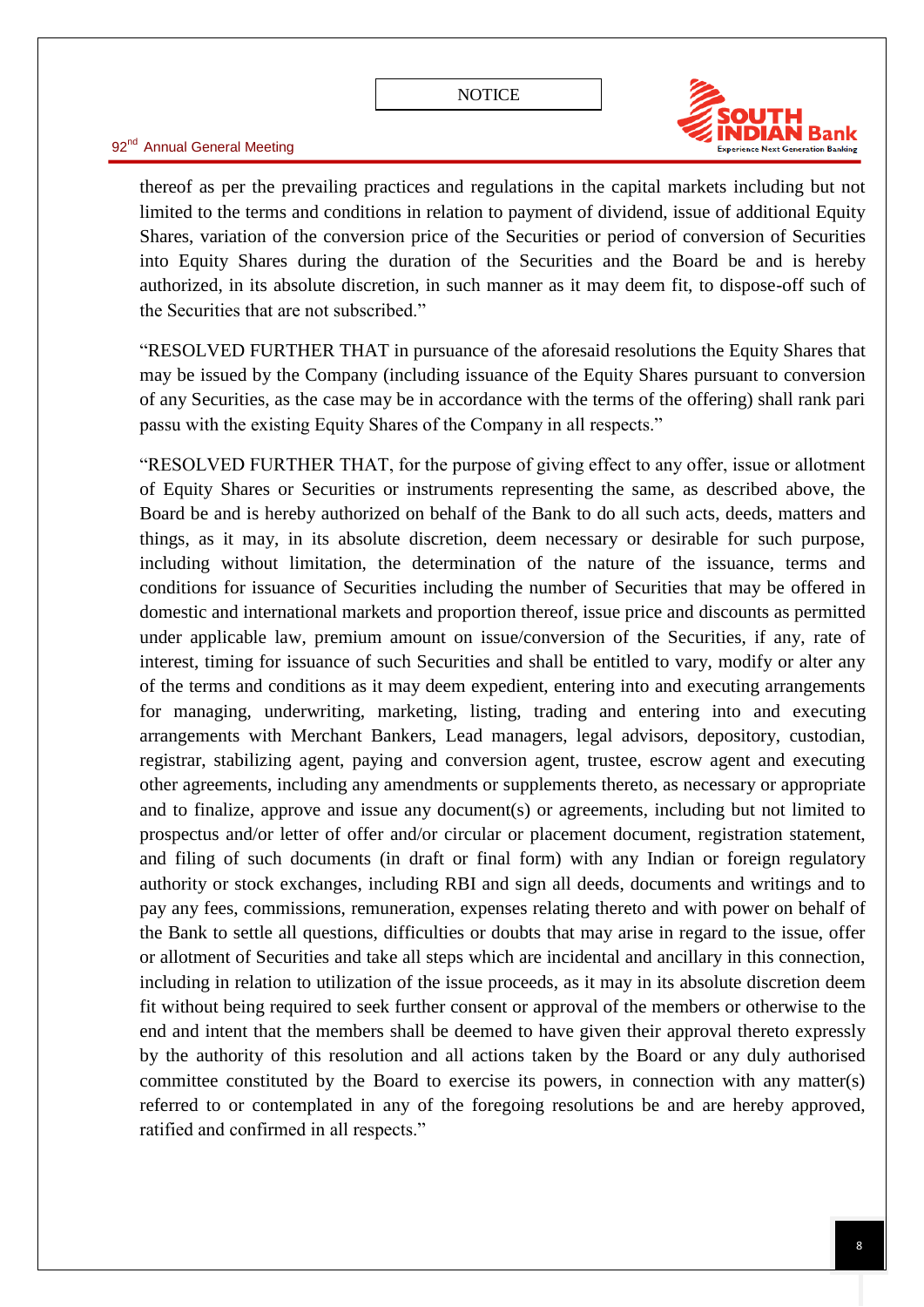thereof as per the prevailing practices and regulations in the capital markets including but not limited to the terms and conditions in relation to payment of dividend, issue of additional Equity Shares, variation of the conversion price of the Securities or period of conversion of Securities into Equity Shares during the duration of the Securities and the Board be and is hereby authorized, in its absolute discretion, in such manner as it may deem fit, to dispose-off such of the Securities that are not subscribed."

"RESOLVED FURTHER THAT in pursuance of the aforesaid resolutions the Equity Shares that may be issued by the Company (including issuance of the Equity Shares pursuant to conversion of any Securities, as the case may be in accordance with the terms of the offering) shall rank pari passu with the existing Equity Shares of the Company in all respects."

"RESOLVED FURTHER THAT, for the purpose of giving effect to any offer, issue or allotment of Equity Shares or Securities or instruments representing the same, as described above, the Board be and is hereby authorized on behalf of the Bank to do all such acts, deeds, matters and things, as it may, in its absolute discretion, deem necessary or desirable for such purpose, including without limitation, the determination of the nature of the issuance, terms and conditions for issuance of Securities including the number of Securities that may be offered in domestic and international markets and proportion thereof, issue price and discounts as permitted under applicable law, premium amount on issue/conversion of the Securities, if any, rate of interest, timing for issuance of such Securities and shall be entitled to vary, modify or alter any of the terms and conditions as it may deem expedient, entering into and executing arrangements for managing, underwriting, marketing, listing, trading and entering into and executing arrangements with Merchant Bankers, Lead managers, legal advisors, depository, custodian, registrar, stabilizing agent, paying and conversion agent, trustee, escrow agent and executing other agreements, including any amendments or supplements thereto, as necessary or appropriate and to finalize, approve and issue any document(s) or agreements, including but not limited to prospectus and/or letter of offer and/or circular or placement document, registration statement, and filing of such documents (in draft or final form) with any Indian or foreign regulatory authority or stock exchanges, including RBI and sign all deeds, documents and writings and to pay any fees, commissions, remuneration, expenses relating thereto and with power on behalf of the Bank to settle all questions, difficulties or doubts that may arise in regard to the issue, offer or allotment of Securities and take all steps which are incidental and ancillary in this connection, including in relation to utilization of the issue proceeds, as it may in its absolute discretion deem fit without being required to seek further consent or approval of the members or otherwise to the end and intent that the members shall be deemed to have given their approval thereto expressly by the authority of this resolution and all actions taken by the Board or any duly authorised committee constituted by the Board to exercise its powers, in connection with any matter(s) referred to or contemplated in any of the foregoing resolutions be and are hereby approved, ratified and confirmed in all respects."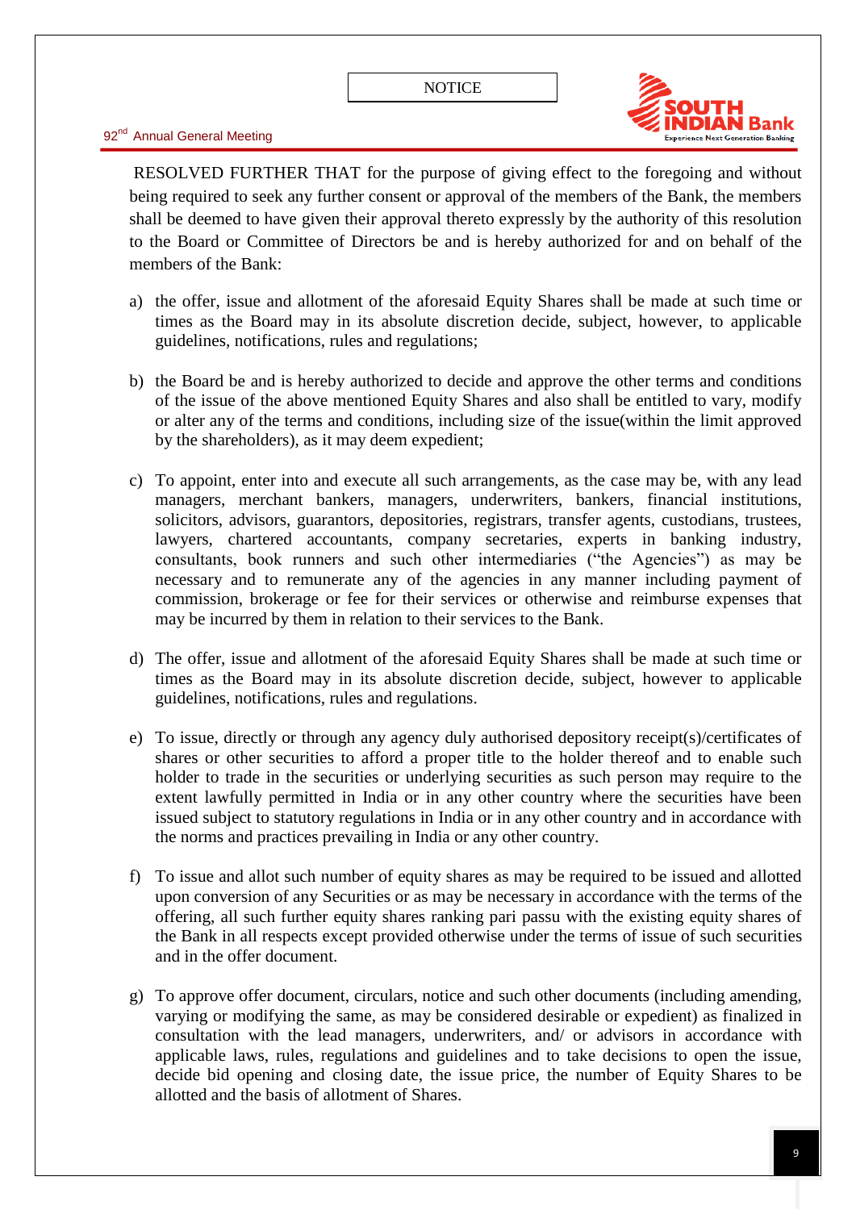RESOLVED FURTHER THAT for the purpose of giving effect to the foregoing and without being required to seek any further consent or approval of the members of the Bank, the members shall be deemed to have given their approval thereto expressly by the authority of this resolution to the Board or Committee of Directors be and is hereby authorized for and on behalf of the members of the Bank:

a) the offer, issue and allotment of the aforesaid Equity Shares shall be made at such time or times as the Board may in its absolute discretion decide, subject, however, to applicable guidelines, notifications, rules and regulations;

b) the Board be and is hereby authorized to decide and approve the other terms and conditions of the issue of the above mentioned Equity Shares and also shall be entitled to vary, modify or alter any of the terms and conditions, including size of the issue(within the limit approved by the shareholders), as it may deem expedient;

c) To appoint, enter into and execute all such arrangements, as the case may be, with any lead managers, merchant bankers, managers, underwriters, bankers, financial institutions, solicitors, advisors, guarantors, depositories, registrars, transfer agents, custodians, trustees, lawyers, chartered accountants, company secretaries, experts in banking industry, consultants, book runners and such other intermediaries ("the Agencies") as may be necessary and to remunerate any of the agencies in any manner including payment of commission, brokerage or fee for their services or otherwise and reimburse expenses that may be incurred by them in relation to their services to the Bank.

d) The offer, issue and allotment of the aforesaid Equity Shares shall be made at such time or times as the Board may in its absolute discretion decide, subject, however to applicable guidelines, notifications, rules and regulations.

e) To issue, directly or through any agency duly authorised depository receipt(s)/certificates of shares or other securities to afford a proper title to the holder thereof and to enable such holder to trade in the securities or underlying securities as such person may require to the extent lawfully permitted in India or in any other country where the securities have been issued subject to statutory regulations in India or in any other country and in accordance with the norms and practices prevailing in India or any other country.

f) To issue and allot such number of equity shares as may be required to be issued and allotted upon conversion of any Securities or as may be necessary in accordance with the terms of the offering, all such further equity shares ranking pari passu with the existing equity shares of the Bank in all respects except provided otherwise under the terms of issue of such securities and in the offer document.

g) To approve offer document, circulars, notice and such other documents (including amending, varying or modifying the same, as may be considered desirable or expedient) as finalized in consultation with the lead managers, underwriters, and/ or advisors in accordance with applicable laws, rules, regulations and guidelines and to take decisions to open the issue, decide bid opening and closing date, the issue price, the number of Equity Shares to be allotted and the basis of allotment of Shares.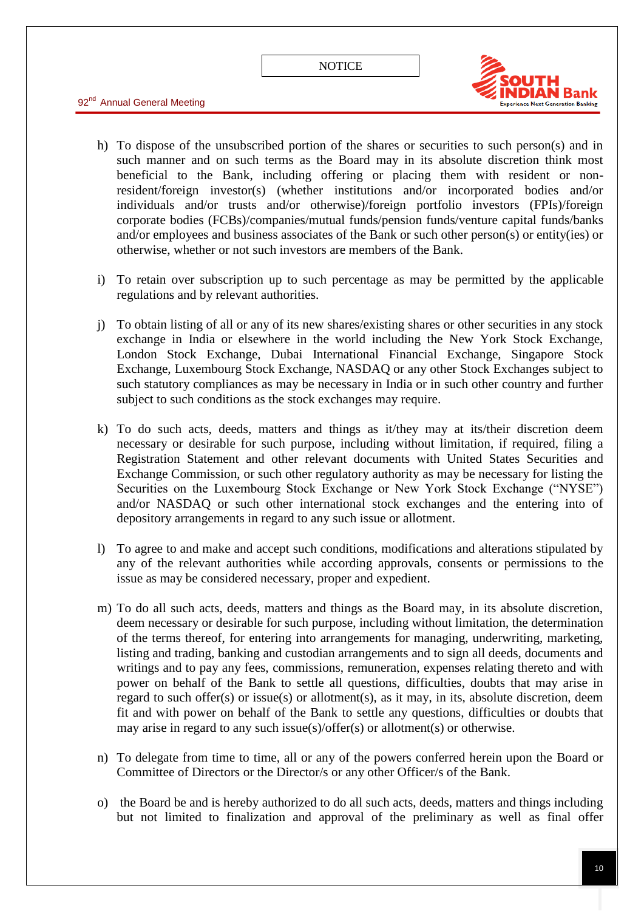h) To dispose of the unsubscribed portion of the shares or securities to such person(s) and in such manner and on such terms as the Board may in its absolute discretion think most beneficial to the Bank, including offering or placing them with resident or non-resident/foreign investor(s) (whether institutions and/or incorporated bodies and/or individuals and/or trusts and/or otherwise)/foreign portfolio investors (FPIs)/foreign corporate bodies (FCBs)/companies/mutual funds/pension funds/venture capital funds/banks and/or employees and business associates of the Bank or such other person(s) or entity(ies) or otherwise, whether or not such investors are members of the Bank.

i) To retain over subscription up to such percentage as may be permitted by the applicable regulations and by relevant authorities.

j) To obtain listing of all or any of its new shares/existing shares or other securities in any stock exchange in India or elsewhere in the world including the New York Stock Exchange, London Stock Exchange, Dubai International Financial Exchange, Singapore Stock Exchange, Luxembourg Stock Exchange, NASDAQ or any other Stock Exchanges subject to such statutory compliances as may be necessary in India or in such other country and further subject to such conditions as the stock exchanges may require.

k) To do such acts, deeds, matters and things as it/they may at its/their discretion deem necessary or desirable for such purpose, including without limitation, if required, filing a Registration Statement and other relevant documents with United States Securities and Exchange Commission, or such other regulatory authority as may be necessary for listing the Securities on the Luxembourg Stock Exchange or New York Stock Exchange ("NYSE") and/or NASDAQ or such other international stock exchanges and the entering into of depository arrangements in regard to any such issue or allotment.

l) To agree to and make and accept such conditions, modifications and alterations stipulated by any of the relevant authorities while according approvals, consents or permissions to the issue as may be considered necessary, proper and expedient.

m) To do all such acts, deeds, matters and things as the Board may, in its absolute discretion, deem necessary or desirable for such purpose, including without limitation, the determination of the terms thereof, for entering into arrangements for managing, underwriting, marketing, listing and trading, banking and custodian arrangements and to sign all deeds, documents and writings and to pay any fees, commissions, remuneration, expenses relating thereto and with power on behalf of the Bank to settle all questions, difficulties, doubts that may arise in regard to such offer(s) or issue(s) or allotment(s), as it may, in its, absolute discretion, deem fit and with power on behalf of the Bank to settle any questions, difficulties or doubts that may arise in regard to any such issue(s)/offer(s) or allotment(s) or otherwise.

n) To delegate from time to time, all or any of the powers conferred herein upon the Board or Committee of Directors or the Director/s or any other Officer/s of the Bank.

o) the Board be and is hereby authorized to do all such acts, deeds, matters and things including but not limited to finalization and approval of the preliminary as well as final offer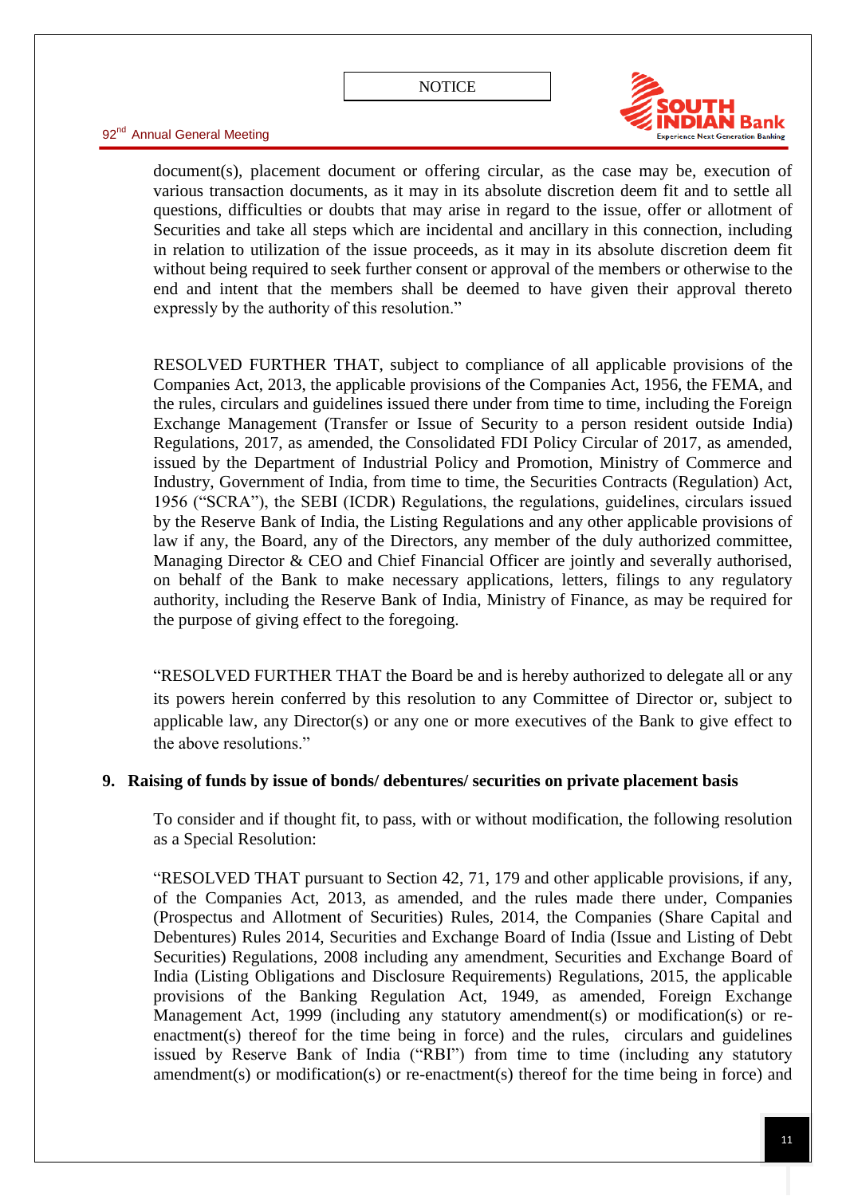document(s), placement document or offering circular, as the case may be, execution of various transaction documents, as it may in its absolute discretion deem fit and to settle all questions, difficulties or doubts that may arise in regard to the issue, offer or allotment of Securities and take all steps which are incidental and ancillary in this connection, including in relation to utilization of the issue proceeds, as it may in its absolute discretion deem fit without being required to seek further consent or approval of the members or otherwise to the end and intent that the members shall be deemed to have given their approval thereto expressly by the authority of this resolution."

RESOLVED FURTHER THAT, subject to compliance of all applicable provisions of the Companies Act, 2013, the applicable provisions of the Companies Act, 1956, the FEMA, and the rules, circulars and guidelines issued there under from time to time, including the Foreign Exchange Management (Transfer or Issue of Security to a person resident outside India) Regulations, 2017, as amended, the Consolidated FDI Policy Circular of 2017, as amended, issued by the Department of Industrial Policy and Promotion, Ministry of Commerce and Industry, Government of India, from time to time, the Securities Contracts (Regulation) Act, 1956 ("SCRA"), the SEBI (ICDR) Regulations, the regulations, guidelines, circulars issued by the Reserve Bank of India, the Listing Regulations and any other applicable provisions of law if any, the Board, any of the Directors, any member of the duly authorized committee, Managing Director & CEO and Chief Financial Officer are jointly and severally authorised, on behalf of the Bank to make necessary applications, letters, filings to any regulatory authority, including the Reserve Bank of India, Ministry of Finance, as may be required for the purpose of giving effect to the foregoing.

"RESOLVED FURTHER THAT the Board be and is hereby authorized to delegate all or any its powers herein conferred by this resolution to any Committee of Director or, subject to applicable law, any Director(s) or any one or more executives of the Bank to give effect to the above resolutions."

**9. Raising of funds by issue of bonds/ debentures/ securities on private placement basis**

To consider and if thought fit, to pass, with or without modification, the following resolution as a Special Resolution:

"RESOLVED THAT pursuant to Section 42, 71, 179 and other applicable provisions, if any, of the Companies Act, 2013, as amended, and the rules made there under, Companies (Prospectus and Allotment of Securities) Rules, 2014, the Companies (Share Capital and Debentures) Rules 2014, Securities and Exchange Board of India (Issue and Listing of Debt Securities) Regulations, 2008 including any amendment, Securities and Exchange Board of India (Listing Obligations and Disclosure Requirements) Regulations, 2015, the applicable provisions of the Banking Regulation Act, 1949, as amended, Foreign Exchange Management Act, 1999 (including any statutory amendment(s) or modification(s) or re-enactment(s) thereof for the time being in force) and the rules, circulars and guidelines issued by Reserve Bank of India ("RBI") from time to time (including any statutory amendment(s) or modification(s) or re-enactment(s) thereof for the time being in force) and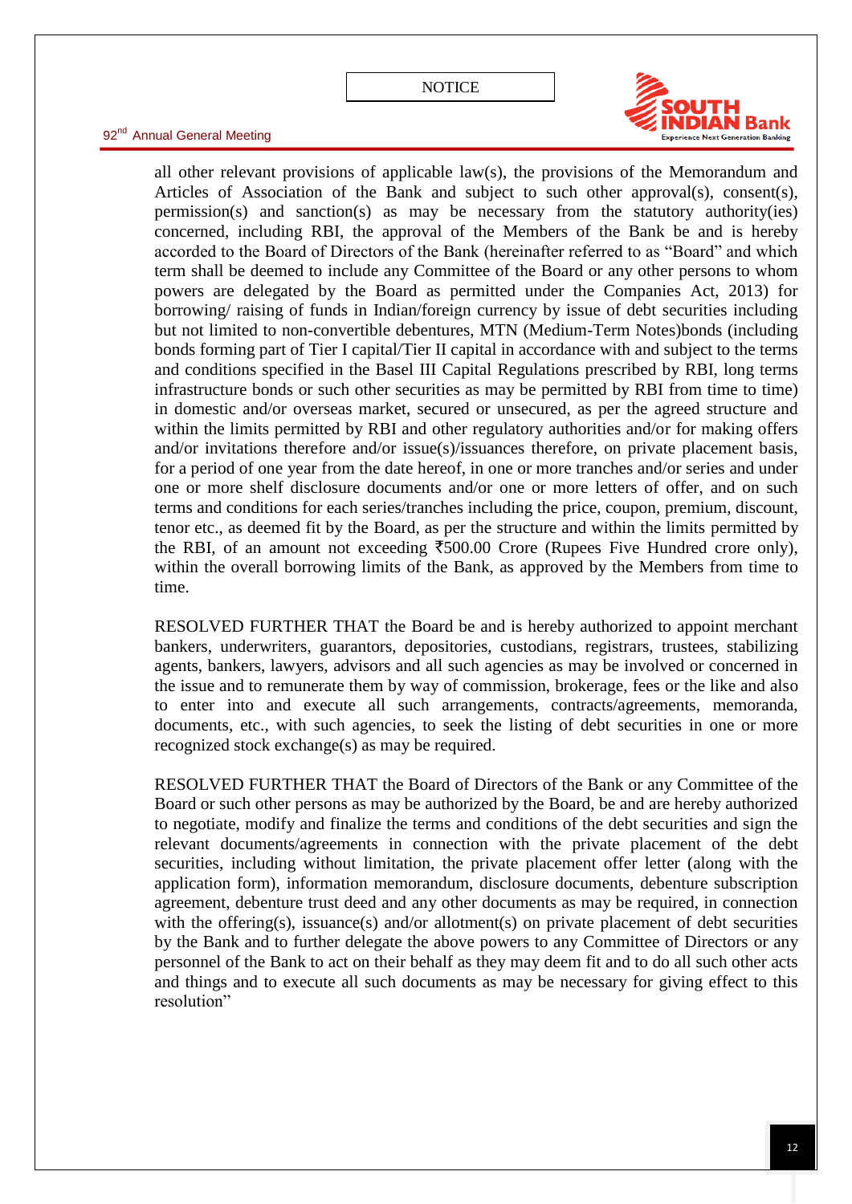all other relevant provisions of applicable law(s), the provisions of the Memorandum and Articles of Association of the Bank and subject to such other approval(s), consent(s), permission(s) and sanction(s) as may be necessary from the statutory authority(ies) concerned, including RBI, the approval of the Members of the Bank be and is hereby accorded to the Board of Directors of the Bank (hereinafter referred to as "Board" and which term shall be deemed to include any Committee of the Board or any other persons to whom powers are delegated by the Board as permitted under the Companies Act, 2013) for borrowing/ raising of funds in Indian/foreign currency by issue of debt securities including but not limited to non-convertible debentures, MTN (Medium-Term Notes)bonds (including bonds forming part of Tier I capital/Tier II capital in accordance with and subject to the terms and conditions specified in the Basel III Capital Regulations prescribed by RBI, long terms infrastructure bonds or such other securities as may be permitted by RBI from time to time) in domestic and/or overseas market, secured or unsecured, as per the agreed structure and within the limits permitted by RBI and other regulatory authorities and/or for making offers and/or invitations therefore and/or issue(s)/issuances therefore, on private placement basis, for a period of one year from the date hereof, in one or more tranches and/or series and under one or more shelf disclosure documents and/or one or more letters of offer, and on such terms and conditions for each series/tranches including the price, coupon, premium, discount, tenor etc., as deemed fit by the Board, as per the structure and within the limits permitted by the RBI, of an amount not exceeding ₹500.00 Crore (Rupees Five Hundred crore only), within the overall borrowing limits of the Bank, as approved by the Members from time to time.

RESOLVED FURTHER THAT the Board be and is hereby authorized to appoint merchant bankers, underwriters, guarantors, depositories, custodians, registrars, trustees, stabilizing agents, bankers, lawyers, advisors and all such agencies as may be involved or concerned in the issue and to remunerate them by way of commission, brokerage, fees or the like and also to enter into and execute all such arrangements, contracts/agreements, memoranda, documents, etc., with such agencies, to seek the listing of debt securities in one or more recognized stock exchange(s) as may be required.

RESOLVED FURTHER THAT the Board of Directors of the Bank or any Committee of the Board or such other persons as may be authorized by the Board, be and are hereby authorized to negotiate, modify and finalize the terms and conditions of the debt securities and sign the relevant documents/agreements in connection with the private placement of the debt securities, including without limitation, the private placement offer letter (along with the application form), information memorandum, disclosure documents, debenture subscription agreement, debenture trust deed and any other documents as may be required, in connection with the offering(s), issuance(s) and/or allotment(s) on private placement of debt securities by the Bank and to further delegate the above powers to any Committee of Directors or any personnel of the Bank to act on their behalf as they may deem fit and to do all such other acts and things and to execute all such documents as may be necessary for giving effect to this resolution"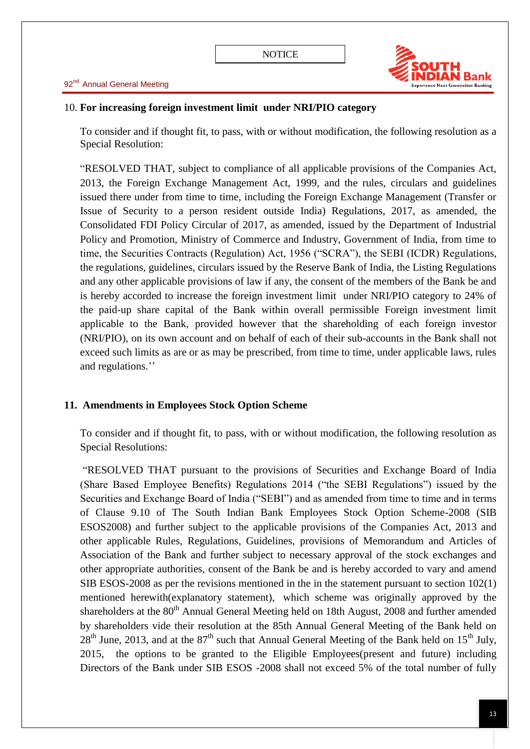10. **For increasing foreign investment limit under NRI/PIO category**

To consider and if thought fit, to pass, with or without modification, the following resolution as a Special Resolution:

"RESOLVED THAT, subject to compliance of all applicable provisions of the Companies Act, 2013, the Foreign Exchange Management Act, 1999, and the rules, circulars and guidelines issued there under from time to time, including the Foreign Exchange Management (Transfer or Issue of Security to a person resident outside India) Regulations, 2017, as amended, the Consolidated FDI Policy Circular of 2017, as amended, issued by the Department of Industrial Policy and Promotion, Ministry of Commerce and Industry, Government of India, from time to time, the Securities Contracts (Regulation) Act, 1956 ("SCRA"), the SEBI (ICDR) Regulations, the regulations, guidelines, circulars issued by the Reserve Bank of India, the Listing Regulations and any other applicable provisions of law if any, the consent of the members of the Bank be and is hereby accorded to increase the foreign investment limit under NRI/PIO category to 24% of the paid-up share capital of the Bank within overall permissible Foreign investment limit applicable to the Bank, provided however that the shareholding of each foreign investor (NRI/PIO), on its own account and on behalf of each of their sub-accounts in the Bank shall not exceed such limits as are or as may be prescribed, from time to time, under applicable laws, rules and regulations.''

**11. Amendments in Employees Stock Option Scheme**

To consider and if thought fit, to pass, with or without modification, the following resolution as Special Resolutions:

"RESOLVED THAT pursuant to the provisions of Securities and Exchange Board of India (Share Based Employee Benefits) Regulations 2014 ("the SEBI Regulations") issued by the Securities and Exchange Board of India ("SEBI") and as amended from time to time and in terms of Clause 9.10 of The South Indian Bank Employees Stock Option Scheme-2008 (SIB ESOS2008) and further subject to the applicable provisions of the Companies Act, 2013 and other applicable Rules, Regulations, Guidelines, provisions of Memorandum and Articles of Association of the Bank and further subject to necessary approval of the stock exchanges and other appropriate authorities, consent of the Bank be and is hereby accorded to vary and amend SIB ESOS-2008 as per the revisions mentioned in the in the statement pursuant to section 102(1) mentioned herewith(explanatory statement), which scheme was originally approved by the shareholders at the 80th Annual General Meeting held on 18th August, 2008 and further amended by shareholders vide their resolution at the 85th Annual General Meeting of the Bank held on 28th June, 2013, and at the 87th such that Annual General Meeting of the Bank held on 15th July, 2015, the options to be granted to the Eligible Employees(present and future) including Directors of the Bank under SIB ESOS -2008 shall not exceed 5% of the total number of fully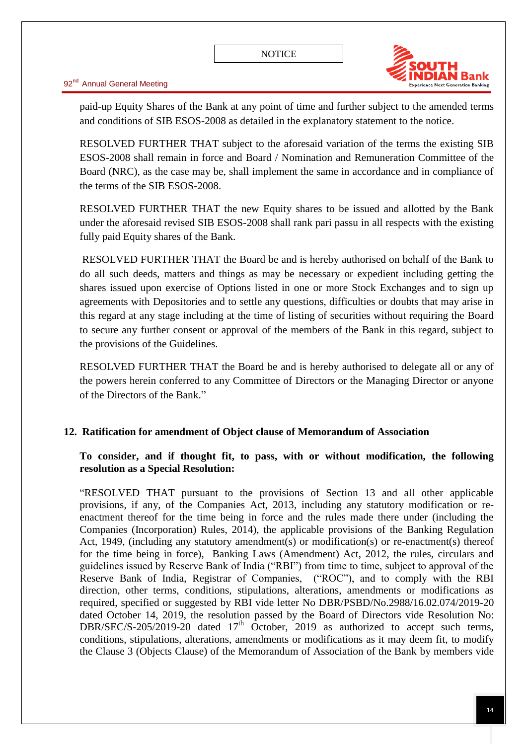paid-up Equity Shares of the Bank at any point of time and further subject to the amended terms and conditions of SIB ESOS-2008 as detailed in the explanatory statement to the notice.

RESOLVED FURTHER THAT subject to the aforesaid variation of the terms the existing SIB ESOS-2008 shall remain in force and Board / Nomination and Remuneration Committee of the Board (NRC), as the case may be, shall implement the same in accordance and in compliance of the terms of the SIB ESOS-2008.

RESOLVED FURTHER THAT the new Equity shares to be issued and allotted by the Bank under the aforesaid revised SIB ESOS-2008 shall rank pari passu in all respects with the existing fully paid Equity shares of the Bank.

RESOLVED FURTHER THAT the Board be and is hereby authorised on behalf of the Bank to do all such deeds, matters and things as may be necessary or expedient including getting the shares issued upon exercise of Options listed in one or more Stock Exchanges and to sign up agreements with Depositories and to settle any questions, difficulties or doubts that may arise in this regard at any stage including at the time of listing of securities without requiring the Board to secure any further consent or approval of the members of the Bank in this regard, subject to the provisions of the Guidelines.

RESOLVED FURTHER THAT the Board be and is hereby authorised to delegate all or any of the powers herein conferred to any Committee of Directors or the Managing Director or anyone of the Directors of the Bank."

## 12. Ratification for amendment of Object clause of Memorandum of Association

**To consider, and if thought fit, to pass, with or without modification, the following resolution as a Special Resolution:**

"RESOLVED THAT pursuant to the provisions of Section 13 and all other applicable provisions, if any, of the Companies Act, 2013, including any statutory modification or re-enactment thereof for the time being in force and the rules made there under (including the Companies (Incorporation) Rules, 2014), the applicable provisions of the Banking Regulation Act, 1949, (including any statutory amendment(s) or modification(s) or re-enactment(s) thereof for the time being in force), Banking Laws (Amendment) Act, 2012, the rules, circulars and guidelines issued by Reserve Bank of India ("RBI") from time to time, subject to approval of the Reserve Bank of India, Registrar of Companies, ("ROC"), and to comply with the RBI direction, other terms, conditions, stipulations, alterations, amendments or modifications as required, specified or suggested by RBI vide letter No DBR/PSBD/No.2988/16.02.074/2019-20 dated October 14, 2019, the resolution passed by the Board of Directors vide Resolution No: DBR/SEC/S-205/2019-20 dated 17th October, 2019 as authorized to accept such terms, conditions, stipulations, alterations, amendments or modifications as it may deem fit, to modify the Clause 3 (Objects Clause) of the Memorandum of Association of the Bank by members vide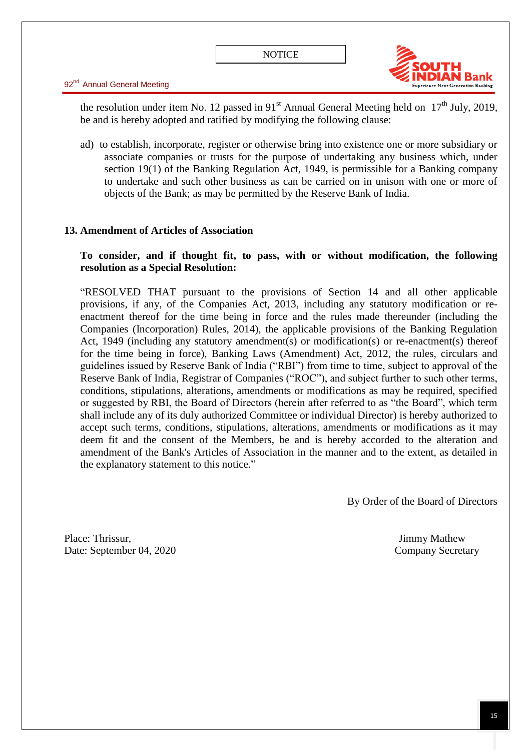the resolution under item No. 12 passed in 91st Annual General Meeting held on 17th July, 2019, be and is hereby adopted and ratified by modifying the following clause:

ad) to establish, incorporate, register or otherwise bring into existence one or more subsidiary or associate companies or trusts for the purpose of undertaking any business which, under section 19(1) of the Banking Regulation Act, 1949, is permissible for a Banking company to undertake and such other business as can be carried on in unison with one or more of objects of the Bank; as may be permitted by the Reserve Bank of India.

**13. Amendment of Articles of Association**

**To consider, and if thought fit, to pass, with or without modification, the following resolution as a Special Resolution:**

"RESOLVED THAT pursuant to the provisions of Section 14 and all other applicable provisions, if any, of the Companies Act, 2013, including any statutory modification or re-enactment thereof for the time being in force and the rules made thereunder (including the Companies (Incorporation) Rules, 2014), the applicable provisions of the Banking Regulation Act, 1949 (including any statutory amendment(s) or modification(s) or re-enactment(s) thereof for the time being in force), Banking Laws (Amendment) Act, 2012, the rules, circulars and guidelines issued by Reserve Bank of India ("RBI") from time to time, subject to approval of the Reserve Bank of India, Registrar of Companies ("ROC"), and subject further to such other terms, conditions, stipulations, alterations, amendments or modifications as may be required, specified or suggested by RBI, the Board of Directors (herein after referred to as "the Board", which term shall include any of its duly authorized Committee or individual Director) is hereby authorized to accept such terms, conditions, stipulations, alterations, amendments or modifications as it may deem fit and the consent of the Members, be and is hereby accorded to the alteration and amendment of the Bank's Articles of Association in the manner and to the extent, as detailed in the explanatory statement to this notice."

By Order of the Board of Directors

Place: Thrissur,
Date: September 04, 2020

Jimmy Mathew
Company Secretary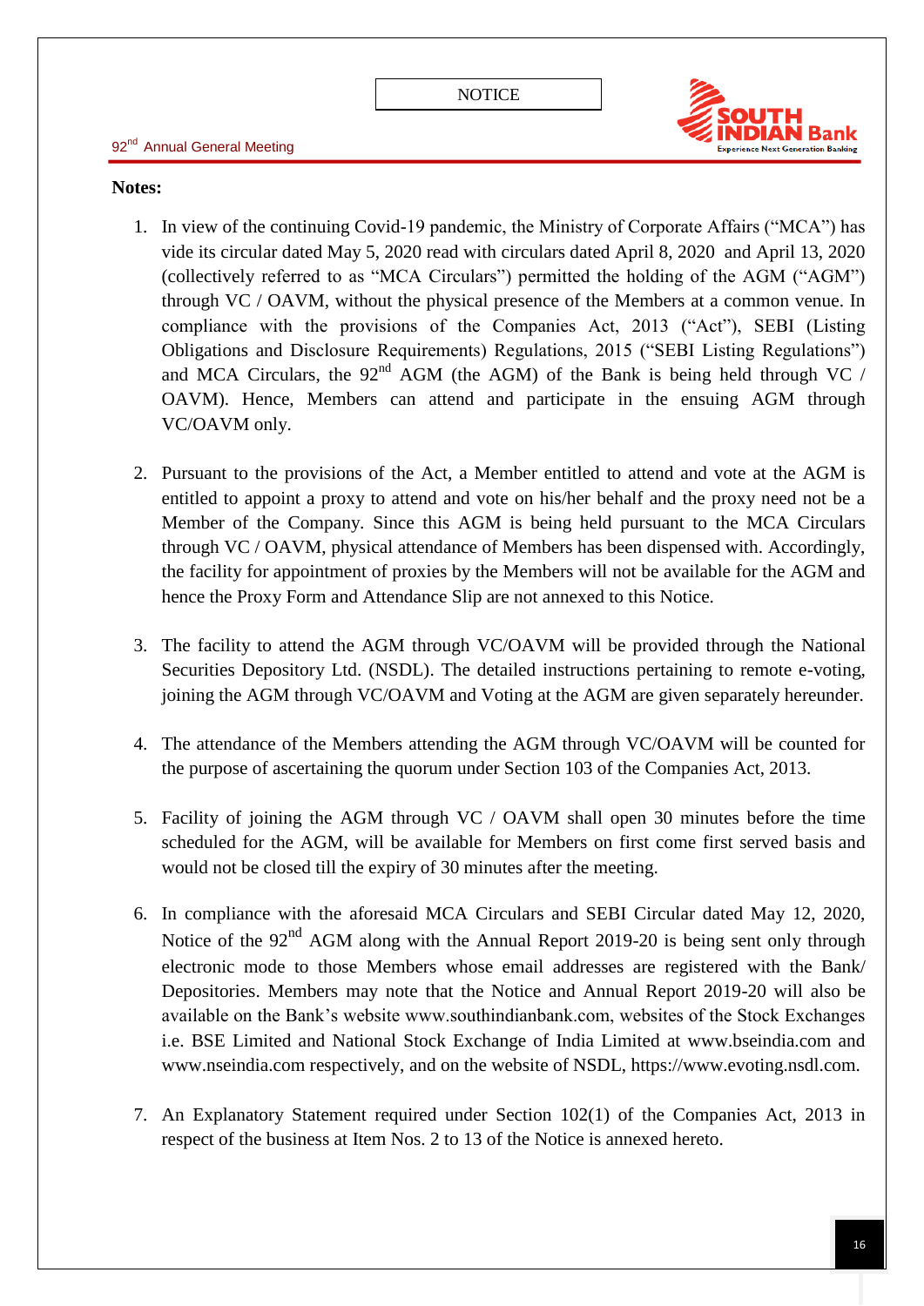**Notes:**

1. In view of the continuing Covid-19 pandemic, the Ministry of Corporate Affairs ("MCA") has vide its circular dated May 5, 2020 read with circulars dated April 8, 2020 and April 13, 2020 (collectively referred to as "MCA Circulars") permitted the holding of the AGM ("AGM") through VC / OAVM, without the physical presence of the Members at a common venue. In compliance with the provisions of the Companies Act, 2013 ("Act"), SEBI (Listing Obligations and Disclosure Requirements) Regulations, 2015 ("SEBI Listing Regulations") and MCA Circulars, the 92nd AGM (the AGM) of the Bank is being held through VC / OAVM). Hence, Members can attend and participate in the ensuing AGM through VC/OAVM only.

2. Pursuant to the provisions of the Act, a Member entitled to attend and vote at the AGM is entitled to appoint a proxy to attend and vote on his/her behalf and the proxy need not be a Member of the Company. Since this AGM is being held pursuant to the MCA Circulars through VC / OAVM, physical attendance of Members has been dispensed with. Accordingly, the facility for appointment of proxies by the Members will not be available for the AGM and hence the Proxy Form and Attendance Slip are not annexed to this Notice.

3. The facility to attend the AGM through VC/OAVM will be provided through the National Securities Depository Ltd. (NSDL). The detailed instructions pertaining to remote e-voting, joining the AGM through VC/OAVM and Voting at the AGM are given separately hereunder.

4. The attendance of the Members attending the AGM through VC/OAVM will be counted for the purpose of ascertaining the quorum under Section 103 of the Companies Act, 2013.

5. Facility of joining the AGM through VC / OAVM shall open 30 minutes before the time scheduled for the AGM, will be available for Members on first come first served basis and would not be closed till the expiry of 30 minutes after the meeting.

6. In compliance with the aforesaid MCA Circulars and SEBI Circular dated May 12, 2020, Notice of the 92nd AGM along with the Annual Report 2019-20 is being sent only through electronic mode to those Members whose email addresses are registered with the Bank/ Depositories. Members may note that the Notice and Annual Report 2019-20 will also be available on the Bank's website www.southindianbank.com, websites of the Stock Exchanges i.e. BSE Limited and National Stock Exchange of India Limited at www.bseindia.com and www.nseindia.com respectively, and on the website of NSDL, https://www.evoting.nsdl.com.

7. An Explanatory Statement required under Section 102(1) of the Companies Act, 2013 in respect of the business at Item Nos. 2 to 13 of the Notice is annexed hereto.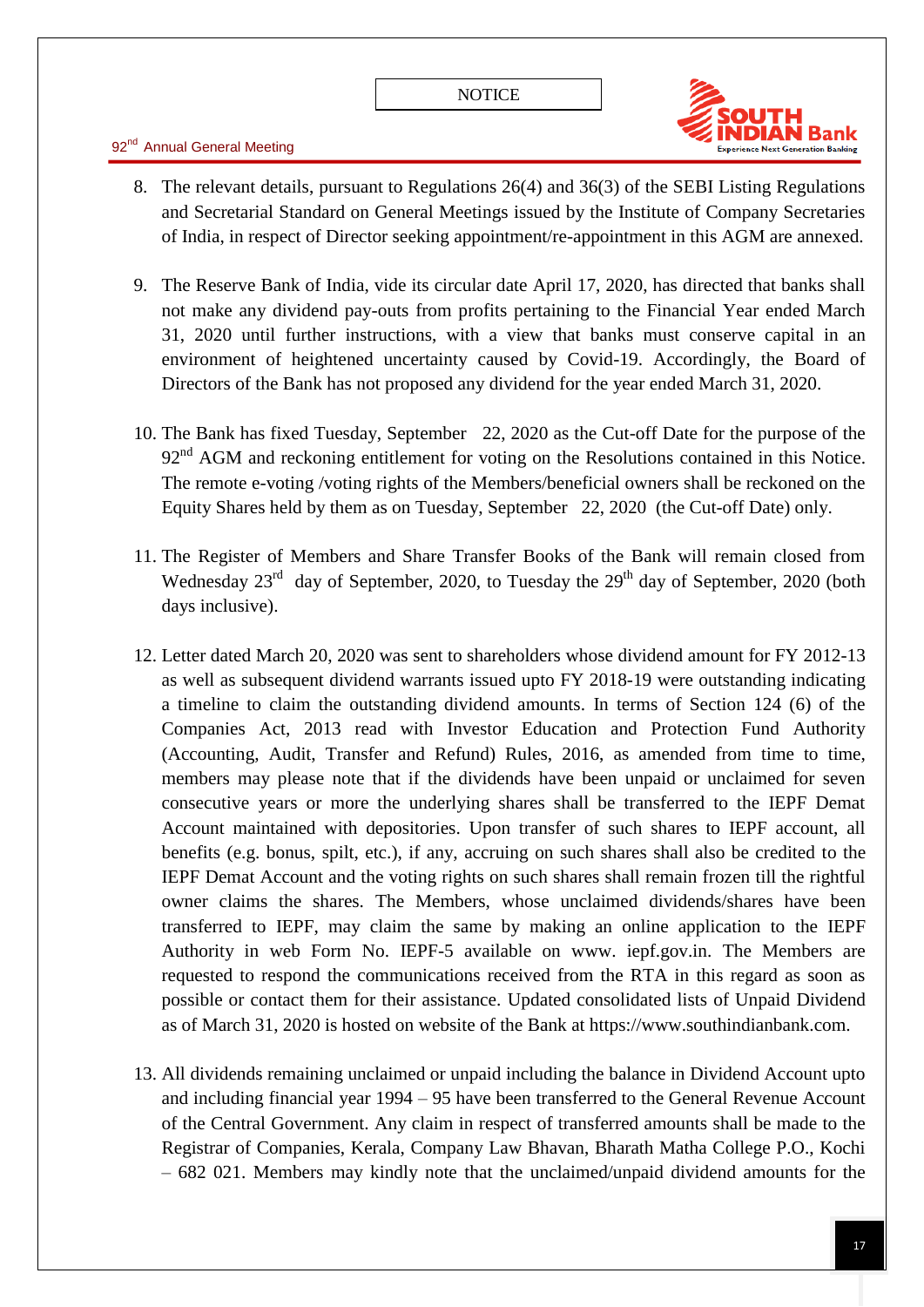8. The relevant details, pursuant to Regulations 26(4) and 36(3) of the SEBI Listing Regulations and Secretarial Standard on General Meetings issued by the Institute of Company Secretaries of India, in respect of Director seeking appointment/re-appointment in this AGM are annexed.

9. The Reserve Bank of India, vide its circular date April 17, 2020, has directed that banks shall not make any dividend pay-outs from profits pertaining to the Financial Year ended March 31, 2020 until further instructions, with a view that banks must conserve capital in an environment of heightened uncertainty caused by Covid-19. Accordingly, the Board of Directors of the Bank has not proposed any dividend for the year ended March 31, 2020.

10. The Bank has fixed Tuesday, September 22, 2020 as the Cut-off Date for the purpose of the 92nd AGM and reckoning entitlement for voting on the Resolutions contained in this Notice. The remote e-voting /voting rights of the Members/beneficial owners shall be reckoned on the Equity Shares held by them as on Tuesday, September 22, 2020 (the Cut-off Date) only.

11. The Register of Members and Share Transfer Books of the Bank will remain closed from Wednesday 23rd day of September, 2020, to Tuesday the 29th day of September, 2020 (both days inclusive).

12. Letter dated March 20, 2020 was sent to shareholders whose dividend amount for FY 2012-13 as well as subsequent dividend warrants issued upto FY 2018-19 were outstanding indicating a timeline to claim the outstanding dividend amounts. In terms of Section 124 (6) of the Companies Act, 2013 read with Investor Education and Protection Fund Authority (Accounting, Audit, Transfer and Refund) Rules, 2016, as amended from time to time, members may please note that if the dividends have been unpaid or unclaimed for seven consecutive years or more the underlying shares shall be transferred to the IEPF Demat Account maintained with depositories. Upon transfer of such shares to IEPF account, all benefits (e.g. bonus, spilt, etc.), if any, accruing on such shares shall also be credited to the IEPF Demat Account and the voting rights on such shares shall remain frozen till the rightful owner claims the shares. The Members, whose unclaimed dividends/shares have been transferred to IEPF, may claim the same by making an online application to the IEPF Authority in web Form No. IEPF-5 available on www. iepf.gov.in. The Members are requested to respond the communications received from the RTA in this regard as soon as possible or contact them for their assistance. Updated consolidated lists of Unpaid Dividend as of March 31, 2020 is hosted on website of the Bank at https://www.southindianbank.com.

13. All dividends remaining unclaimed or unpaid including the balance in Dividend Account upto and including financial year 1994 – 95 have been transferred to the General Revenue Account of the Central Government. Any claim in respect of transferred amounts shall be made to the Registrar of Companies, Kerala, Company Law Bhavan, Bharath Matha College P.O., Kochi – 682 021. Members may kindly note that the unclaimed/unpaid dividend amounts for the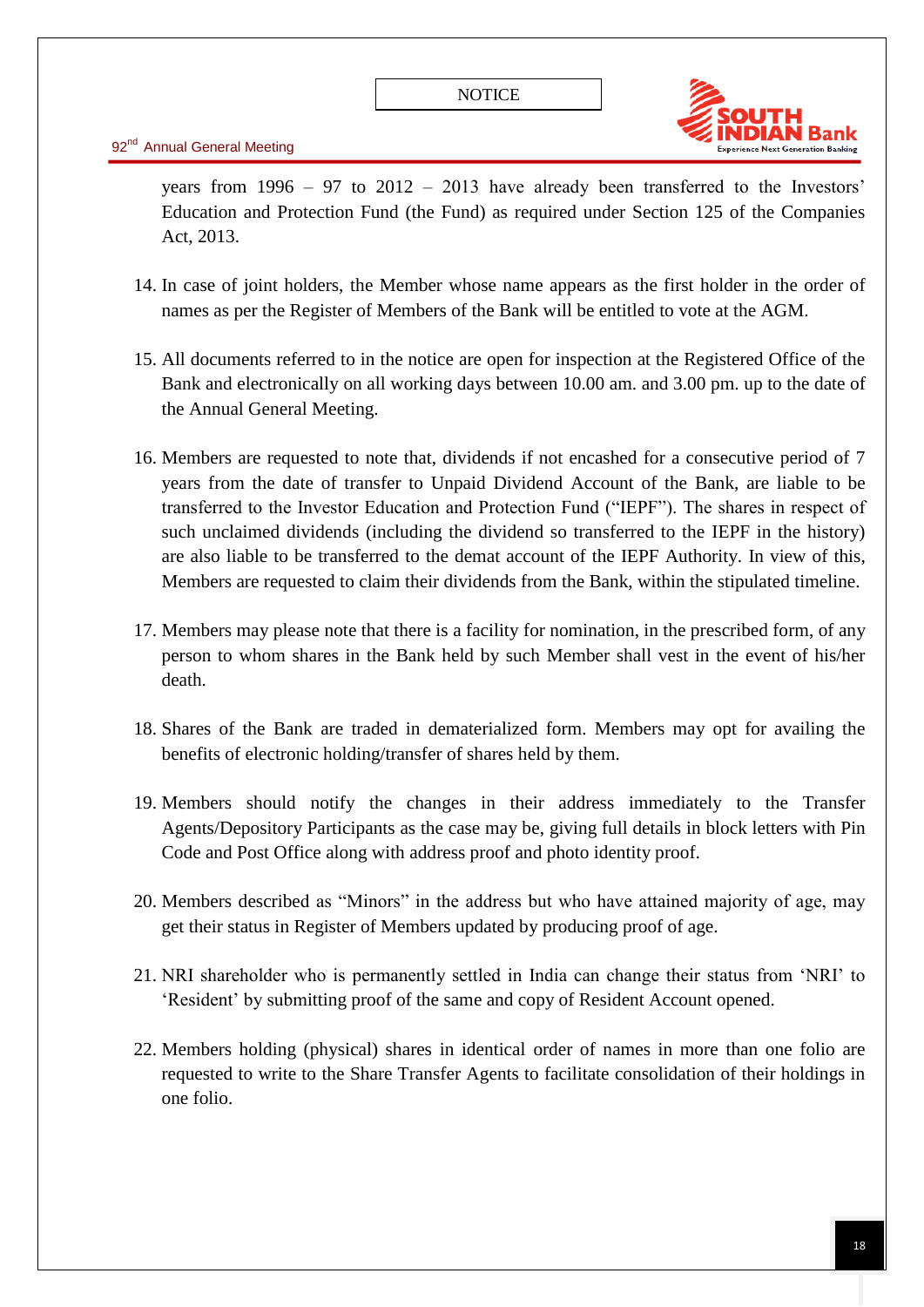years from 1996 – 97 to 2012 – 2013 have already been transferred to the Investors' Education and Protection Fund (the Fund) as required under Section 125 of the Companies Act, 2013.

14. In case of joint holders, the Member whose name appears as the first holder in the order of names as per the Register of Members of the Bank will be entitled to vote at the AGM.

15. All documents referred to in the notice are open for inspection at the Registered Office of the Bank and electronically on all working days between 10.00 am. and 3.00 pm. up to the date of the Annual General Meeting.

16. Members are requested to note that, dividends if not encashed for a consecutive period of 7 years from the date of transfer to Unpaid Dividend Account of the Bank, are liable to be transferred to the Investor Education and Protection Fund ("IEPF"). The shares in respect of such unclaimed dividends (including the dividend so transferred to the IEPF in the history) are also liable to be transferred to the demat account of the IEPF Authority. In view of this, Members are requested to claim their dividends from the Bank, within the stipulated timeline.

17. Members may please note that there is a facility for nomination, in the prescribed form, of any person to whom shares in the Bank held by such Member shall vest in the event of his/her death.

18. Shares of the Bank are traded in dematerialized form. Members may opt for availing the benefits of electronic holding/transfer of shares held by them.

19. Members should notify the changes in their address immediately to the Transfer Agents/Depository Participants as the case may be, giving full details in block letters with Pin Code and Post Office along with address proof and photo identity proof.

20. Members described as "Minors" in the address but who have attained majority of age, may get their status in Register of Members updated by producing proof of age.

21. NRI shareholder who is permanently settled in India can change their status from 'NRI' to 'Resident' by submitting proof of the same and copy of Resident Account opened.

22. Members holding (physical) shares in identical order of names in more than one folio are requested to write to the Share Transfer Agents to facilitate consolidation of their holdings in one folio.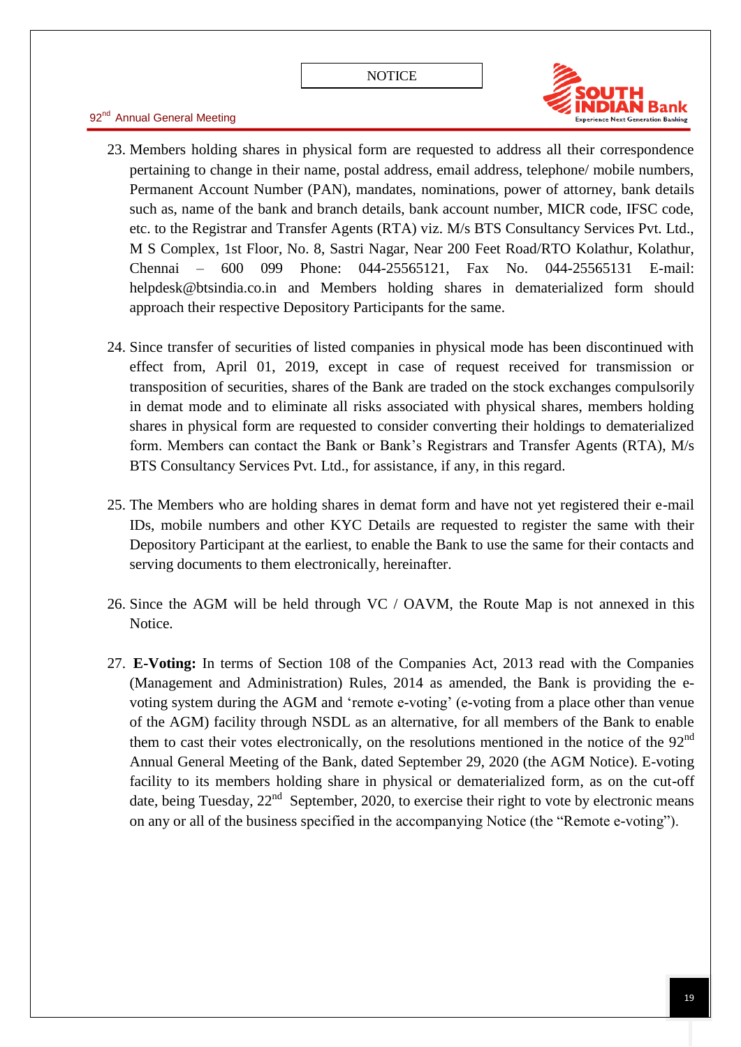23. Members holding shares in physical form are requested to address all their correspondence pertaining to change in their name, postal address, email address, telephone/ mobile numbers, Permanent Account Number (PAN), mandates, nominations, power of attorney, bank details such as, name of the bank and branch details, bank account number, MICR code, IFSC code, etc. to the Registrar and Transfer Agents (RTA) viz. M/s BTS Consultancy Services Pvt. Ltd., M S Complex, 1st Floor, No. 8, Sastri Nagar, Near 200 Feet Road/RTO Kolathur, Kolathur, Chennai – 600 099 Phone: 044-25565121, Fax No. 044-25565131 E-mail: helpdesk@btsindia.co.in and Members holding shares in dematerialized form should approach their respective Depository Participants for the same.

24. Since transfer of securities of listed companies in physical mode has been discontinued with effect from, April 01, 2019, except in case of request received for transmission or transposition of securities, shares of the Bank are traded on the stock exchanges compulsorily in demat mode and to eliminate all risks associated with physical shares, members holding shares in physical form are requested to consider converting their holdings to dematerialized form. Members can contact the Bank or Bank's Registrars and Transfer Agents (RTA), M/s BTS Consultancy Services Pvt. Ltd., for assistance, if any, in this regard.

25. The Members who are holding shares in demat form and have not yet registered their e-mail IDs, mobile numbers and other KYC Details are requested to register the same with their Depository Participant at the earliest, to enable the Bank to use the same for their contacts and serving documents to them electronically, hereinafter.

26. Since the AGM will be held through VC / OAVM, the Route Map is not annexed in this Notice.

27. **E-Voting:** In terms of Section 108 of the Companies Act, 2013 read with the Companies (Management and Administration) Rules, 2014 as amended, the Bank is providing the e-voting system during the AGM and 'remote e-voting' (e-voting from a place other than venue of the AGM) facility through NSDL as an alternative, for all members of the Bank to enable them to cast their votes electronically, on the resolutions mentioned in the notice of the 92nd Annual General Meeting of the Bank, dated September 29, 2020 (the AGM Notice). E-voting facility to its members holding share in physical or dematerialized form, as on the cut-off date, being Tuesday, 22nd September, 2020, to exercise their right to vote by electronic means on any or all of the business specified in the accompanying Notice (the "Remote e-voting").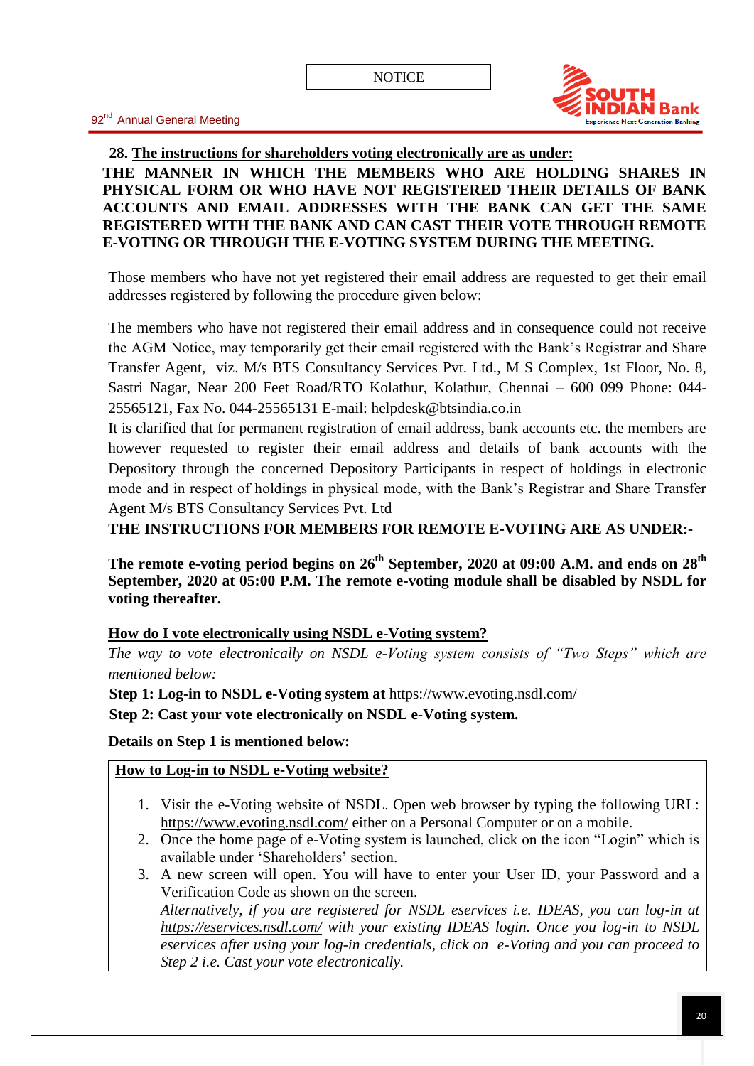**28. The instructions for shareholders voting electronically are as under:**

**THE MANNER IN WHICH THE MEMBERS WHO ARE HOLDING SHARES IN PHYSICAL FORM OR WHO HAVE NOT REGISTERED THEIR DETAILS OF BANK ACCOUNTS AND EMAIL ADDRESSES WITH THE BANK CAN GET THE SAME REGISTERED WITH THE BANK AND CAN CAST THEIR VOTE THROUGH REMOTE E-VOTING OR THROUGH THE E-VOTING SYSTEM DURING THE MEETING.**

Those members who have not yet registered their email address are requested to get their email addresses registered by following the procedure given below:

The members who have not registered their email address and in consequence could not receive the AGM Notice, may temporarily get their email registered with the Bank's Registrar and Share Transfer Agent, viz. M/s BTS Consultancy Services Pvt. Ltd., M S Complex, 1st Floor, No. 8, Sastri Nagar, Near 200 Feet Road/RTO Kolathur, Kolathur, Chennai – 600 099 Phone: 044-25565121, Fax No. 044-25565131 E-mail: helpdesk@btsindia.co.in

It is clarified that for permanent registration of email address, bank accounts etc. the members are however requested to register their email address and details of bank accounts with the Depository through the concerned Depository Participants in respect of holdings in electronic mode and in respect of holdings in physical mode, with the Bank's Registrar and Share Transfer Agent M/s BTS Consultancy Services Pvt. Ltd

**THE INSTRUCTIONS FOR MEMBERS FOR REMOTE E-VOTING ARE AS UNDER:-**

**The remote e-voting period begins on 26th September, 2020 at 09:00 A.M. and ends on 28th September, 2020 at 05:00 P.M. The remote e-voting module shall be disabled by NSDL for voting thereafter.**

**How do I vote electronically using NSDL e-Voting system?**

*The way to vote electronically on NSDL e-Voting system consists of "Two Steps" which are mentioned below:*

**Step 1: Log-in to NSDL e-Voting system at** https://www.evoting.nsdl.com/

**Step 2: Cast your vote electronically on NSDL e-Voting system.**

**Details on Step 1 is mentioned below:**

**How to Log-in to NSDL e-Voting website?**

1. Visit the e-Voting website of NSDL. Open web browser by typing the following URL: https://www.evoting.nsdl.com/ either on a Personal Computer or on a mobile.
2. Once the home page of e-Voting system is launched, click on the icon "Login" which is available under 'Shareholders' section.
3. A new screen will open. You will have to enter your User ID, your Password and a Verification Code as shown on the screen.
   *Alternatively, if you are registered for NSDL eservices i.e. IDEAS, you can log-in at https://eservices.nsdl.com/ with your existing IDEAS login. Once you log-in to NSDL eservices after using your log-in credentials, click on e-Voting and you can proceed to Step 2 i.e. Cast your vote electronically.*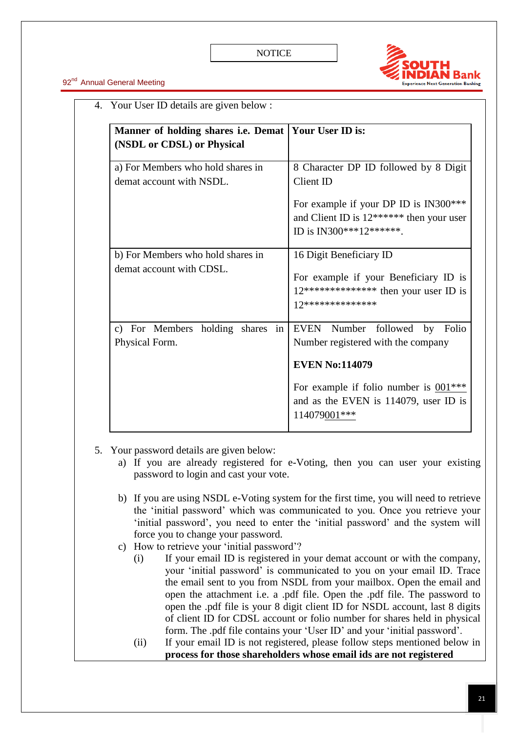4. Your User ID details are given below :

| Manner of holding shares i.e. Demat (NSDL or CDSL) or Physical | Your User ID is: |
|---|---|
| a) For Members who hold shares in demat account with NSDL. | 8 Character DP ID followed by 8 Digit Client ID<br><br>For example if your DP ID is IN300*** and Client ID is 12****** then your user ID is IN300***12******. |
| b) For Members who hold shares in demat account with CDSL. | 16 Digit Beneficiary ID<br><br>For example if your Beneficiary ID is 12************** then your user ID is 12************** |
| c) For Members holding shares in Physical Form. | EVEN Number followed by Folio Number registered with the company<br><br>**EVEN No:114079**<br><br>For example if folio number is 001*** and as the EVEN is 114079, user ID is 114079001*** |

5. Your password details are given below:
   a) If you are already registered for e-Voting, then you can user your existing password to login and cast your vote.

   b) If you are using NSDL e-Voting system for the first time, you will need to retrieve the 'initial password' which was communicated to you. Once you retrieve your 'initial password', you need to enter the 'initial password' and the system will force you to change your password.

   c) How to retrieve your 'initial password'?
      (i) If your email ID is registered in your demat account or with the company, your 'initial password' is communicated to you on your email ID. Trace the email sent to you from NSDL from your mailbox. Open the email and open the attachment i.e. a .pdf file. Open the .pdf file. The password to open the .pdf file is your 8 digit client ID for NSDL account, last 8 digits of client ID for CDSL account or folio number for shares held in physical form. The .pdf file contains your 'User ID' and your 'initial password'.
      (ii) If your email ID is not registered, please follow steps mentioned below in **process for those shareholders whose email ids are not registered**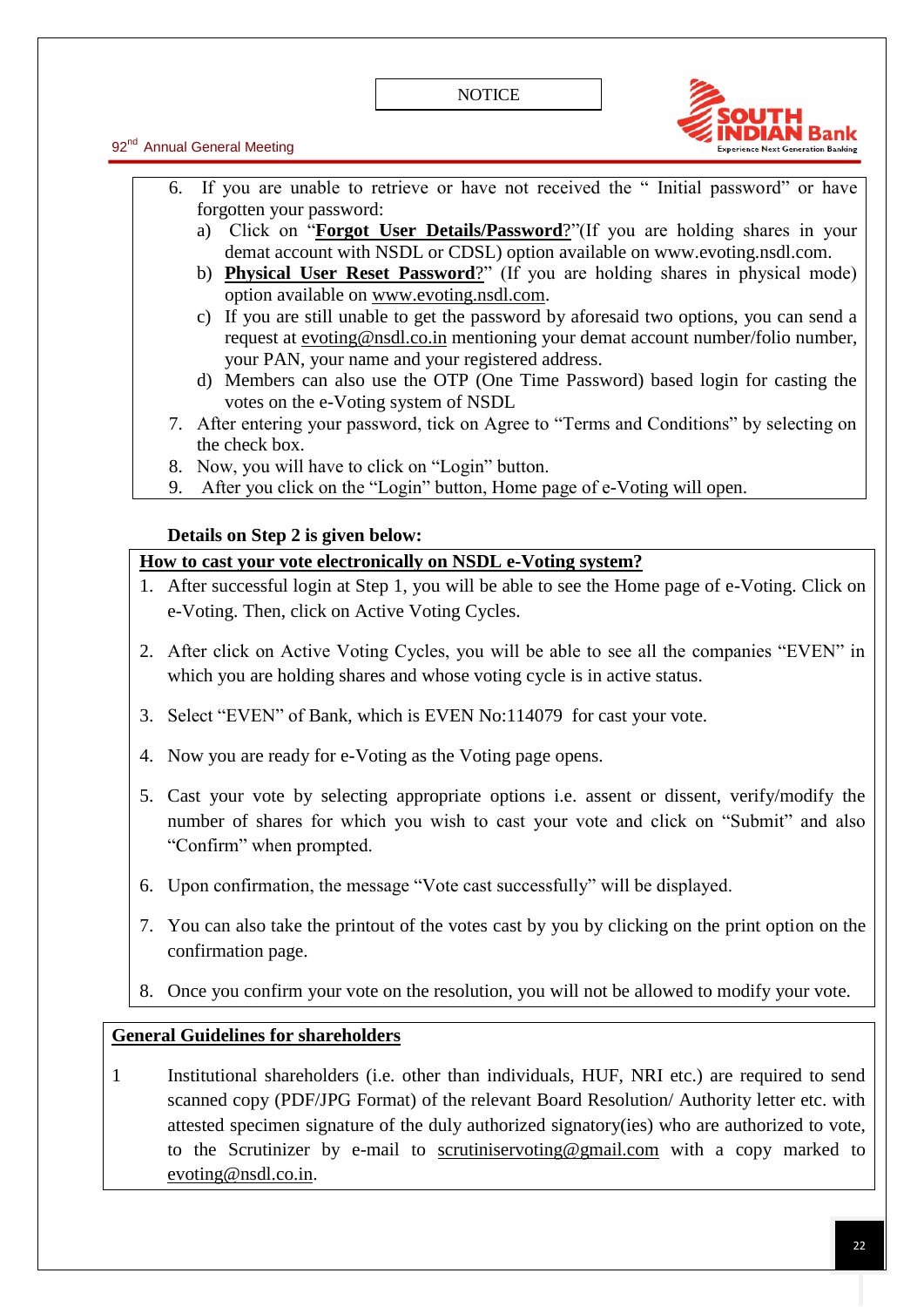6. If you are unable to retrieve or have not received the " Initial password" or have forgotten your password:
   a) Click on "**Forgot User Details/Password**?"(If you are holding shares in your demat account with NSDL or CDSL) option available on www.evoting.nsdl.com.
   b) **Physical User Reset Password**?" (If you are holding shares in physical mode) option available on www.evoting.nsdl.com.
   c) If you are still unable to get the password by aforesaid two options, you can send a request at evoting@nsdl.co.in mentioning your demat account number/folio number, your PAN, your name and your registered address.
   d) Members can also use the OTP (One Time Password) based login for casting the votes on the e-Voting system of NSDL
7. After entering your password, tick on Agree to "Terms and Conditions" by selecting on the check box.
8. Now, you will have to click on "Login" button.
9. After you click on the "Login" button, Home page of e-Voting will open.

**Details on Step 2 is given below:**

**How to cast your vote electronically on NSDL e-Voting system?**

1. After successful login at Step 1, you will be able to see the Home page of e-Voting. Click on e-Voting. Then, click on Active Voting Cycles.
2. After click on Active Voting Cycles, you will be able to see all the companies "EVEN" in which you are holding shares and whose voting cycle is in active status.
3. Select "EVEN" of Bank, which is EVEN No:114079 for cast your vote.
4. Now you are ready for e-Voting as the Voting page opens.
5. Cast your vote by selecting appropriate options i.e. assent or dissent, verify/modify the number of shares for which you wish to cast your vote and click on "Submit" and also "Confirm" when prompted.
6. Upon confirmation, the message "Vote cast successfully" will be displayed.
7. You can also take the printout of the votes cast by you by clicking on the print option on the confirmation page.
8. Once you confirm your vote on the resolution, you will not be allowed to modify your vote.

**General Guidelines for shareholders**

1. Institutional shareholders (i.e. other than individuals, HUF, NRI etc.) are required to send scanned copy (PDF/JPG Format) of the relevant Board Resolution/ Authority letter etc. with attested specimen signature of the duly authorized signatory(ies) who are authorized to vote, to the Scrutinizer by e-mail to scrutiniservoting@gmail.com with a copy marked to evoting@nsdl.co.in.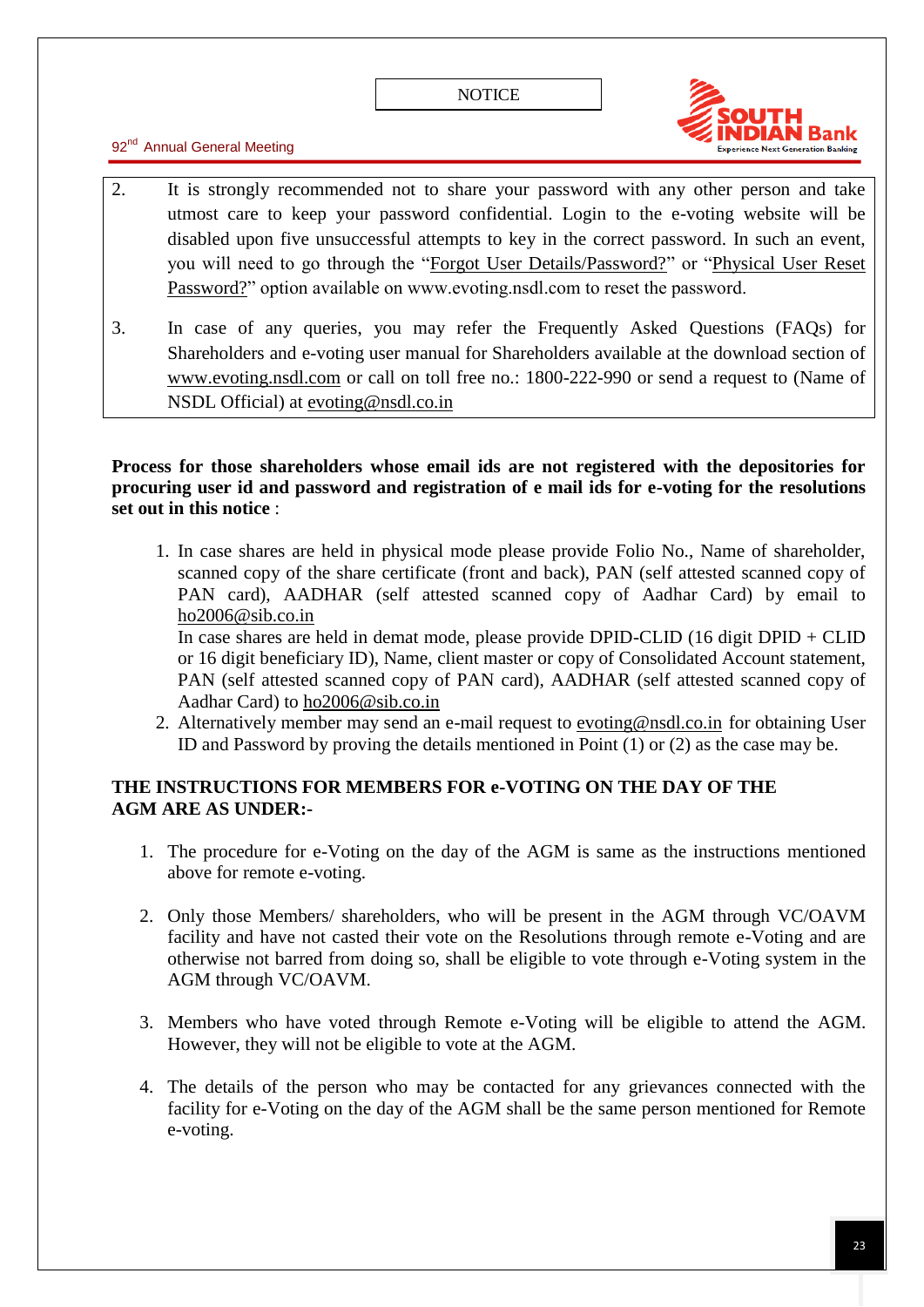2. It is strongly recommended not to share your password with any other person and take utmost care to keep your password confidential. Login to the e-voting website will be disabled upon five unsuccessful attempts to key in the correct password. In such an event, you will need to go through the "Forgot User Details/Password?" or "Physical User Reset Password?" option available on www.evoting.nsdl.com to reset the password.

3. In case of any queries, you may refer the Frequently Asked Questions (FAQs) for Shareholders and e-voting user manual for Shareholders available at the download section of www.evoting.nsdl.com or call on toll free no.: 1800-222-990 or send a request to (Name of NSDL Official) at evoting@nsdl.co.in

**Process for those shareholders whose email ids are not registered with the depositories for procuring user id and password and registration of e mail ids for e-voting for the resolutions set out in this notice** :

1. In case shares are held in physical mode please provide Folio No., Name of shareholder, scanned copy of the share certificate (front and back), PAN (self attested scanned copy of PAN card), AADHAR (self attested scanned copy of Aadhar Card) by email to ho2006@sib.co.in

   In case shares are held in demat mode, please provide DPID-CLID (16 digit DPID + CLID or 16 digit beneficiary ID), Name, client master or copy of Consolidated Account statement, PAN (self attested scanned copy of PAN card), AADHAR (self attested scanned copy of Aadhar Card) to ho2006@sib.co.in
2. Alternatively member may send an e-mail request to evoting@nsdl.co.in for obtaining User ID and Password by proving the details mentioned in Point (1) or (2) as the case may be.

**THE INSTRUCTIONS FOR MEMBERS FOR e-VOTING ON THE DAY OF THE AGM ARE AS UNDER:-**

1. The procedure for e-Voting on the day of the AGM is same as the instructions mentioned above for remote e-voting.

2. Only those Members/ shareholders, who will be present in the AGM through VC/OAVM facility and have not casted their vote on the Resolutions through remote e-Voting and are otherwise not barred from doing so, shall be eligible to vote through e-Voting system in the AGM through VC/OAVM.

3. Members who have voted through Remote e-Voting will be eligible to attend the AGM. However, they will not be eligible to vote at the AGM.

4. The details of the person who may be contacted for any grievances connected with the facility for e-Voting on the day of the AGM shall be the same person mentioned for Remote e-voting.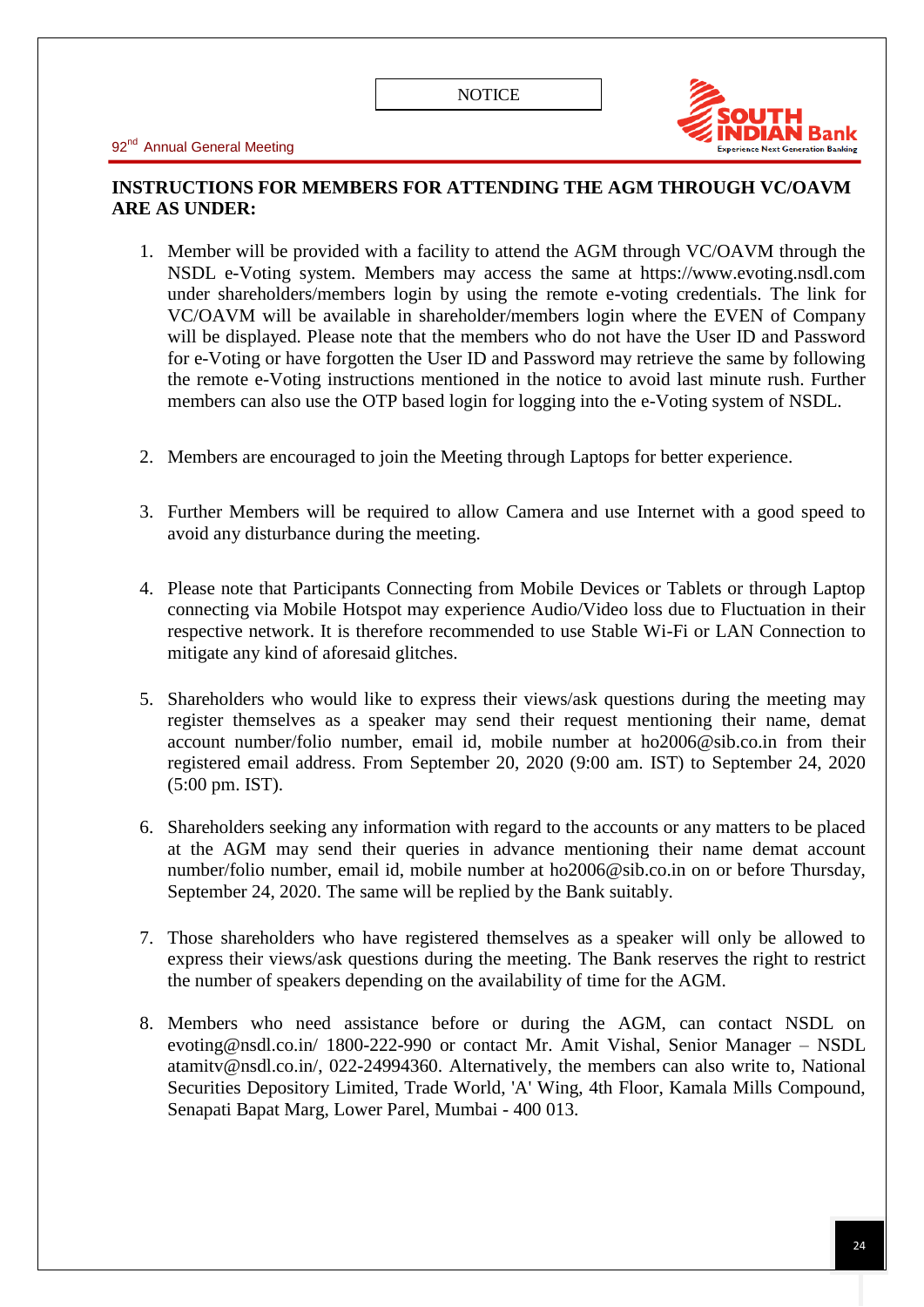## INSTRUCTIONS FOR MEMBERS FOR ATTENDING THE AGM THROUGH VC/OAVM ARE AS UNDER:

1. Member will be provided with a facility to attend the AGM through VC/OAVM through the NSDL e-Voting system. Members may access the same at https://www.evoting.nsdl.com under shareholders/members login by using the remote e-voting credentials. The link for VC/OAVM will be available in shareholder/members login where the EVEN of Company will be displayed. Please note that the members who do not have the User ID and Password for e-Voting or have forgotten the User ID and Password may retrieve the same by following the remote e-Voting instructions mentioned in the notice to avoid last minute rush. Further members can also use the OTP based login for logging into the e-Voting system of NSDL.

2. Members are encouraged to join the Meeting through Laptops for better experience.

3. Further Members will be required to allow Camera and use Internet with a good speed to avoid any disturbance during the meeting.

4. Please note that Participants Connecting from Mobile Devices or Tablets or through Laptop connecting via Mobile Hotspot may experience Audio/Video loss due to Fluctuation in their respective network. It is therefore recommended to use Stable Wi-Fi or LAN Connection to mitigate any kind of aforesaid glitches.

5. Shareholders who would like to express their views/ask questions during the meeting may register themselves as a speaker may send their request mentioning their name, demat account number/folio number, email id, mobile number at ho2006@sib.co.in from their registered email address. From September 20, 2020 (9:00 am. IST) to September 24, 2020 (5:00 pm. IST).

6. Shareholders seeking any information with regard to the accounts or any matters to be placed at the AGM may send their queries in advance mentioning their name demat account number/folio number, email id, mobile number at ho2006@sib.co.in on or before Thursday, September 24, 2020. The same will be replied by the Bank suitably.

7. Those shareholders who have registered themselves as a speaker will only be allowed to express their views/ask questions during the meeting. The Bank reserves the right to restrict the number of speakers depending on the availability of time for the AGM.

8. Members who need assistance before or during the AGM, can contact NSDL on evoting@nsdl.co.in/ 1800-222-990 or contact Mr. Amit Vishal, Senior Manager – NSDL atamitv@nsdl.co.in/, 022-24994360. Alternatively, the members can also write to, National Securities Depository Limited, Trade World, 'A' Wing, 4th Floor, Kamala Mills Compound, Senapati Bapat Marg, Lower Parel, Mumbai - 400 013.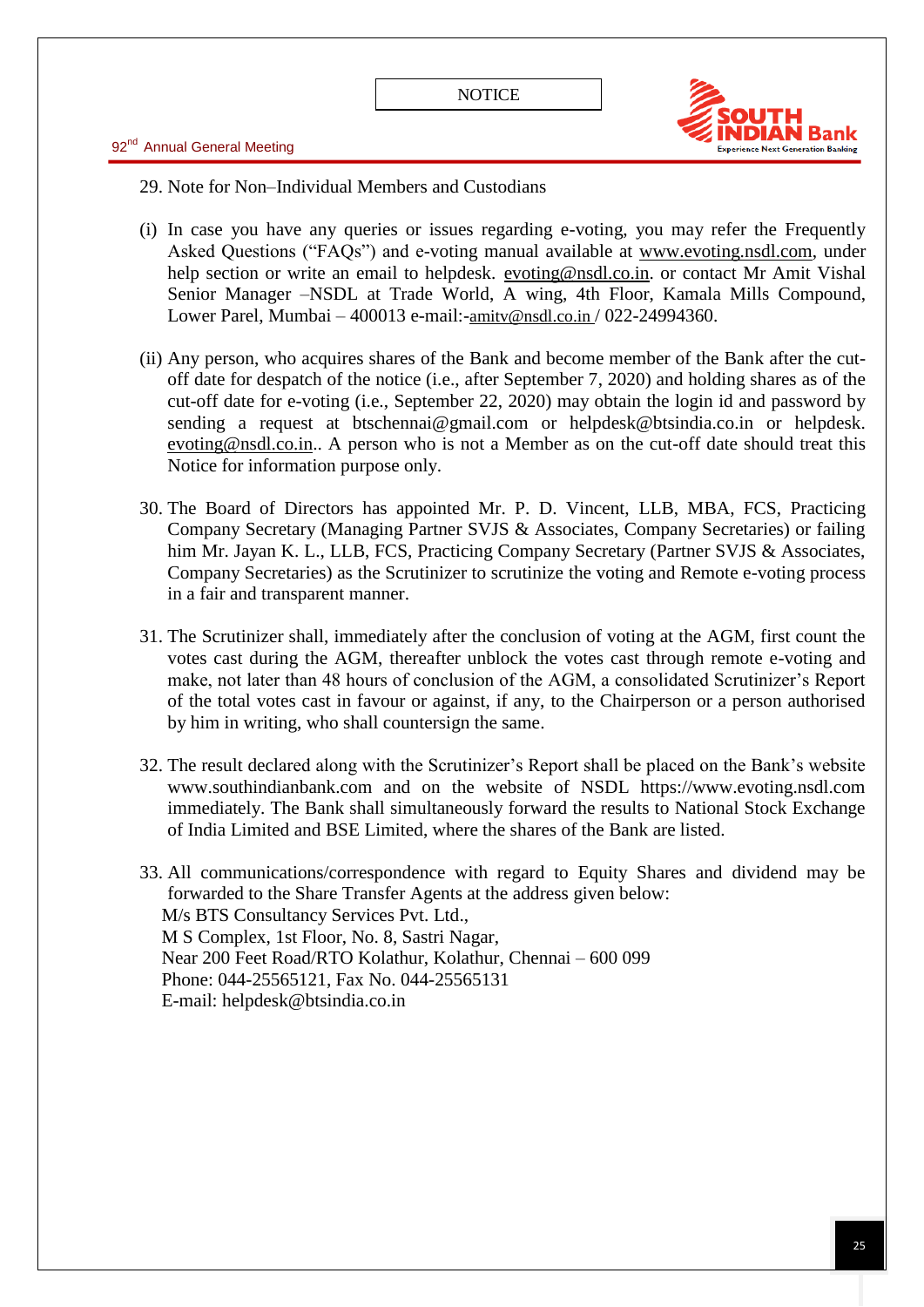29. Note for Non–Individual Members and Custodians

(i) In case you have any queries or issues regarding e-voting, you may refer the Frequently Asked Questions ("FAQs") and e-voting manual available at www.evoting.nsdl.com, under help section or write an email to helpdesk. evoting@nsdl.co.in. or contact Mr Amit Vishal Senior Manager –NSDL at Trade World, A wing, 4th Floor, Kamala Mills Compound, Lower Parel, Mumbai – 400013 e-mail:-amitv@nsdl.co.in / 022-24994360.

(ii) Any person, who acquires shares of the Bank and become member of the Bank after the cut-off date for despatch of the notice (i.e., after September 7, 2020) and holding shares as of the cut-off date for e-voting (i.e., September 22, 2020) may obtain the login id and password by sending a request at btschennai@gmail.com or helpdesk@btsindia.co.in or helpdesk. evoting@nsdl.co.in.. A person who is not a Member as on the cut-off date should treat this Notice for information purpose only.

30. The Board of Directors has appointed Mr. P. D. Vincent, LLB, MBA, FCS, Practicing Company Secretary (Managing Partner SVJS & Associates, Company Secretaries) or failing him Mr. Jayan K. L., LLB, FCS, Practicing Company Secretary (Partner SVJS & Associates, Company Secretaries) as the Scrutinizer to scrutinize the voting and Remote e-voting process in a fair and transparent manner.

31. The Scrutinizer shall, immediately after the conclusion of voting at the AGM, first count the votes cast during the AGM, thereafter unblock the votes cast through remote e-voting and make, not later than 48 hours of conclusion of the AGM, a consolidated Scrutinizer's Report of the total votes cast in favour or against, if any, to the Chairperson or a person authorised by him in writing, who shall countersign the same.

32. The result declared along with the Scrutinizer's Report shall be placed on the Bank's website www.southindianbank.com and on the website of NSDL https://www.evoting.nsdl.com immediately. The Bank shall simultaneously forward the results to National Stock Exchange of India Limited and BSE Limited, where the shares of the Bank are listed.

33. All communications/correspondence with regard to Equity Shares and dividend may be forwarded to the Share Transfer Agents at the address given below:

    M/s BTS Consultancy Services Pvt. Ltd.,
    M S Complex, 1st Floor, No. 8, Sastri Nagar,
    Near 200 Feet Road/RTO Kolathur, Kolathur, Chennai – 600 099
    Phone: 044-25565121, Fax No. 044-25565131
    E-mail: helpdesk@btsindia.co.in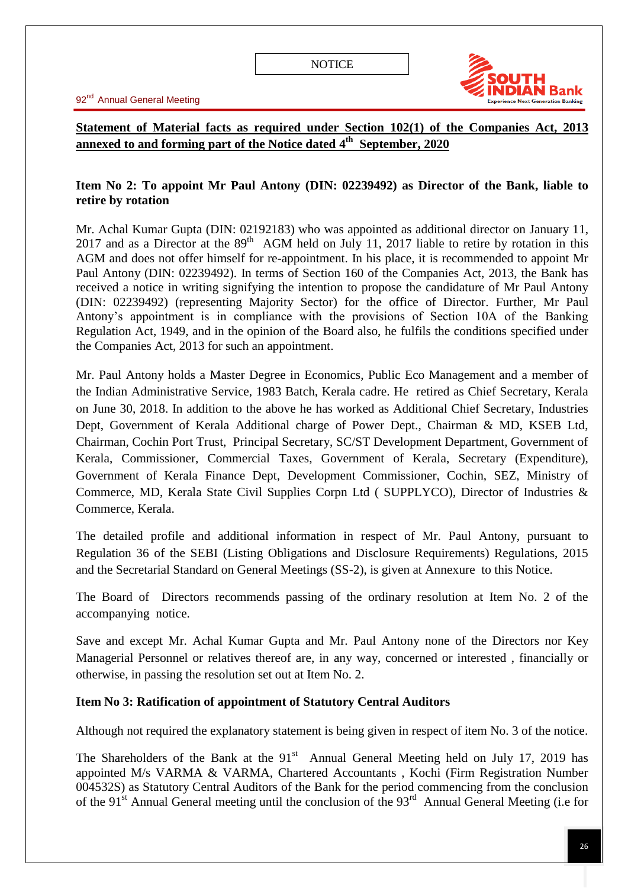**Statement of Material facts as required under Section 102(1) of the Companies Act, 2013 annexed to and forming part of the Notice dated 4th September, 2020**

**Item No 2: To appoint Mr Paul Antony (DIN: 02239492) as Director of the Bank, liable to retire by rotation**

Mr. Achal Kumar Gupta (DIN: 02192183) who was appointed as additional director on January 11, 2017 and as a Director at the 89th AGM held on July 11, 2017 liable to retire by rotation in this AGM and does not offer himself for re-appointment. In his place, it is recommended to appoint Mr Paul Antony (DIN: 02239492). In terms of Section 160 of the Companies Act, 2013, the Bank has received a notice in writing signifying the intention to propose the candidature of Mr Paul Antony (DIN: 02239492) (representing Majority Sector) for the office of Director. Further, Mr Paul Antony's appointment is in compliance with the provisions of Section 10A of the Banking Regulation Act, 1949, and in the opinion of the Board also, he fulfils the conditions specified under the Companies Act, 2013 for such an appointment.

Mr. Paul Antony holds a Master Degree in Economics, Public Eco Management and a member of the Indian Administrative Service, 1983 Batch, Kerala cadre. He retired as Chief Secretary, Kerala on June 30, 2018. In addition to the above he has worked as Additional Chief Secretary, Industries Dept, Government of Kerala Additional charge of Power Dept., Chairman & MD, KSEB Ltd, Chairman, Cochin Port Trust, Principal Secretary, SC/ST Development Department, Government of Kerala, Commissioner, Commercial Taxes, Government of Kerala, Secretary (Expenditure), Government of Kerala Finance Dept, Development Commissioner, Cochin, SEZ, Ministry of Commerce, MD, Kerala State Civil Supplies Corpn Ltd ( SUPPLYCO), Director of Industries & Commerce, Kerala.

The detailed profile and additional information in respect of Mr. Paul Antony, pursuant to Regulation 36 of the SEBI (Listing Obligations and Disclosure Requirements) Regulations, 2015 and the Secretarial Standard on General Meetings (SS-2), is given at Annexure to this Notice.

The Board of Directors recommends passing of the ordinary resolution at Item No. 2 of the accompanying notice.

Save and except Mr. Achal Kumar Gupta and Mr. Paul Antony none of the Directors nor Key Managerial Personnel or relatives thereof are, in any way, concerned or interested , financially or otherwise, in passing the resolution set out at Item No. 2.

**Item No 3: Ratification of appointment of Statutory Central Auditors**

Although not required the explanatory statement is being given in respect of item No. 3 of the notice.

The Shareholders of the Bank at the 91st Annual General Meeting held on July 17, 2019 has appointed M/s VARMA & VARMA, Chartered Accountants , Kochi (Firm Registration Number 004532S) as Statutory Central Auditors of the Bank for the period commencing from the conclusion of the 91st Annual General meeting until the conclusion of the 93rd Annual General Meeting (i.e for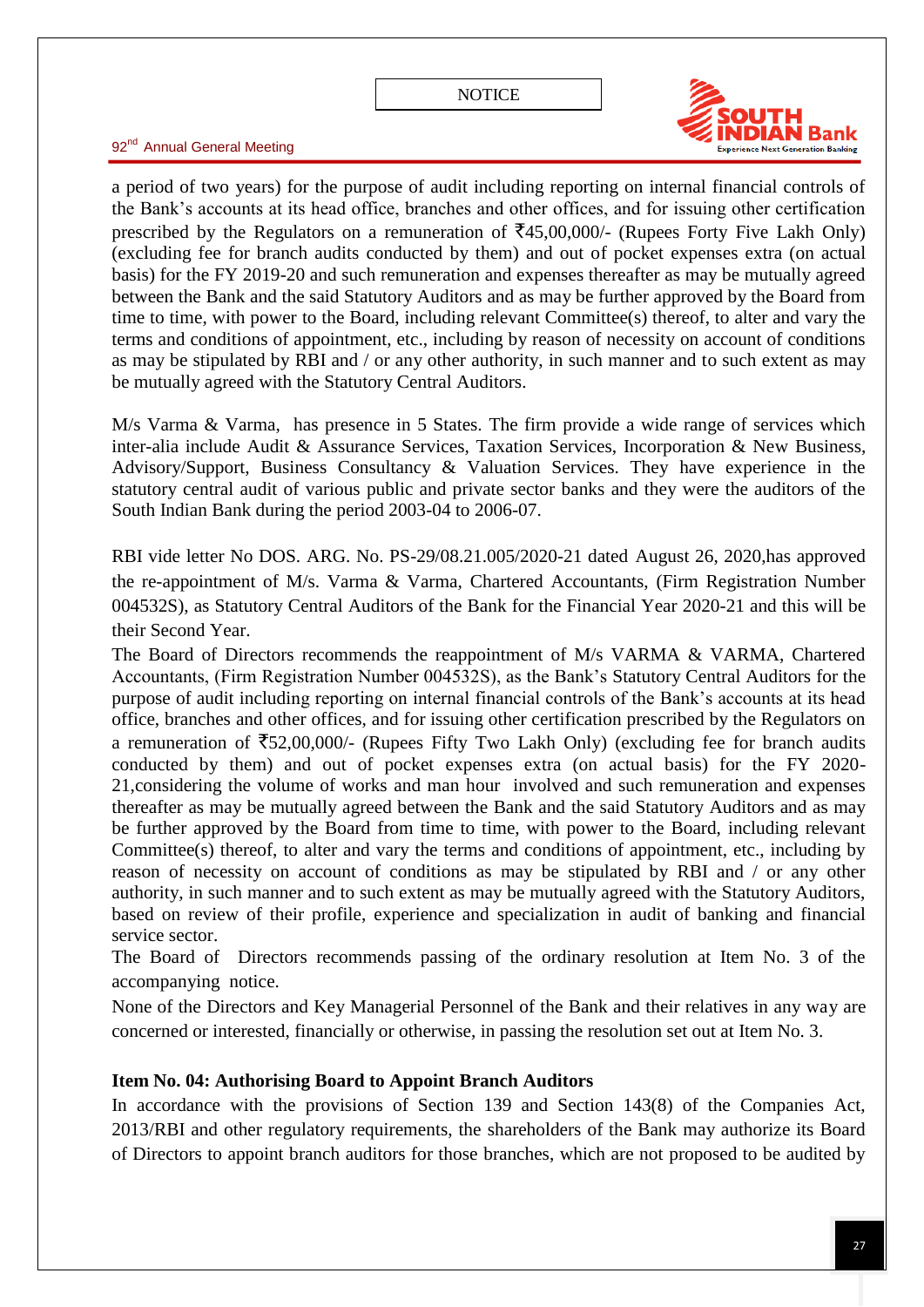a period of two years) for the purpose of audit including reporting on internal financial controls of the Bank's accounts at its head office, branches and other offices, and for issuing other certification prescribed by the Regulators on a remuneration of ₹45,00,000/- (Rupees Forty Five Lakh Only) (excluding fee for branch audits conducted by them) and out of pocket expenses extra (on actual basis) for the FY 2019-20 and such remuneration and expenses thereafter as may be mutually agreed between the Bank and the said Statutory Auditors and as may be further approved by the Board from time to time, with power to the Board, including relevant Committee(s) thereof, to alter and vary the terms and conditions of appointment, etc., including by reason of necessity on account of conditions as may be stipulated by RBI and / or any other authority, in such manner and to such extent as may be mutually agreed with the Statutory Central Auditors.

M/s Varma & Varma, has presence in 5 States. The firm provide a wide range of services which inter-alia include Audit & Assurance Services, Taxation Services, Incorporation & New Business, Advisory/Support, Business Consultancy & Valuation Services. They have experience in the statutory central audit of various public and private sector banks and they were the auditors of the South Indian Bank during the period 2003-04 to 2006-07.

RBI vide letter No DOS. ARG. No. PS-29/08.21.005/2020-21 dated August 26, 2020,has approved the re-appointment of M/s. Varma & Varma, Chartered Accountants, (Firm Registration Number 004532S), as Statutory Central Auditors of the Bank for the Financial Year 2020-21 and this will be their Second Year.

The Board of Directors recommends the reappointment of M/s VARMA & VARMA, Chartered Accountants, (Firm Registration Number 004532S), as the Bank's Statutory Central Auditors for the purpose of audit including reporting on internal financial controls of the Bank's accounts at its head office, branches and other offices, and for issuing other certification prescribed by the Regulators on a remuneration of ₹52,00,000/- (Rupees Fifty Two Lakh Only) (excluding fee for branch audits conducted by them) and out of pocket expenses extra (on actual basis) for the FY 2020-21,considering the volume of works and man hour involved and such remuneration and expenses thereafter as may be mutually agreed between the Bank and the said Statutory Auditors and as may be further approved by the Board from time to time, with power to the Board, including relevant Committee(s) thereof, to alter and vary the terms and conditions of appointment, etc., including by reason of necessity on account of conditions as may be stipulated by RBI and / or any other authority, in such manner and to such extent as may be mutually agreed with the Statutory Auditors, based on review of their profile, experience and specialization in audit of banking and financial service sector.

The Board of Directors recommends passing of the ordinary resolution at Item No. 3 of the accompanying notice.

None of the Directors and Key Managerial Personnel of the Bank and their relatives in any way are concerned or interested, financially or otherwise, in passing the resolution set out at Item No. 3.

**Item No. 04: Authorising Board to Appoint Branch Auditors**

In accordance with the provisions of Section 139 and Section 143(8) of the Companies Act, 2013/RBI and other regulatory requirements, the shareholders of the Bank may authorize its Board of Directors to appoint branch auditors for those branches, which are not proposed to be audited by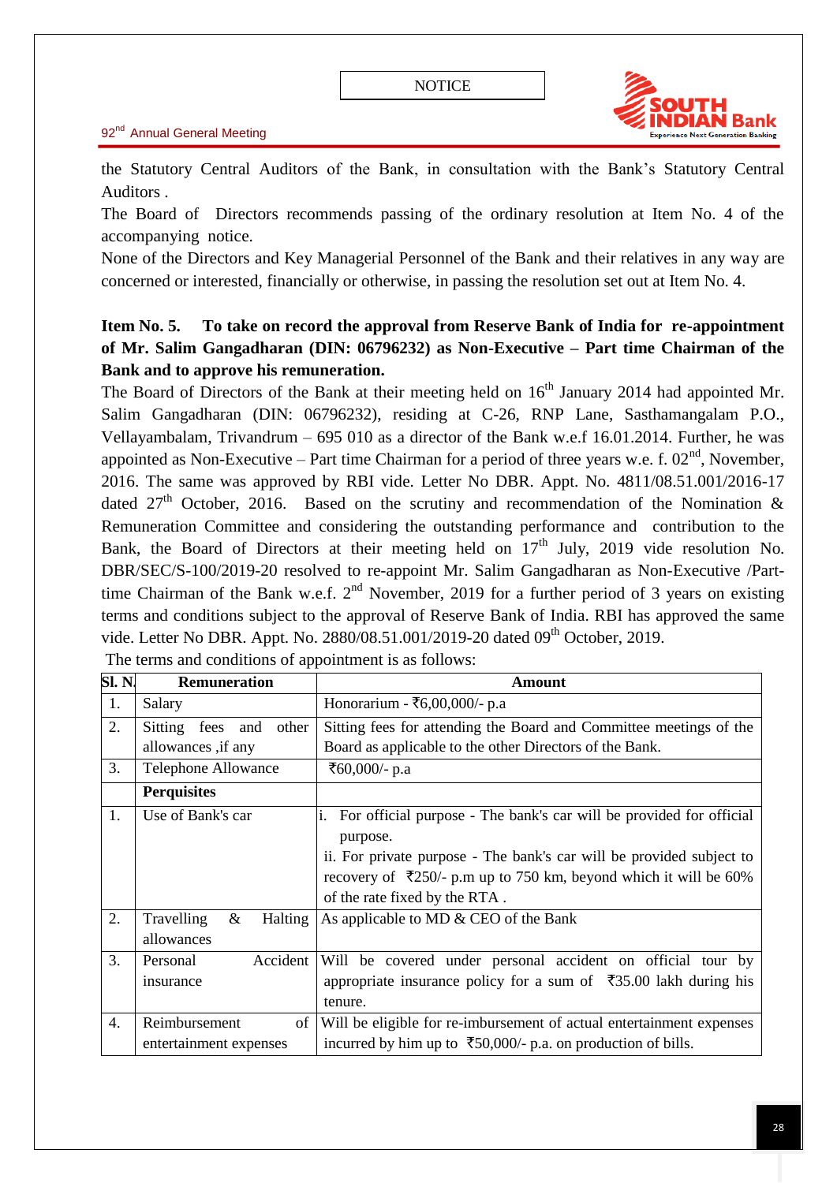the Statutory Central Auditors of the Bank, in consultation with the Bank's Statutory Central Auditors .

The Board of Directors recommends passing of the ordinary resolution at Item No. 4 of the accompanying notice.

None of the Directors and Key Managerial Personnel of the Bank and their relatives in any way are concerned or interested, financially or otherwise, in passing the resolution set out at Item No. 4.

**Item No. 5. To take on record the approval from Reserve Bank of India for re-appointment of Mr. Salim Gangadharan (DIN: 06796232) as Non-Executive – Part time Chairman of the Bank and to approve his remuneration.**

The Board of Directors of the Bank at their meeting held on 16th January 2014 had appointed Mr. Salim Gangadharan (DIN: 06796232), residing at C-26, RNP Lane, Sasthamangalam P.O., Vellayambalam, Trivandrum – 695 010 as a director of the Bank w.e.f 16.01.2014. Further, he was appointed as Non-Executive – Part time Chairman for a period of three years w.e. f. 02nd, November, 2016. The same was approved by RBI vide. Letter No DBR. Appt. No. 4811/08.51.001/2016-17 dated 27th October, 2016. Based on the scrutiny and recommendation of the Nomination & Remuneration Committee and considering the outstanding performance and contribution to the Bank, the Board of Directors at their meeting held on 17th July, 2019 vide resolution No. DBR/SEC/S-100/2019-20 resolved to re-appoint Mr. Salim Gangadharan as Non-Executive /Part-time Chairman of the Bank w.e.f. 2nd November, 2019 for a further period of 3 years on existing terms and conditions subject to the approval of Reserve Bank of India. RBI has approved the same vide. Letter No DBR. Appt. No. 2880/08.51.001/2019-20 dated 09th October, 2019.

The terms and conditions of appointment is as follows:

| Sl. N. | Remuneration | Amount |
|---|---|---|
| 1. | Salary | Honorarium - ₹6,00,000/- p.a |
| 2. | Sitting fees and other allowances ,if any | Sitting fees for attending the Board and Committee meetings of the Board as applicable to the other Directors of the Bank. |
| 3. | Telephone Allowance | ₹60,000/- p.a |
| | **Perquisites** | |
| 1. | Use of Bank's car | i. For official purpose - The bank's car will be provided for official purpose.<br>ii. For private purpose - The bank's car will be provided subject to recovery of ₹250/- p.m up to 750 km, beyond which it will be 60% of the rate fixed by the RTA . |
| 2. | Travelling & Halting allowances | As applicable to MD & CEO of the Bank |
| 3. | Personal Accident insurance | Will be covered under personal accident on official tour by appropriate insurance policy for a sum of ₹35.00 lakh during his tenure. |
| 4. | Reimbursement of entertainment expenses | Will be eligible for re-imbursement of actual entertainment expenses incurred by him up to ₹50,000/- p.a. on production of bills. |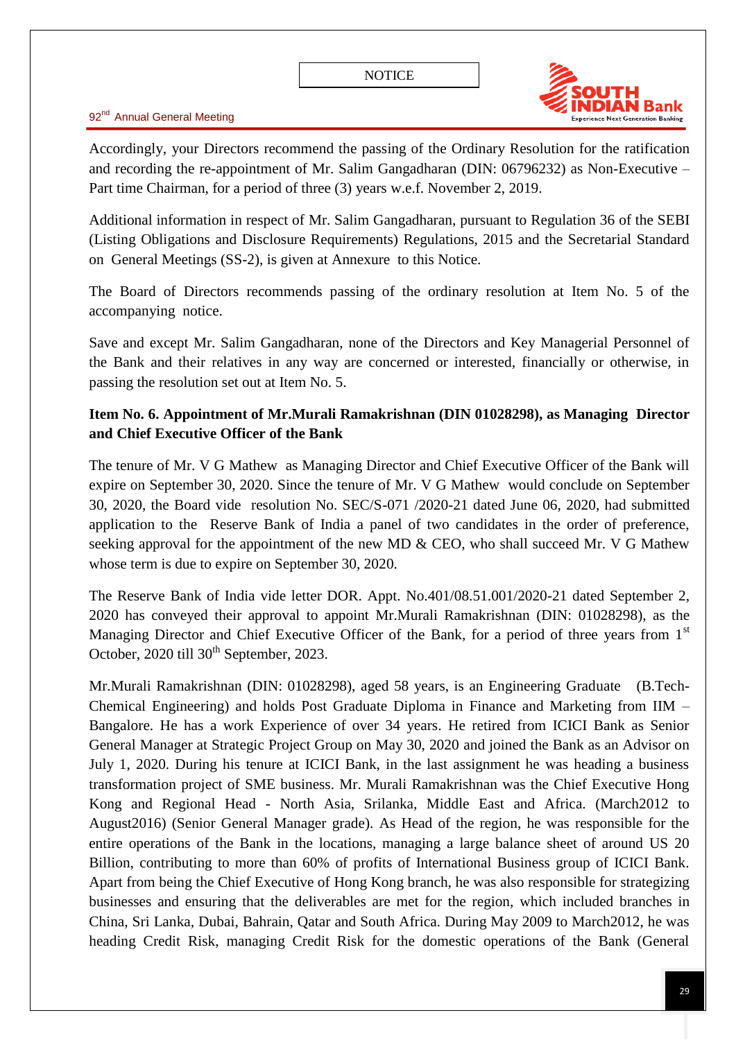Accordingly, your Directors recommend the passing of the Ordinary Resolution for the ratification and recording the re-appointment of Mr. Salim Gangadharan (DIN: 06796232) as Non-Executive – Part time Chairman, for a period of three (3) years w.e.f. November 2, 2019.

Additional information in respect of Mr. Salim Gangadharan, pursuant to Regulation 36 of the SEBI (Listing Obligations and Disclosure Requirements) Regulations, 2015 and the Secretarial Standard on General Meetings (SS-2), is given at Annexure to this Notice.

The Board of Directors recommends passing of the ordinary resolution at Item No. 5 of the accompanying notice.

Save and except Mr. Salim Gangadharan, none of the Directors and Key Managerial Personnel of the Bank and their relatives in any way are concerned or interested, financially or otherwise, in passing the resolution set out at Item No. 5.

**Item No. 6. Appointment of Mr.Murali Ramakrishnan (DIN 01028298), as Managing Director and Chief Executive Officer of the Bank**

The tenure of Mr. V G Mathew as Managing Director and Chief Executive Officer of the Bank will expire on September 30, 2020. Since the tenure of Mr. V G Mathew would conclude on September 30, 2020, the Board vide resolution No. SEC/S-071 /2020-21 dated June 06, 2020, had submitted application to the Reserve Bank of India a panel of two candidates in the order of preference, seeking approval for the appointment of the new MD & CEO, who shall succeed Mr. V G Mathew whose term is due to expire on September 30, 2020.

The Reserve Bank of India vide letter DOR. Appt. No.401/08.51.001/2020-21 dated September 2, 2020 has conveyed their approval to appoint Mr.Murali Ramakrishnan (DIN: 01028298), as the Managing Director and Chief Executive Officer of the Bank, for a period of three years from 1st October, 2020 till 30th September, 2023.

Mr.Murali Ramakrishnan (DIN: 01028298), aged 58 years, is an Engineering Graduate (B.Tech-Chemical Engineering) and holds Post Graduate Diploma in Finance and Marketing from IIM – Bangalore. He has a work Experience of over 34 years. He retired from ICICI Bank as Senior General Manager at Strategic Project Group on May 30, 2020 and joined the Bank as an Advisor on July 1, 2020. During his tenure at ICICI Bank, in the last assignment he was heading a business transformation project of SME business. Mr. Murali Ramakrishnan was the Chief Executive Hong Kong and Regional Head - North Asia, Srilanka, Middle East and Africa. (March2012 to August2016) (Senior General Manager grade). As Head of the region, he was responsible for the entire operations of the Bank in the locations, managing a large balance sheet of around US 20 Billion, contributing to more than 60% of profits of International Business group of ICICI Bank. Apart from being the Chief Executive of Hong Kong branch, he was also responsible for strategizing businesses and ensuring that the deliverables are met for the region, which included branches in China, Sri Lanka, Dubai, Bahrain, Qatar and South Africa. During May 2009 to March2012, he was heading Credit Risk, managing Credit Risk for the domestic operations of the Bank (General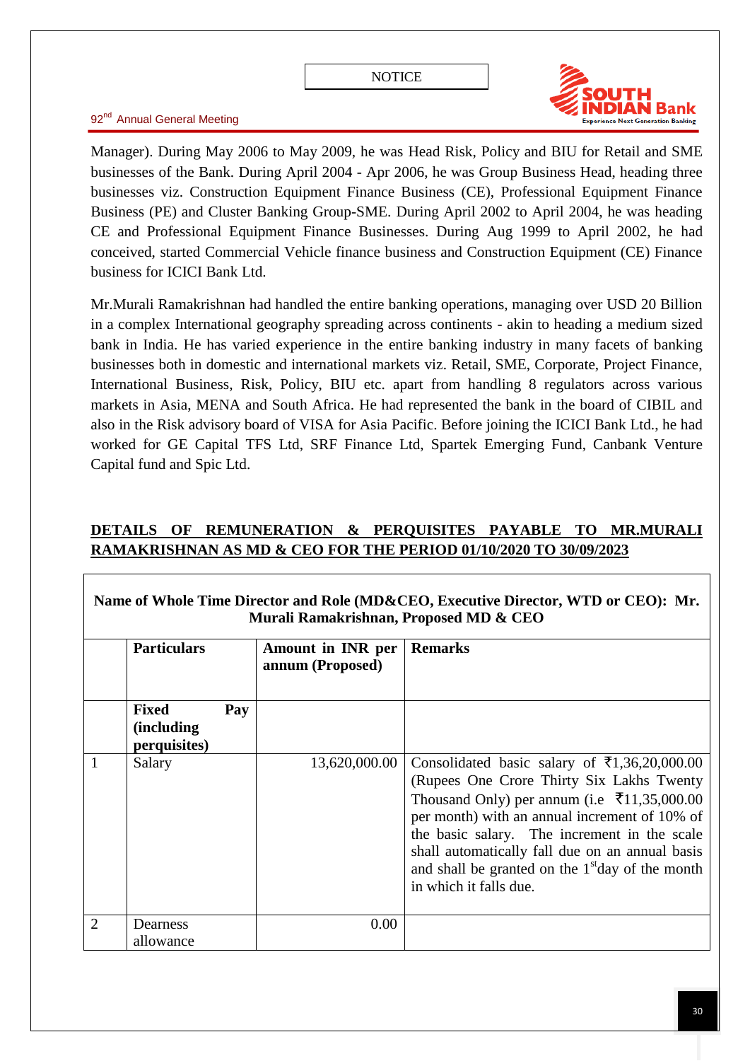Manager). During May 2006 to May 2009, he was Head Risk, Policy and BIU for Retail and SME businesses of the Bank. During April 2004 - Apr 2006, he was Group Business Head, heading three businesses viz. Construction Equipment Finance Business (CE), Professional Equipment Finance Business (PE) and Cluster Banking Group-SME. During April 2002 to April 2004, he was heading CE and Professional Equipment Finance Businesses. During Aug 1999 to April 2002, he had conceived, started Commercial Vehicle finance business and Construction Equipment (CE) Finance business for ICICI Bank Ltd.

Mr.Murali Ramakrishnan had handled the entire banking operations, managing over USD 20 Billion in a complex International geography spreading across continents - akin to heading a medium sized bank in India. He has varied experience in the entire banking industry in many facets of banking businesses both in domestic and international markets viz. Retail, SME, Corporate, Project Finance, International Business, Risk, Policy, BIU etc. apart from handling 8 regulators across various markets in Asia, MENA and South Africa. He had represented the bank in the board of CIBIL and also in the Risk advisory board of VISA for Asia Pacific. Before joining the ICICI Bank Ltd., he had worked for GE Capital TFS Ltd, SRF Finance Ltd, Spartek Emerging Fund, Canbank Venture Capital fund and Spic Ltd.

**DETAILS OF REMUNERATION & PERQUISITES PAYABLE TO MR.MURALI RAMAKRISHNAN AS MD & CEO FOR THE PERIOD 01/10/2020 TO 30/09/2023**

**Name of Whole Time Director and Role (MD&CEO, Executive Director, WTD or CEO): Mr. Murali Ramakrishnan, Proposed MD & CEO**

| | **Particulars** | **Amount in INR per annum (Proposed)** | **Remarks** |
|---|---|---|---|
| | **Fixed Pay (including perquisites)** | | |
| 1 | Salary | 13,620,000.00 | Consolidated basic salary of ₹1,36,20,000.00 (Rupees One Crore Thirty Six Lakhs Twenty Thousand Only) per annum (i.e ₹11,35,000.00 per month) with an annual increment of 10% of the basic salary. The increment in the scale shall automatically fall due on an annual basis and shall be granted on the 1st day of the month in which it falls due. |
| 2 | Dearness allowance | 0.00 | |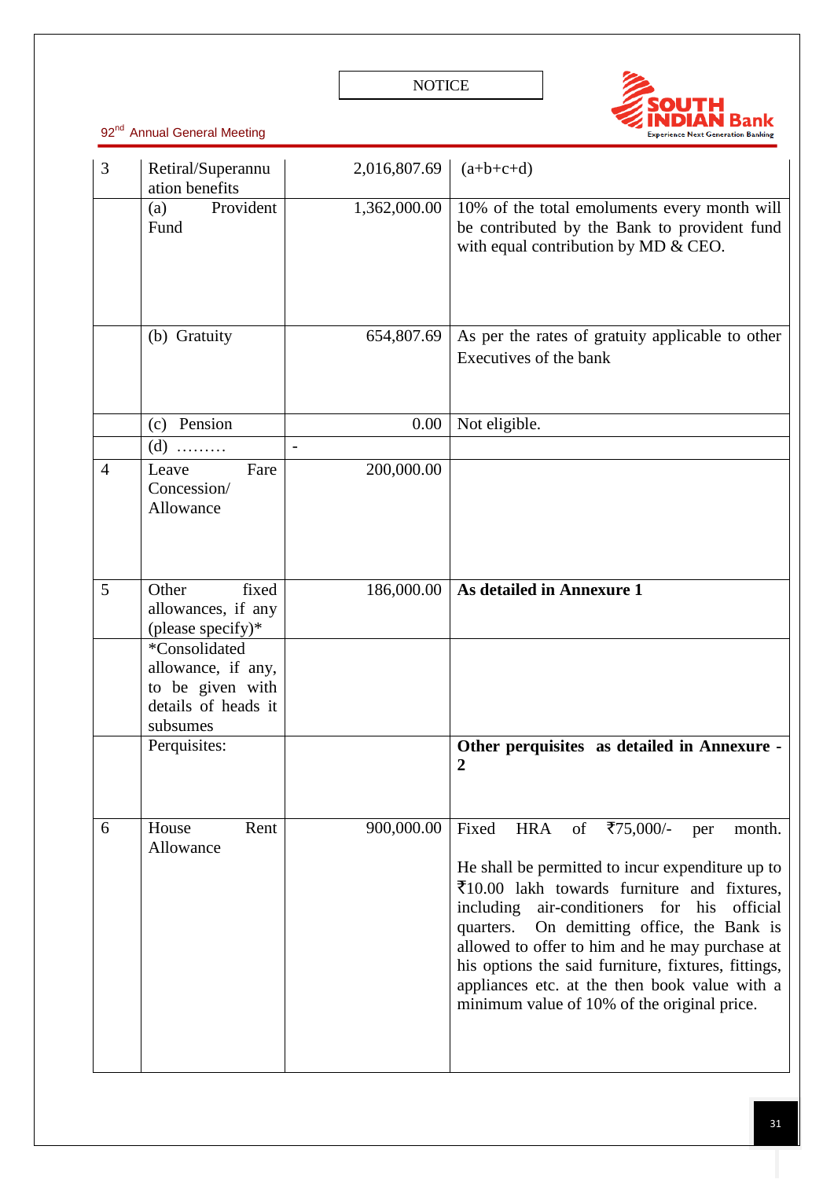| 3 | Retiral/Superannuation benefits | 2,016,807.69 | (a+b+c+d) |
|---|---|---|---|
| | (a) Provident Fund | 1,362,000.00 | 10% of the total emoluments every month will be contributed by the Bank to provident fund with equal contribution by MD & CEO. |
| | (b) Gratuity | 654,807.69 | As per the rates of gratuity applicable to other Executives of the bank |
| | (c) Pension | 0.00 | Not eligible. |
| | (d) ……… | - | |
| 4 | Leave Fare Concession/ Allowance | 200,000.00 | |
| 5 | Other fixed allowances, if any (please specify)* | 186,000.00 | **As detailed in Annexure 1** |
| | *Consolidated allowance, if any, to be given with details of heads it subsumes | | |
| | Perquisites: | | **Other perquisites as detailed in Annexure - 2** |
| 6 | House Rent Allowance | 900,000.00 | Fixed HRA of ₹75,000/- per month.<br><br>He shall be permitted to incur expenditure up to ₹10.00 lakh towards furniture and fixtures, including air-conditioners for his official quarters. On demitting office, the Bank is allowed to offer to him and he may purchase at his options the said furniture, fixtures, fittings, appliances etc. at the then book value with a minimum value of 10% of the original price. |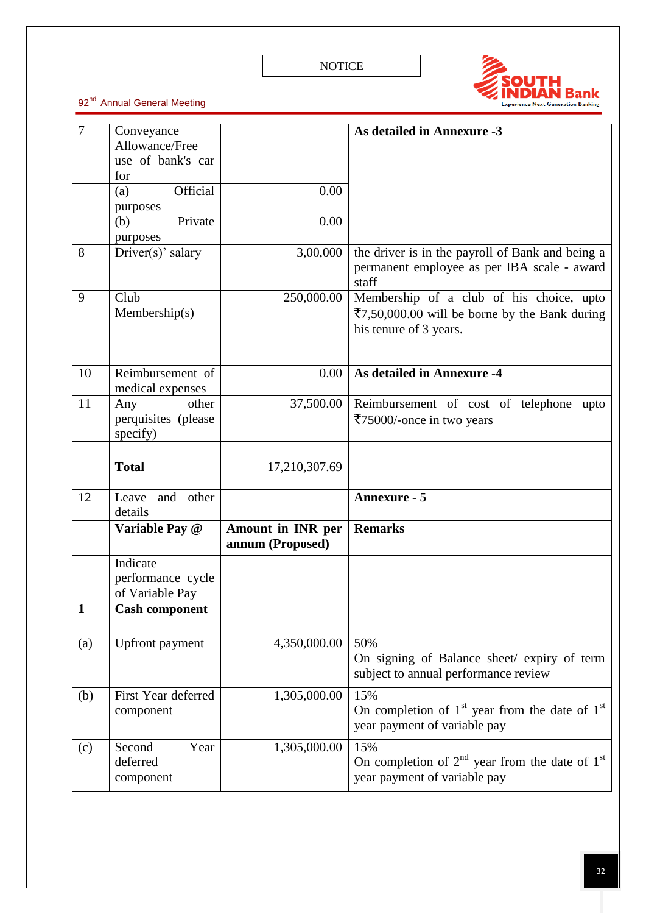| 7 | Conveyance Allowance/Free use of bank's car for | | **As detailed in Annexure -3** |
|---|---|---|---|
| | (a) Official purposes | 0.00 | |
| | (b) Private purposes | 0.00 | |
| 8 | Driver(s)' salary | 3,00,000 | the driver is in the payroll of Bank and being a permanent employee as per IBA scale - award staff |
| 9 | Club Membership(s) | 250,000.00 | Membership of a club of his choice, upto ₹7,50,000.00 will be borne by the Bank during his tenure of 3 years. |
| 10 | Reimbursement of medical expenses | 0.00 | **As detailed in Annexure -4** |
| 11 | Any other perquisites (please specify) | 37,500.00 | Reimbursement of cost of telephone upto ₹75000/-once in two years |
| | | | |
| | **Total** | 17,210,307.69 | |
| 12 | Leave and other details | | **Annexure - 5** |
| | **Variable Pay @** | **Amount in INR per annum (Proposed)** | **Remarks** |
| | Indicate performance cycle of Variable Pay | | |
| **1** | **Cash component** | | |
| (a) | Upfront payment | 4,350,000.00 | 50%<br>On signing of Balance sheet/ expiry of term subject to annual performance review |
| (b) | First Year deferred component | 1,305,000.00 | 15%<br>On completion of 1st year from the date of 1st year payment of variable pay |
| (c) | Second Year deferred component | 1,305,000.00 | 15%<br>On completion of 2nd year from the date of 1st year payment of variable pay |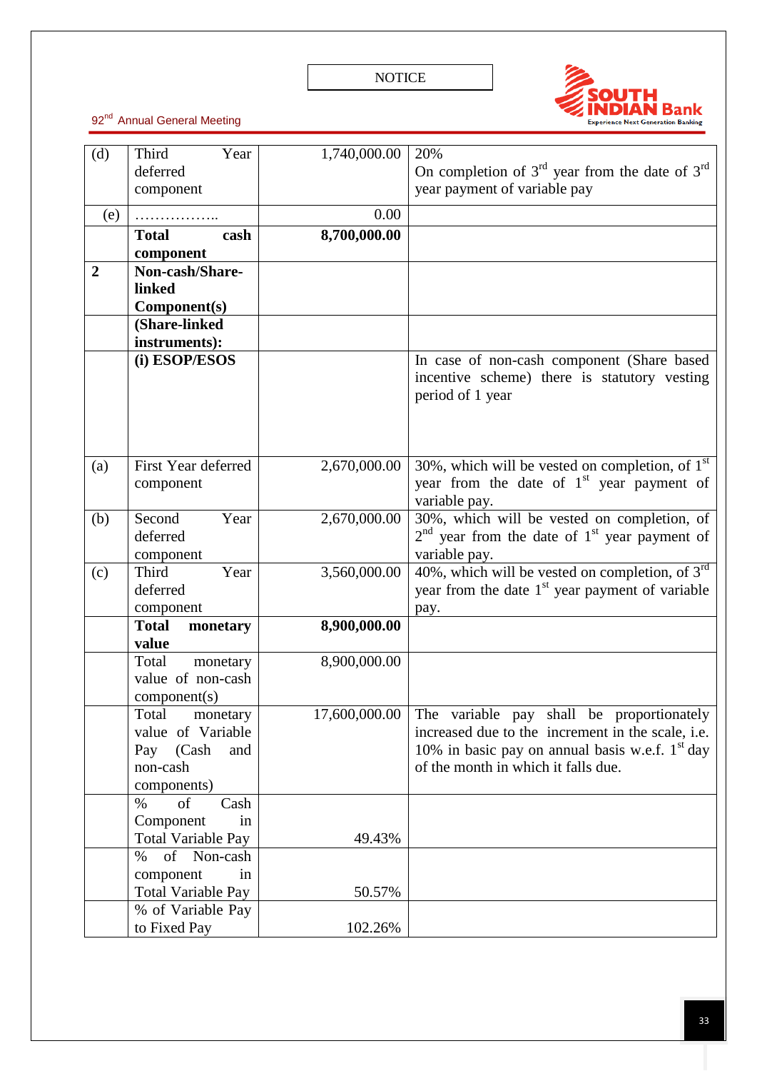| (d) | Third Year deferred component | 1,740,000.00 | 20%<br>On completion of 3rd year from the date of 3rd year payment of variable pay |
|---|---|---|---|
| (e) | …………….. | 0.00 | |
| | **Total cash component** | **8,700,000.00** | |
| **2** | **Non-cash/Share-linked Component(s)** | | |
| | **(Share-linked instruments):** | | |
| | **(i) ESOP/ESOS** | | In case of non-cash component (Share based incentive scheme) there is statutory vesting period of 1 year |
| (a) | First Year deferred component | 2,670,000.00 | 30%, which will be vested on completion, of 1st year from the date of 1st year payment of variable pay. |
| (b) | Second Year deferred component | 2,670,000.00 | 30%, which will be vested on completion, of 2nd year from the date of 1st year payment of variable pay. |
| (c) | Third Year deferred component | 3,560,000.00 | 40%, which will be vested on completion, of 3rd year from the date 1st year payment of variable pay. |
| | **Total monetary value** | **8,900,000.00** | |
| | Total monetary value of non-cash component(s) | 8,900,000.00 | |
| | Total monetary value of Variable Pay (Cash and non-cash components) | 17,600,000.00 | The variable pay shall be proportionately increased due to the increment in the scale, i.e. 10% in basic pay on annual basis w.e.f. 1st day of the month in which it falls due. |
| | % of Cash Component in Total Variable Pay | 49.43% | |
| | % of Non-cash component in Total Variable Pay | 50.57% | |
| | % of Variable Pay to Fixed Pay | 102.26% | |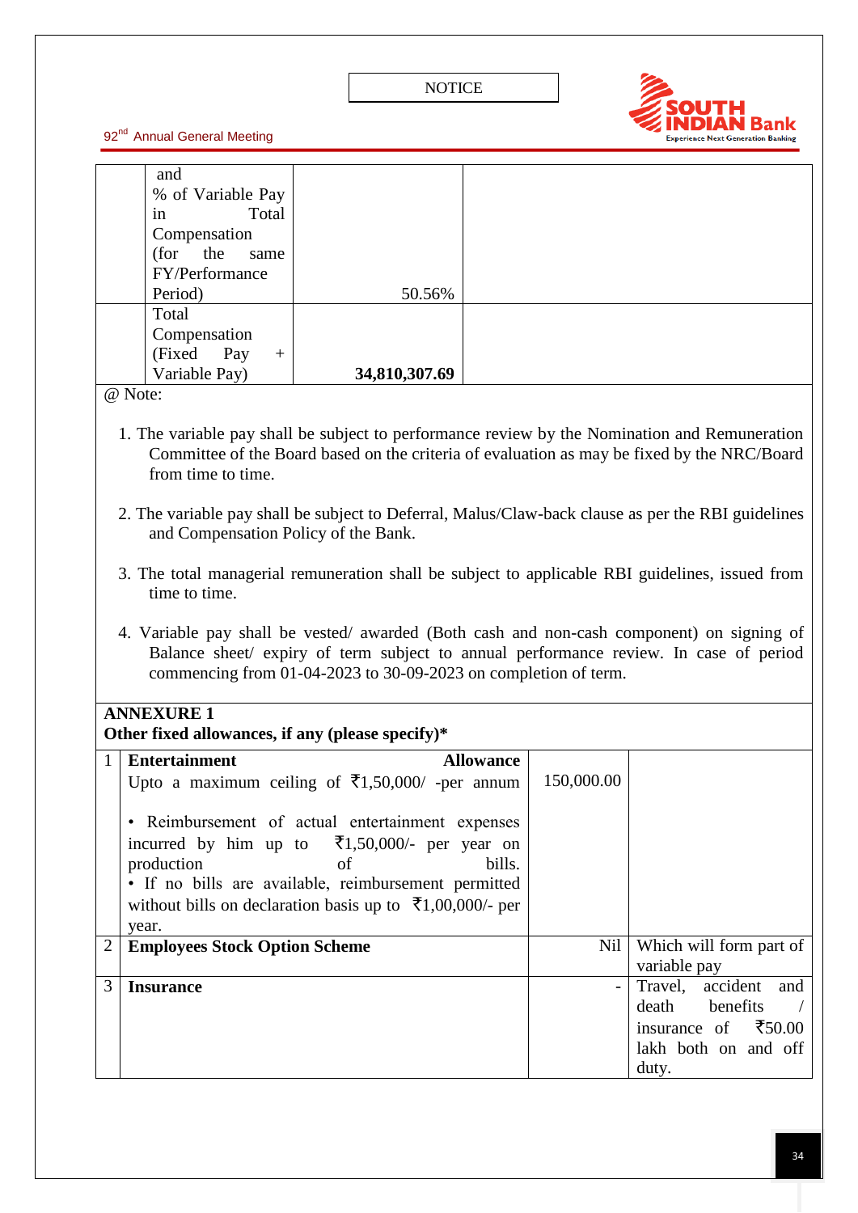| | | | |
|---|---|---|---|
| | and % of Variable Pay in Total Compensation (for the same FY/Performance Period) | 50.56% | |
| | Total Compensation (Fixed Pay + Variable Pay) | **34,810,307.69** | |

@ Note:

1. The variable pay shall be subject to performance review by the Nomination and Remuneration Committee of the Board based on the criteria of evaluation as may be fixed by the NRC/Board from time to time.

2. The variable pay shall be subject to Deferral, Malus/Claw-back clause as per the RBI guidelines and Compensation Policy of the Bank.

3. The total managerial remuneration shall be subject to applicable RBI guidelines, issued from time to time.

4. Variable pay shall be vested/ awarded (Both cash and non-cash component) on signing of Balance sheet/ expiry of term subject to annual performance review. In case of period commencing from 01-04-2023 to 30-09-2023 on completion of term.

**ANNEXURE 1**
**Other fixed allowances, if any (please specify)***

| | | | |
|---|---|---|---|
| 1 | **Entertainment Allowance** Upto a maximum ceiling of ₹1,50,000/ -per annum<br><br>• Reimbursement of actual entertainment expenses incurred by him up to ₹1,50,000/- per year on production of bills.<br>• If no bills are available, reimbursement permitted without bills on declaration basis up to ₹1,00,000/- per year. | 150,000.00 | |
| 2 | **Employees Stock Option Scheme** | Nil | Which will form part of variable pay |
| 3 | **Insurance** | - | Travel, accident and death benefits / insurance of ₹50.00 lakh both on and off duty. |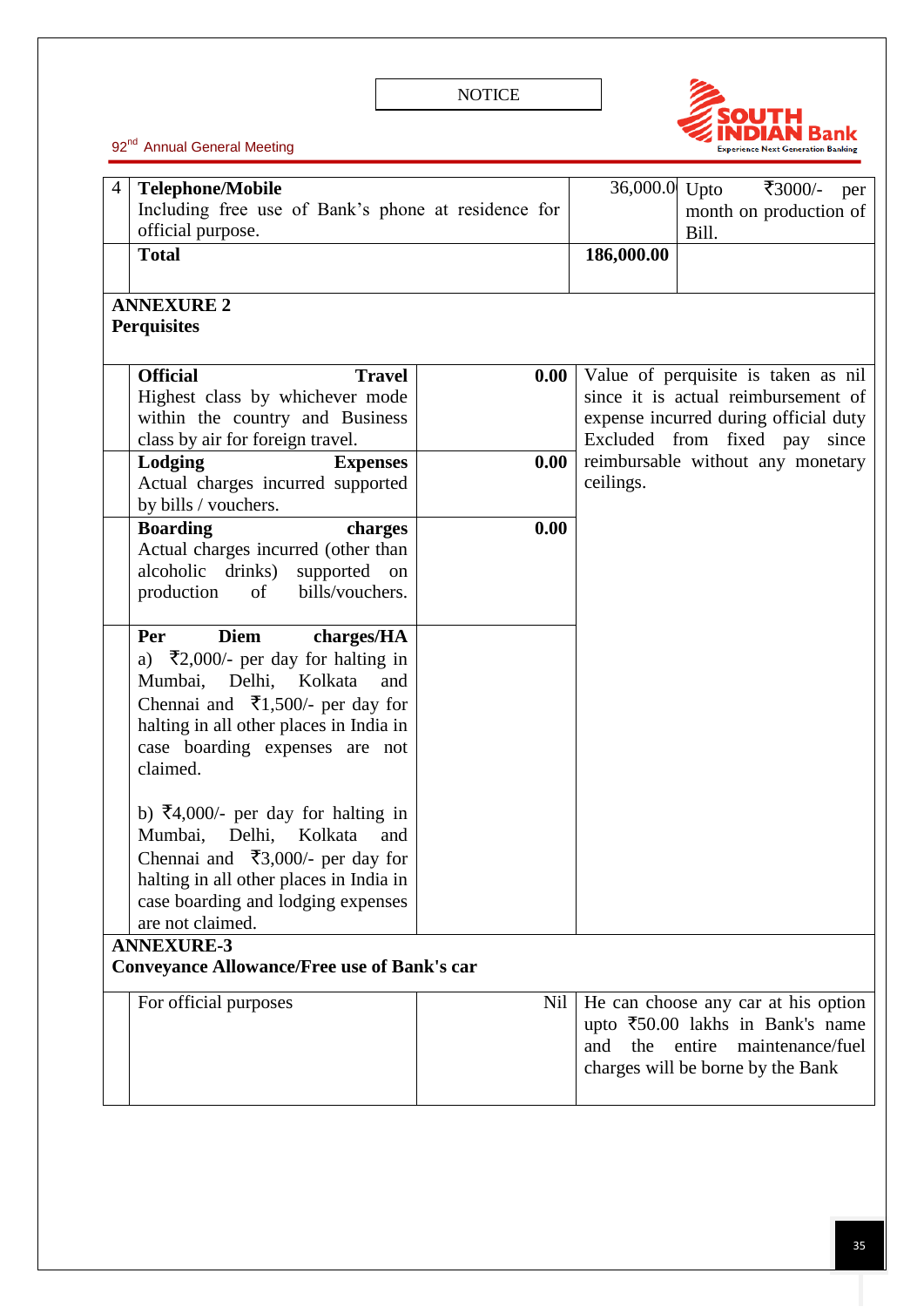| 4 | **Telephone/Mobile** Including free use of Bank's phone at residence for official purpose. | 36,000.0 | Upto ₹3000/- per month on production of Bill. |
|---|---|---|---|
| | **Total** | **186,000.00** | |

**ANNEXURE 2**
**Perquisites**

| | | | |
|---|---|---|---|
| | **Official Travel** Highest class by whichever mode within the country and Business class by air for foreign travel. | **0.00** | Value of perquisite is taken as nil since it is actual reimbursement of expense incurred during official duty Excluded from fixed pay since reimbursable without any monetary ceilings. |
| | **Lodging Expenses** Actual charges incurred supported by bills / vouchers. | **0.00** | |
| | **Boarding charges** Actual charges incurred (other than alcoholic drinks) supported on production of bills/vouchers. | **0.00** | |
| | **Per Diem charges/HA** a) ₹2,000/- per day for halting in Mumbai, Delhi, Kolkata and Chennai and ₹1,500/- per day for halting in all other places in India in case boarding expenses are not claimed. b) ₹4,000/- per day for halting in Mumbai, Delhi, Kolkata and Chennai and ₹3,000/- per day for halting in all other places in India in case boarding and lodging expenses are not claimed. | | |

**ANNEXURE-3**
**Conveyance Allowance/Free use of Bank's car**

| | | | |
|---|---|---|---|
| | For official purposes | Nil | He can choose any car at his option upto ₹50.00 lakhs in Bank's name and the entire maintenance/fuel charges will be borne by the Bank |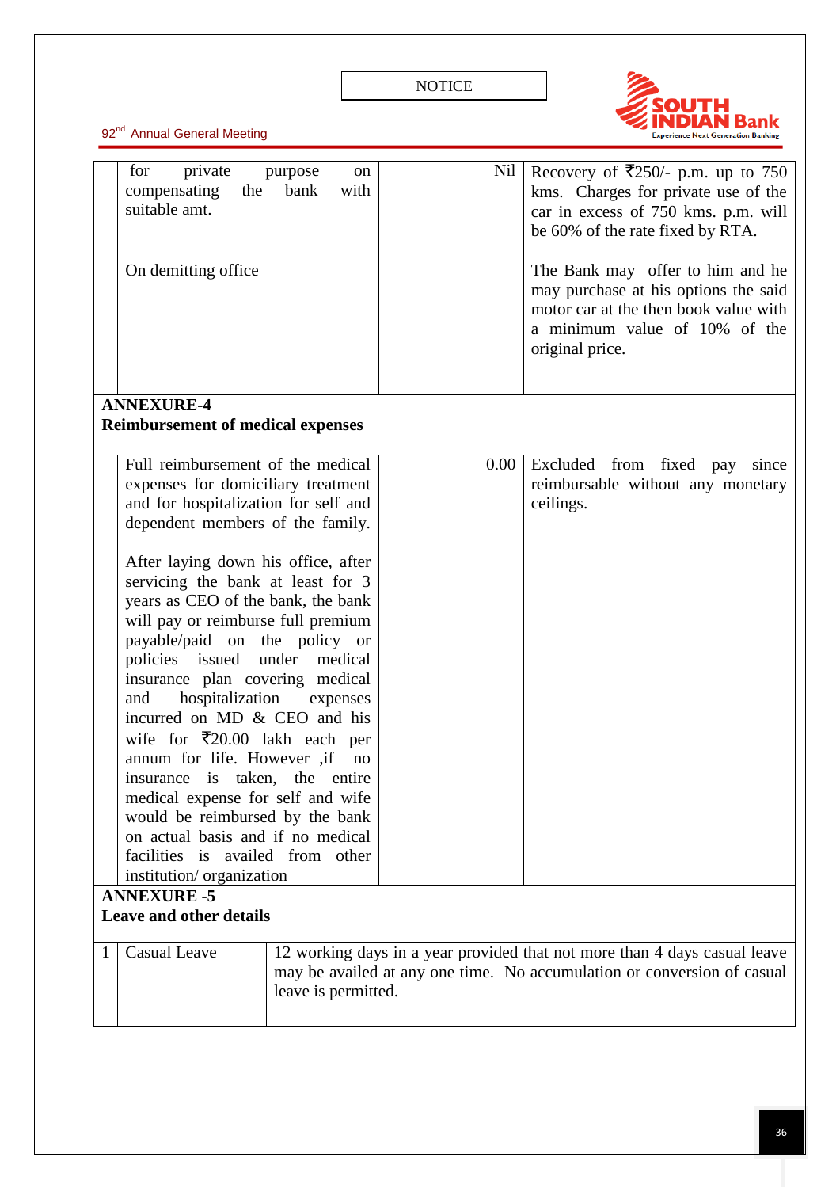| | | | |
|---|---|---|---|
| | for private purpose on compensating the bank with suitable amt. | Nil | Recovery of ₹250/- p.m. up to 750 kms. Charges for private use of the car in excess of 750 kms. p.m. will be 60% of the rate fixed by RTA. |
| | On demitting office | | The Bank may offer to him and he may purchase at his options the said motor car at the then book value with a minimum value of 10% of the original price. |

**ANNEXURE-4**
**Reimbursement of medical expenses**

| | | | |
|---|---|---|---|
| | Full reimbursement of the medical expenses for domiciliary treatment and for hospitalization for self and dependent members of the family.<br><br>After laying down his office, after servicing the bank at least for 3 years as CEO of the bank, the bank will pay or reimburse full premium payable/paid on the policy or policies issued under medical insurance plan covering medical and hospitalization expenses incurred on MD & CEO and his wife for ₹20.00 lakh each per annum for life. However ,if no insurance is taken, the entire medical expense for self and wife would be reimbursed by the bank on actual basis and if no medical facilities is availed from other institution/ organization | 0.00 | Excluded from fixed pay since reimbursable without any monetary ceilings. |

**ANNEXURE -5**
**Leave and other details**

| | | |
|---|---|---|
| 1 | Casual Leave | 12 working days in a year provided that not more than 4 days casual leave may be availed at any one time. No accumulation or conversion of casual leave is permitted. |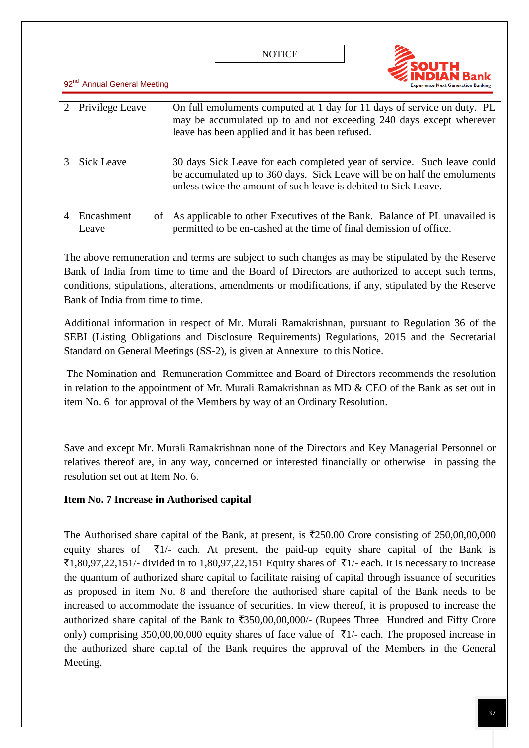| 2 | Privilege Leave | On full emoluments computed at 1 day for 11 days of service on duty. PL may be accumulated up to and not exceeding 240 days except wherever leave has been applied and it has been refused. |
|---|---|---|
| 3 | Sick Leave | 30 days Sick Leave for each completed year of service. Such leave could be accumulated up to 360 days. Sick Leave will be on half the emoluments unless twice the amount of such leave is debited to Sick Leave. |
| 4 | Encashment of Leave | As applicable to other Executives of the Bank. Balance of PL unavailed is permitted to be en-cashed at the time of final demission of office. |

The above remuneration and terms are subject to such changes as may be stipulated by the Reserve Bank of India from time to time and the Board of Directors are authorized to accept such terms, conditions, stipulations, alterations, amendments or modifications, if any, stipulated by the Reserve Bank of India from time to time.

Additional information in respect of Mr. Murali Ramakrishnan, pursuant to Regulation 36 of the SEBI (Listing Obligations and Disclosure Requirements) Regulations, 2015 and the Secretarial Standard on General Meetings (SS-2), is given at Annexure to this Notice.

The Nomination and Remuneration Committee and Board of Directors recommends the resolution in relation to the appointment of Mr. Murali Ramakrishnan as MD & CEO of the Bank as set out in item No. 6 for approval of the Members by way of an Ordinary Resolution.

Save and except Mr. Murali Ramakrishnan none of the Directors and Key Managerial Personnel or relatives thereof are, in any way, concerned or interested financially or otherwise in passing the resolution set out at Item No. 6.

**Item No. 7 Increase in Authorised capital**

The Authorised share capital of the Bank, at present, is ₹250.00 Crore consisting of 250,00,00,000 equity shares of ₹1/- each. At present, the paid-up equity share capital of the Bank is ₹1,80,97,22,151/- divided in to 1,80,97,22,151 Equity shares of ₹1/- each. It is necessary to increase the quantum of authorized share capital to facilitate raising of capital through issuance of securities as proposed in item No. 8 and therefore the authorised share capital of the Bank needs to be increased to accommodate the issuance of securities. In view thereof, it is proposed to increase the authorized share capital of the Bank to ₹350,00,00,000/- (Rupees Three Hundred and Fifty Crore only) comprising 350,00,00,000 equity shares of face value of ₹1/- each. The proposed increase in the authorized share capital of the Bank requires the approval of the Members in the General Meeting.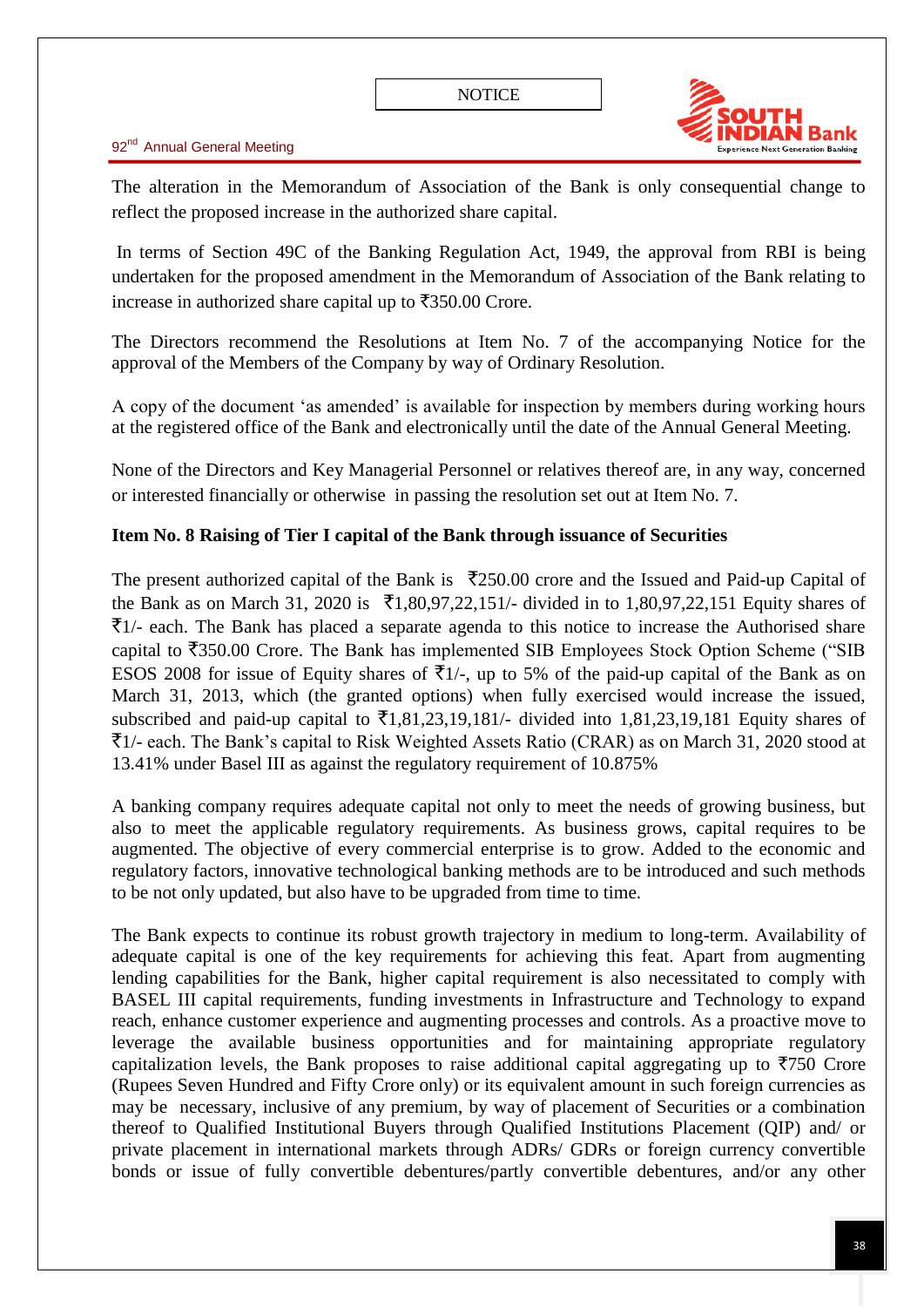The alteration in the Memorandum of Association of the Bank is only consequential change to reflect the proposed increase in the authorized share capital.

In terms of Section 49C of the Banking Regulation Act, 1949, the approval from RBI is being undertaken for the proposed amendment in the Memorandum of Association of the Bank relating to increase in authorized share capital up to ₹350.00 Crore.

The Directors recommend the Resolutions at Item No. 7 of the accompanying Notice for the approval of the Members of the Company by way of Ordinary Resolution.

A copy of the document 'as amended' is available for inspection by members during working hours at the registered office of the Bank and electronically until the date of the Annual General Meeting.

None of the Directors and Key Managerial Personnel or relatives thereof are, in any way, concerned or interested financially or otherwise in passing the resolution set out at Item No. 7.

**Item No. 8 Raising of Tier I capital of the Bank through issuance of Securities**

The present authorized capital of the Bank is ₹250.00 crore and the Issued and Paid-up Capital of the Bank as on March 31, 2020 is ₹1,80,97,22,151/- divided in to 1,80,97,22,151 Equity shares of ₹1/- each. The Bank has placed a separate agenda to this notice to increase the Authorised share capital to ₹350.00 Crore. The Bank has implemented SIB Employees Stock Option Scheme ("SIB ESOS 2008 for issue of Equity shares of ₹1/-, up to 5% of the paid-up capital of the Bank as on March 31, 2013, which (the granted options) when fully exercised would increase the issued, subscribed and paid-up capital to ₹1,81,23,19,181/- divided into 1,81,23,19,181 Equity shares of ₹1/- each. The Bank's capital to Risk Weighted Assets Ratio (CRAR) as on March 31, 2020 stood at 13.41% under Basel III as against the regulatory requirement of 10.875%

A banking company requires adequate capital not only to meet the needs of growing business, but also to meet the applicable regulatory requirements. As business grows, capital requires to be augmented. The objective of every commercial enterprise is to grow. Added to the economic and regulatory factors, innovative technological banking methods are to be introduced and such methods to be not only updated, but also have to be upgraded from time to time.

The Bank expects to continue its robust growth trajectory in medium to long-term. Availability of adequate capital is one of the key requirements for achieving this feat. Apart from augmenting lending capabilities for the Bank, higher capital requirement is also necessitated to comply with BASEL III capital requirements, funding investments in Infrastructure and Technology to expand reach, enhance customer experience and augmenting processes and controls. As a proactive move to leverage the available business opportunities and for maintaining appropriate regulatory capitalization levels, the Bank proposes to raise additional capital aggregating up to ₹750 Crore (Rupees Seven Hundred and Fifty Crore only) or its equivalent amount in such foreign currencies as may be necessary, inclusive of any premium, by way of placement of Securities or a combination thereof to Qualified Institutional Buyers through Qualified Institutions Placement (QIP) and/ or private placement in international markets through ADRs/ GDRs or foreign currency convertible bonds or issue of fully convertible debentures/partly convertible debentures, and/or any other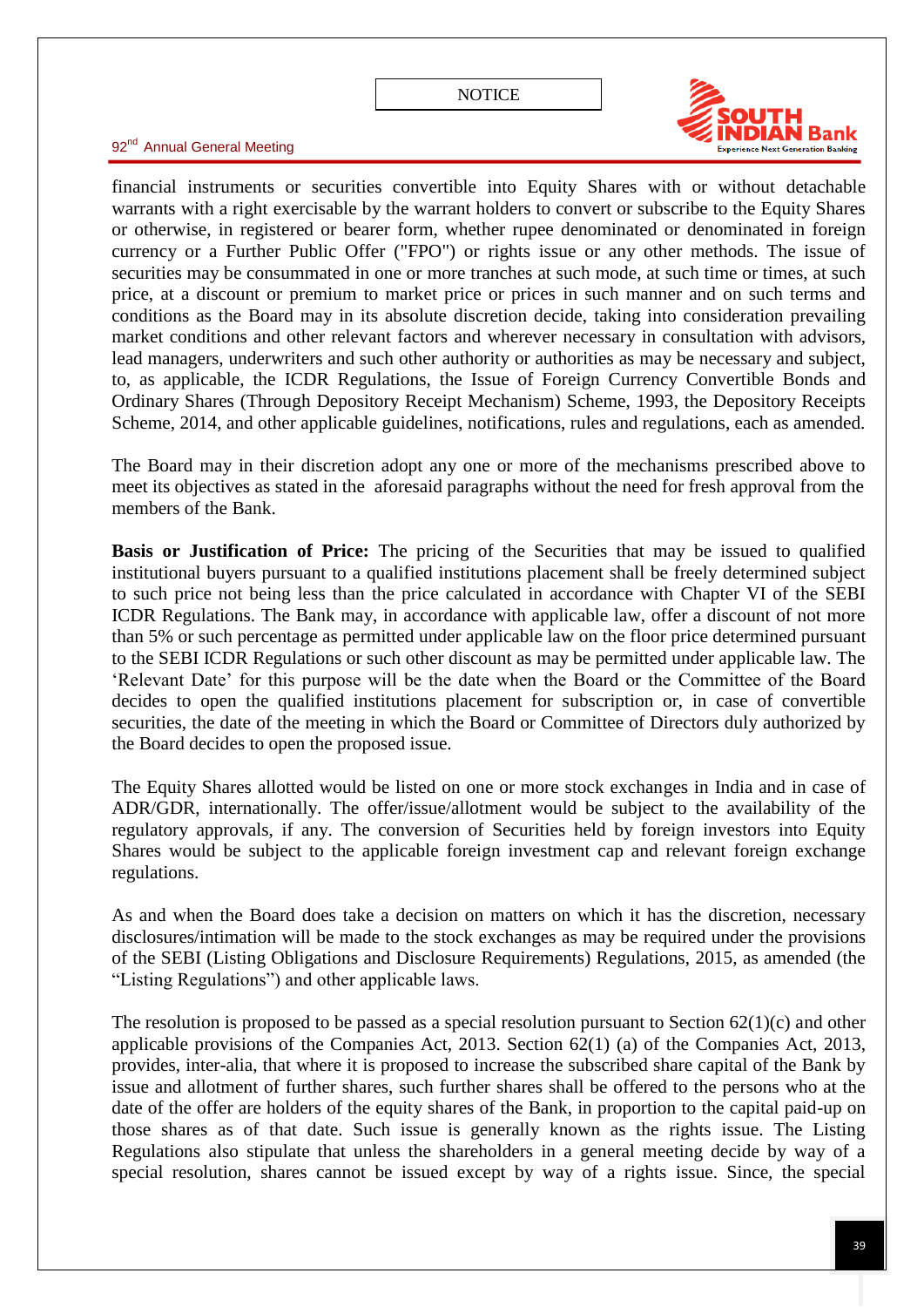financial instruments or securities convertible into Equity Shares with or without detachable warrants with a right exercisable by the warrant holders to convert or subscribe to the Equity Shares or otherwise, in registered or bearer form, whether rupee denominated or denominated in foreign currency or a Further Public Offer ("FPO") or rights issue or any other methods. The issue of securities may be consummated in one or more tranches at such mode, at such time or times, at such price, at a discount or premium to market price or prices in such manner and on such terms and conditions as the Board may in its absolute discretion decide, taking into consideration prevailing market conditions and other relevant factors and wherever necessary in consultation with advisors, lead managers, underwriters and such other authority or authorities as may be necessary and subject, to, as applicable, the ICDR Regulations, the Issue of Foreign Currency Convertible Bonds and Ordinary Shares (Through Depository Receipt Mechanism) Scheme, 1993, the Depository Receipts Scheme, 2014, and other applicable guidelines, notifications, rules and regulations, each as amended.

The Board may in their discretion adopt any one or more of the mechanisms prescribed above to meet its objectives as stated in the aforesaid paragraphs without the need for fresh approval from the members of the Bank.

**Basis or Justification of Price:** The pricing of the Securities that may be issued to qualified institutional buyers pursuant to a qualified institutions placement shall be freely determined subject to such price not being less than the price calculated in accordance with Chapter VI of the SEBI ICDR Regulations. The Bank may, in accordance with applicable law, offer a discount of not more than 5% or such percentage as permitted under applicable law on the floor price determined pursuant to the SEBI ICDR Regulations or such other discount as may be permitted under applicable law. The 'Relevant Date' for this purpose will be the date when the Board or the Committee of the Board decides to open the qualified institutions placement for subscription or, in case of convertible securities, the date of the meeting in which the Board or Committee of Directors duly authorized by the Board decides to open the proposed issue.

The Equity Shares allotted would be listed on one or more stock exchanges in India and in case of ADR/GDR, internationally. The offer/issue/allotment would be subject to the availability of the regulatory approvals, if any. The conversion of Securities held by foreign investors into Equity Shares would be subject to the applicable foreign investment cap and relevant foreign exchange regulations.

As and when the Board does take a decision on matters on which it has the discretion, necessary disclosures/intimation will be made to the stock exchanges as may be required under the provisions of the SEBI (Listing Obligations and Disclosure Requirements) Regulations, 2015, as amended (the "Listing Regulations") and other applicable laws.

The resolution is proposed to be passed as a special resolution pursuant to Section 62(1)(c) and other applicable provisions of the Companies Act, 2013. Section 62(1) (a) of the Companies Act, 2013, provides, inter-alia, that where it is proposed to increase the subscribed share capital of the Bank by issue and allotment of further shares, such further shares shall be offered to the persons who at the date of the offer are holders of the equity shares of the Bank, in proportion to the capital paid-up on those shares as of that date. Such issue is generally known as the rights issue. The Listing Regulations also stipulate that unless the shareholders in a general meeting decide by way of a special resolution, shares cannot be issued except by way of a rights issue. Since, the special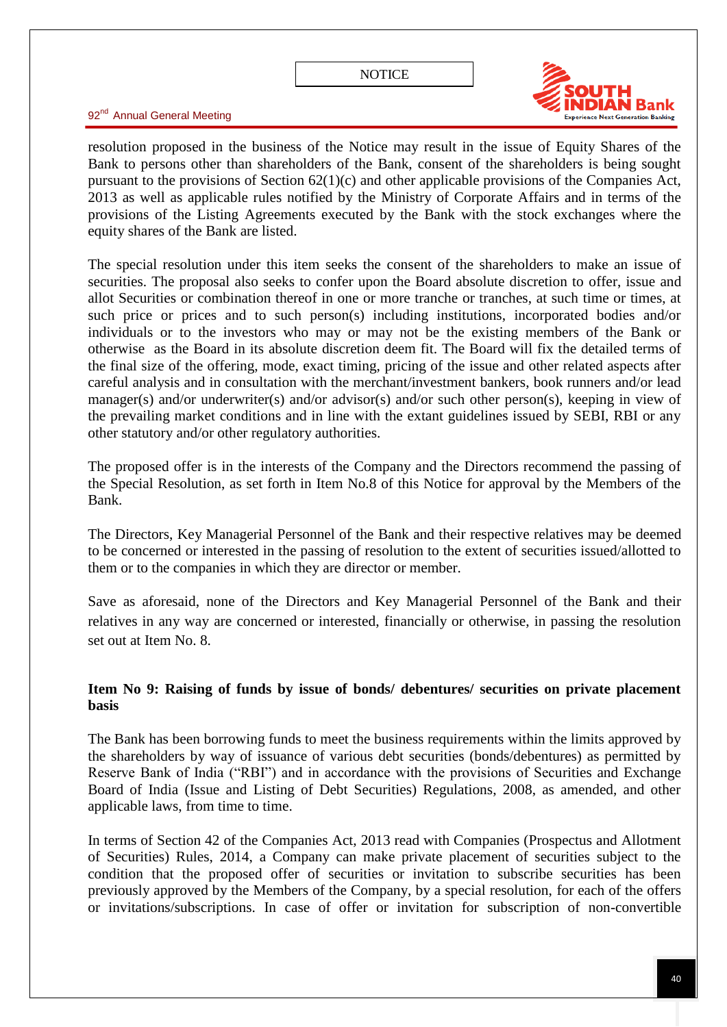resolution proposed in the business of the Notice may result in the issue of Equity Shares of the Bank to persons other than shareholders of the Bank, consent of the shareholders is being sought pursuant to the provisions of Section 62(1)(c) and other applicable provisions of the Companies Act, 2013 as well as applicable rules notified by the Ministry of Corporate Affairs and in terms of the provisions of the Listing Agreements executed by the Bank with the stock exchanges where the equity shares of the Bank are listed.

The special resolution under this item seeks the consent of the shareholders to make an issue of securities. The proposal also seeks to confer upon the Board absolute discretion to offer, issue and allot Securities or combination thereof in one or more tranche or tranches, at such time or times, at such price or prices and to such person(s) including institutions, incorporated bodies and/or individuals or to the investors who may or may not be the existing members of the Bank or otherwise as the Board in its absolute discretion deem fit. The Board will fix the detailed terms of the final size of the offering, mode, exact timing, pricing of the issue and other related aspects after careful analysis and in consultation with the merchant/investment bankers, book runners and/or lead manager(s) and/or underwriter(s) and/or advisor(s) and/or such other person(s), keeping in view of the prevailing market conditions and in line with the extant guidelines issued by SEBI, RBI or any other statutory and/or other regulatory authorities.

The proposed offer is in the interests of the Company and the Directors recommend the passing of the Special Resolution, as set forth in Item No.8 of this Notice for approval by the Members of the Bank.

The Directors, Key Managerial Personnel of the Bank and their respective relatives may be deemed to be concerned or interested in the passing of resolution to the extent of securities issued/allotted to them or to the companies in which they are director or member.

Save as aforesaid, none of the Directors and Key Managerial Personnel of the Bank and their relatives in any way are concerned or interested, financially or otherwise, in passing the resolution set out at Item No. 8.

**Item No 9: Raising of funds by issue of bonds/ debentures/ securities on private placement basis**

The Bank has been borrowing funds to meet the business requirements within the limits approved by the shareholders by way of issuance of various debt securities (bonds/debentures) as permitted by Reserve Bank of India ("RBI") and in accordance with the provisions of Securities and Exchange Board of India (Issue and Listing of Debt Securities) Regulations, 2008, as amended, and other applicable laws, from time to time.

In terms of Section 42 of the Companies Act, 2013 read with Companies (Prospectus and Allotment of Securities) Rules, 2014, a Company can make private placement of securities subject to the condition that the proposed offer of securities or invitation to subscribe securities has been previously approved by the Members of the Company, by a special resolution, for each of the offers or invitations/subscriptions. In case of offer or invitation for subscription of non-convertible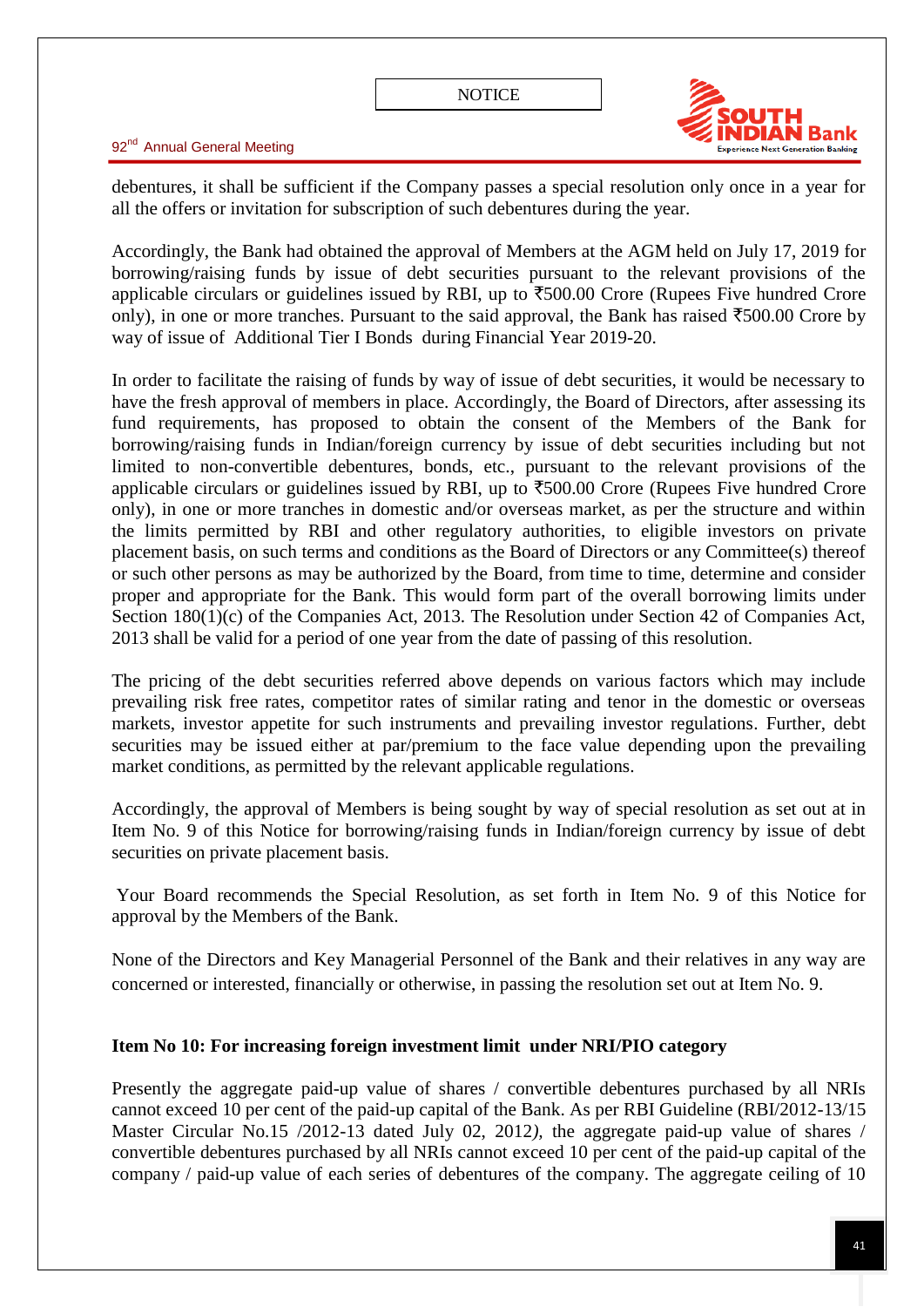debentures, it shall be sufficient if the Company passes a special resolution only once in a year for all the offers or invitation for subscription of such debentures during the year.

Accordingly, the Bank had obtained the approval of Members at the AGM held on July 17, 2019 for borrowing/raising funds by issue of debt securities pursuant to the relevant provisions of the applicable circulars or guidelines issued by RBI, up to ₹500.00 Crore (Rupees Five hundred Crore only), in one or more tranches. Pursuant to the said approval, the Bank has raised ₹500.00 Crore by way of issue of Additional Tier I Bonds during Financial Year 2019-20.

In order to facilitate the raising of funds by way of issue of debt securities, it would be necessary to have the fresh approval of members in place. Accordingly, the Board of Directors, after assessing its fund requirements, has proposed to obtain the consent of the Members of the Bank for borrowing/raising funds in Indian/foreign currency by issue of debt securities including but not limited to non-convertible debentures, bonds, etc., pursuant to the relevant provisions of the applicable circulars or guidelines issued by RBI, up to ₹500.00 Crore (Rupees Five hundred Crore only), in one or more tranches in domestic and/or overseas market, as per the structure and within the limits permitted by RBI and other regulatory authorities, to eligible investors on private placement basis, on such terms and conditions as the Board of Directors or any Committee(s) thereof or such other persons as may be authorized by the Board, from time to time, determine and consider proper and appropriate for the Bank. This would form part of the overall borrowing limits under Section 180(1)(c) of the Companies Act, 2013. The Resolution under Section 42 of Companies Act, 2013 shall be valid for a period of one year from the date of passing of this resolution.

The pricing of the debt securities referred above depends on various factors which may include prevailing risk free rates, competitor rates of similar rating and tenor in the domestic or overseas markets, investor appetite for such instruments and prevailing investor regulations. Further, debt securities may be issued either at par/premium to the face value depending upon the prevailing market conditions, as permitted by the relevant applicable regulations.

Accordingly, the approval of Members is being sought by way of special resolution as set out at in Item No. 9 of this Notice for borrowing/raising funds in Indian/foreign currency by issue of debt securities on private placement basis.

Your Board recommends the Special Resolution, as set forth in Item No. 9 of this Notice for approval by the Members of the Bank.

None of the Directors and Key Managerial Personnel of the Bank and their relatives in any way are concerned or interested, financially or otherwise, in passing the resolution set out at Item No. 9.

**Item No 10: For increasing foreign investment limit under NRI/PIO category**

Presently the aggregate paid-up value of shares / convertible debentures purchased by all NRIs cannot exceed 10 per cent of the paid-up capital of the Bank. As per RBI Guideline (RBI/2012-13/15 Master Circular No.15 /2012-13 dated July 02, 2012), the aggregate paid-up value of shares / convertible debentures purchased by all NRIs cannot exceed 10 per cent of the paid-up capital of the company / paid-up value of each series of debentures of the company. The aggregate ceiling of 10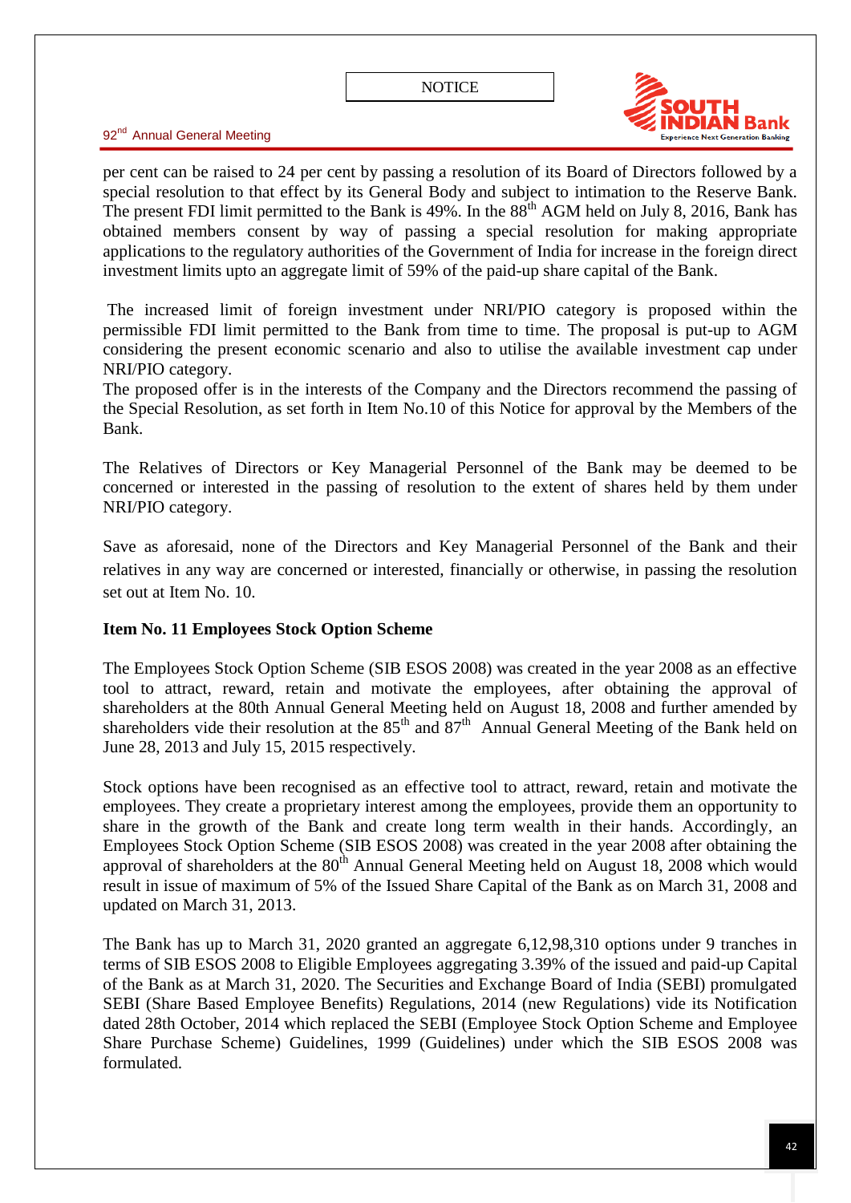per cent can be raised to 24 per cent by passing a resolution of its Board of Directors followed by a special resolution to that effect by its General Body and subject to intimation to the Reserve Bank. The present FDI limit permitted to the Bank is 49%. In the 88th AGM held on July 8, 2016, Bank has obtained members consent by way of passing a special resolution for making appropriate applications to the regulatory authorities of the Government of India for increase in the foreign direct investment limits upto an aggregate limit of 59% of the paid-up share capital of the Bank.

The increased limit of foreign investment under NRI/PIO category is proposed within the permissible FDI limit permitted to the Bank from time to time. The proposal is put-up to AGM considering the present economic scenario and also to utilise the available investment cap under NRI/PIO category.

The proposed offer is in the interests of the Company and the Directors recommend the passing of the Special Resolution, as set forth in Item No.10 of this Notice for approval by the Members of the Bank.

The Relatives of Directors or Key Managerial Personnel of the Bank may be deemed to be concerned or interested in the passing of resolution to the extent of shares held by them under NRI/PIO category.

Save as aforesaid, none of the Directors and Key Managerial Personnel of the Bank and their relatives in any way are concerned or interested, financially or otherwise, in passing the resolution set out at Item No. 10.

**Item No. 11 Employees Stock Option Scheme**

The Employees Stock Option Scheme (SIB ESOS 2008) was created in the year 2008 as an effective tool to attract, reward, retain and motivate the employees, after obtaining the approval of shareholders at the 80th Annual General Meeting held on August 18, 2008 and further amended by shareholders vide their resolution at the 85th and 87th Annual General Meeting of the Bank held on June 28, 2013 and July 15, 2015 respectively.

Stock options have been recognised as an effective tool to attract, reward, retain and motivate the employees. They create a proprietary interest among the employees, provide them an opportunity to share in the growth of the Bank and create long term wealth in their hands. Accordingly, an Employees Stock Option Scheme (SIB ESOS 2008) was created in the year 2008 after obtaining the approval of shareholders at the 80th Annual General Meeting held on August 18, 2008 which would result in issue of maximum of 5% of the Issued Share Capital of the Bank as on March 31, 2008 and updated on March 31, 2013.

The Bank has up to March 31, 2020 granted an aggregate 6,12,98,310 options under 9 tranches in terms of SIB ESOS 2008 to Eligible Employees aggregating 3.39% of the issued and paid-up Capital of the Bank as at March 31, 2020. The Securities and Exchange Board of India (SEBI) promulgated SEBI (Share Based Employee Benefits) Regulations, 2014 (new Regulations) vide its Notification dated 28th October, 2014 which replaced the SEBI (Employee Stock Option Scheme and Employee Share Purchase Scheme) Guidelines, 1999 (Guidelines) under which the SIB ESOS 2008 was formulated.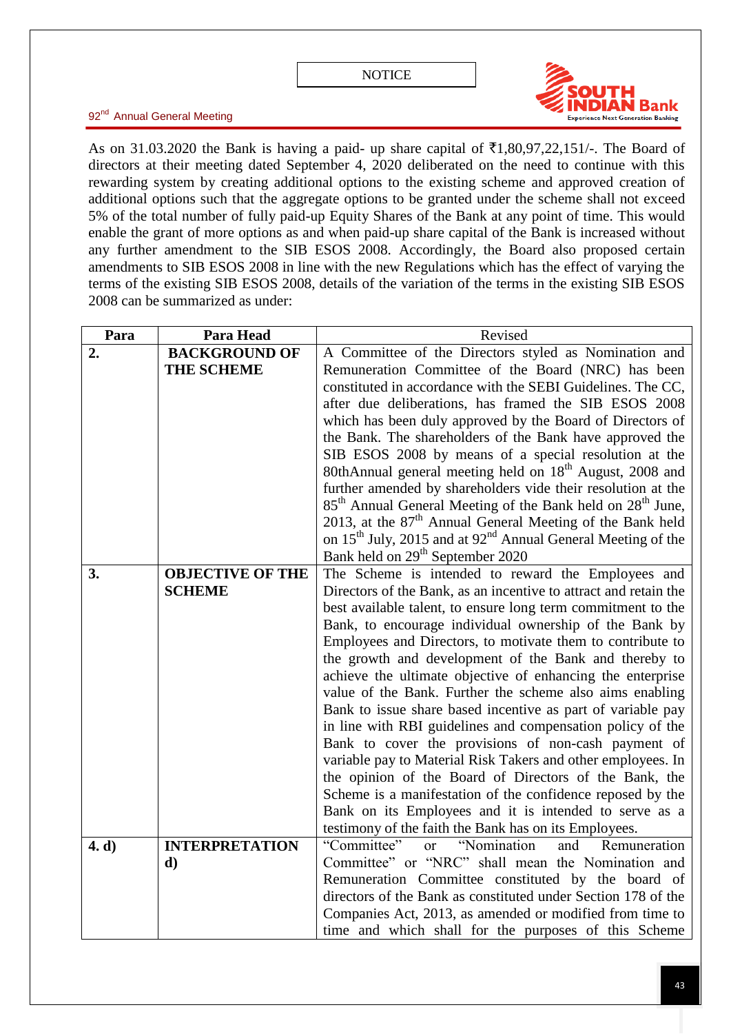As on 31.03.2020 the Bank is having a paid- up share capital of ₹1,80,97,22,151/-. The Board of directors at their meeting dated September 4, 2020 deliberated on the need to continue with this rewarding system by creating additional options to the existing scheme and approved creation of additional options such that the aggregate options to be granted under the scheme shall not exceed 5% of the total number of fully paid-up Equity Shares of the Bank at any point of time. This would enable the grant of more options as and when paid-up share capital of the Bank is increased without any further amendment to the SIB ESOS 2008. Accordingly, the Board also proposed certain amendments to SIB ESOS 2008 in line with the new Regulations which has the effect of varying the terms of the existing SIB ESOS 2008, details of the variation of the terms in the existing SIB ESOS 2008 can be summarized as under:

| Para | Para Head | Revised |
|---|---|---|
| **2.** | **BACKGROUND OF THE SCHEME** | A Committee of the Directors styled as Nomination and Remuneration Committee of the Board (NRC) has been constituted in accordance with the SEBI Guidelines. The CC, after due deliberations, has framed the SIB ESOS 2008 which has been duly approved by the Board of Directors of the Bank. The shareholders of the Bank have approved the SIB ESOS 2008 by means of a special resolution at the 80thAnnual general meeting held on 18th August, 2008 and further amended by shareholders vide their resolution at the 85th Annual General Meeting of the Bank held on 28th June, 2013, at the 87th Annual General Meeting of the Bank held on 15th July, 2015 and at 92nd Annual General Meeting of the Bank held on 29th September 2020 |
| **3.** | **OBJECTIVE OF THE SCHEME** | The Scheme is intended to reward the Employees and Directors of the Bank, as an incentive to attract and retain the best available talent, to ensure long term commitment to the Bank, to encourage individual ownership of the Bank by Employees and Directors, to motivate them to contribute to the growth and development of the Bank and thereby to achieve the ultimate objective of enhancing the enterprise value of the Bank. Further the scheme also aims enabling Bank to issue share based incentive as part of variable pay in line with RBI guidelines and compensation policy of the Bank to cover the provisions of non-cash payment of variable pay to Material Risk Takers and other employees. In the opinion of the Board of Directors of the Bank, the Scheme is a manifestation of the confidence reposed by the Bank on its Employees and it is intended to serve as a testimony of the faith the Bank has on its Employees. |
| **4. d)** | **INTERPRETATION d)** | "Committee" or "Nomination and Remuneration Committee" or "NRC" shall mean the Nomination and Remuneration Committee constituted by the board of directors of the Bank as constituted under Section 178 of the Companies Act, 2013, as amended or modified from time to time and which shall for the purposes of this Scheme |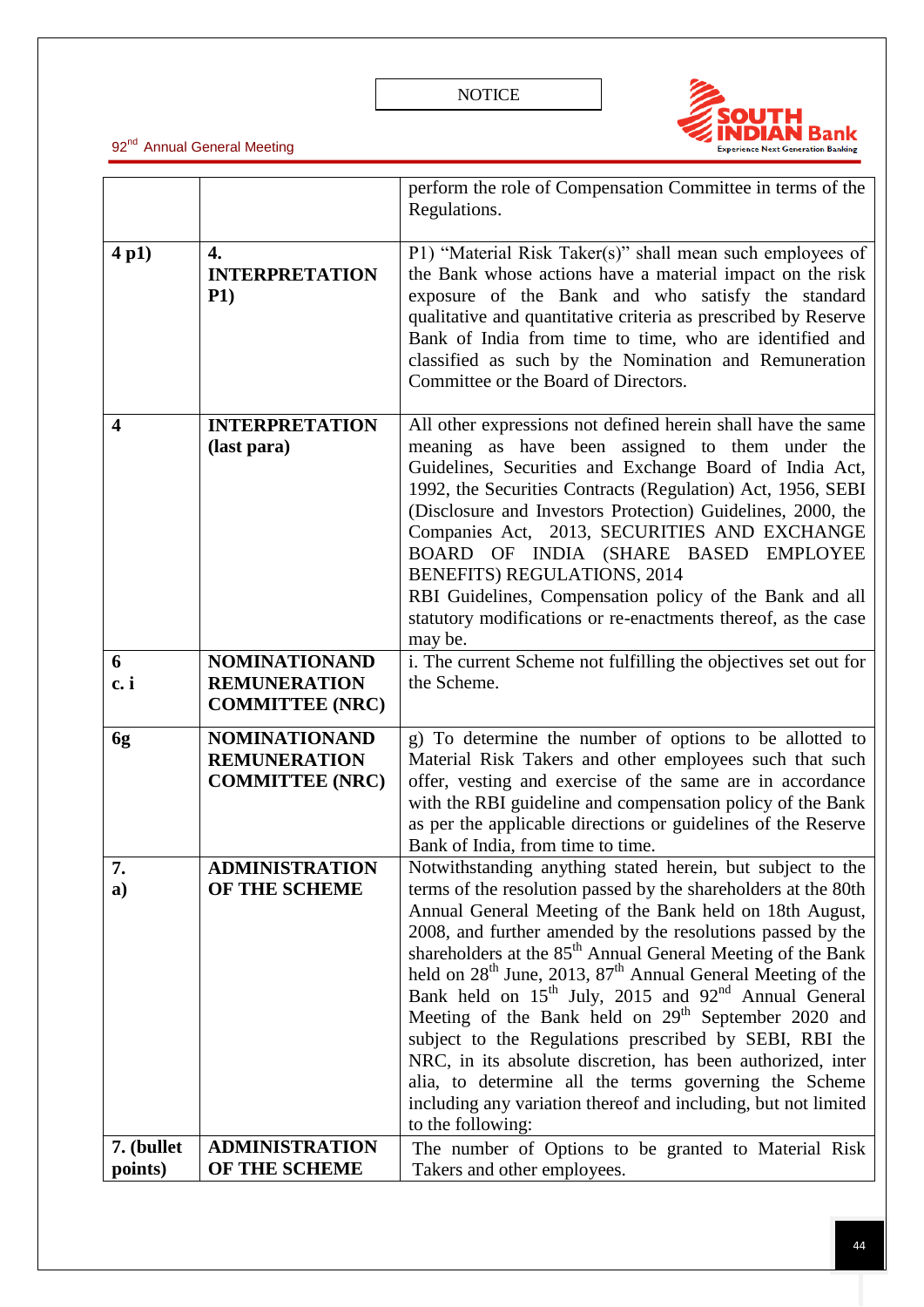| | | |
|---|---|---|
| | | perform the role of Compensation Committee in terms of the Regulations. |
| **4 p1)** | **4. INTERPRETATION P1)** | P1) "Material Risk Taker(s)" shall mean such employees of the Bank whose actions have a material impact on the risk exposure of the Bank and who satisfy the standard qualitative and quantitative criteria as prescribed by Reserve Bank of India from time to time, who are identified and classified as such by the Nomination and Remuneration Committee or the Board of Directors. |
| **4** | **INTERPRETATION (last para)** | All other expressions not defined herein shall have the same meaning as have been assigned to them under the Guidelines, Securities and Exchange Board of India Act, 1992, the Securities Contracts (Regulation) Act, 1956, SEBI (Disclosure and Investors Protection) Guidelines, 2000, the Companies Act, 2013, SECURITIES AND EXCHANGE BOARD OF INDIA (SHARE BASED EMPLOYEE BENEFITS) REGULATIONS, 2014 RBI Guidelines, Compensation policy of the Bank and all statutory modifications or re-enactments thereof, as the case may be. |
| **6 c. i** | **NOMINATIONAND REMUNERATION COMMITTEE (NRC)** | i. The current Scheme not fulfilling the objectives set out for the Scheme. |
| **6g** | **NOMINATIONAND REMUNERATION COMMITTEE (NRC)** | g) To determine the number of options to be allotted to Material Risk Takers and other employees such that such offer, vesting and exercise of the same are in accordance with the RBI guideline and compensation policy of the Bank as per the applicable directions or guidelines of the Reserve Bank of India, from time to time. |
| **7. a)** | **ADMINISTRATION OF THE SCHEME** | Notwithstanding anything stated herein, but subject to the terms of the resolution passed by the shareholders at the 80th Annual General Meeting of the Bank held on 18th August, 2008, and further amended by the resolutions passed by the shareholders at the 85th Annual General Meeting of the Bank held on 28th June, 2013, 87th Annual General Meeting of the Bank held on 15th July, 2015 and 92nd Annual General Meeting of the Bank held on 29th September 2020 and subject to the Regulations prescribed by SEBI, RBI the NRC, in its absolute discretion, has been authorized, inter alia, to determine all the terms governing the Scheme including any variation thereof and including, but not limited to the following: |
| **7. (bullet points)** | **ADMINISTRATION OF THE SCHEME** | The number of Options to be granted to Material Risk Takers and other employees. |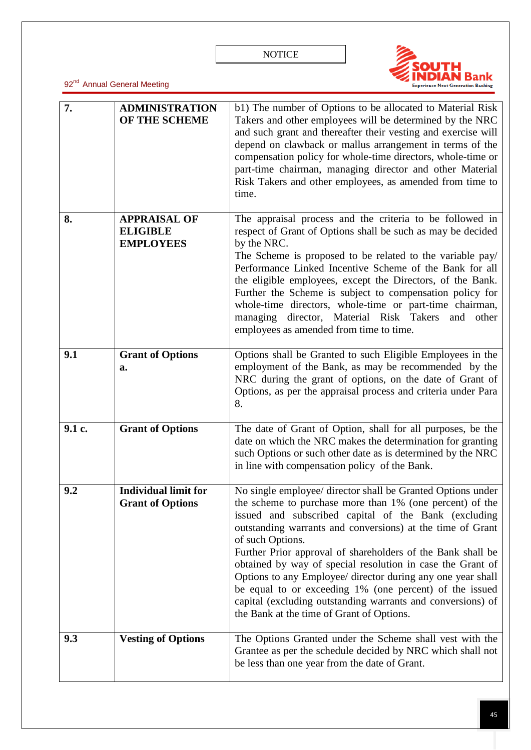| 7. | **ADMINISTRATION OF THE SCHEME** | b1) The number of Options to be allocated to Material Risk Takers and other employees will be determined by the NRC and such grant and thereafter their vesting and exercise will depend on clawback or mallus arrangement in terms of the compensation policy for whole-time directors, whole-time or part-time chairman, managing director and other Material Risk Takers and other employees, as amended from time to time. |
|---|---|---|
| 8. | **APPRAISAL OF ELIGIBLE EMPLOYEES** | The appraisal process and the criteria to be followed in respect of Grant of Options shall be such as may be decided by the NRC.<br>The Scheme is proposed to be related to the variable pay/ Performance Linked Incentive Scheme of the Bank for all the eligible employees, except the Directors, of the Bank. Further the Scheme is subject to compensation policy for whole-time directors, whole-time or part-time chairman, managing director, Material Risk Takers and other employees as amended from time to time. |
| 9.1 | **Grant of Options a.** | Options shall be Granted to such Eligible Employees in the employment of the Bank, as may be recommended by the NRC during the grant of options, on the date of Grant of Options, as per the appraisal process and criteria under Para 8. |
| 9.1 c. | **Grant of Options** | The date of Grant of Option, shall for all purposes, be the date on which the NRC makes the determination for granting such Options or such other date as is determined by the NRC in line with compensation policy of the Bank. |
| 9.2 | **Individual limit for Grant of Options** | No single employee/ director shall be Granted Options under the scheme to purchase more than 1% (one percent) of the issued and subscribed capital of the Bank (excluding outstanding warrants and conversions) at the time of Grant of such Options.<br>Further Prior approval of shareholders of the Bank shall be obtained by way of special resolution in case the Grant of Options to any Employee/ director during any one year shall be equal to or exceeding 1% (one percent) of the issued capital (excluding outstanding warrants and conversions) of the Bank at the time of Grant of Options. |
| 9.3 | **Vesting of Options** | The Options Granted under the Scheme shall vest with the Grantee as per the schedule decided by NRC which shall not be less than one year from the date of Grant. |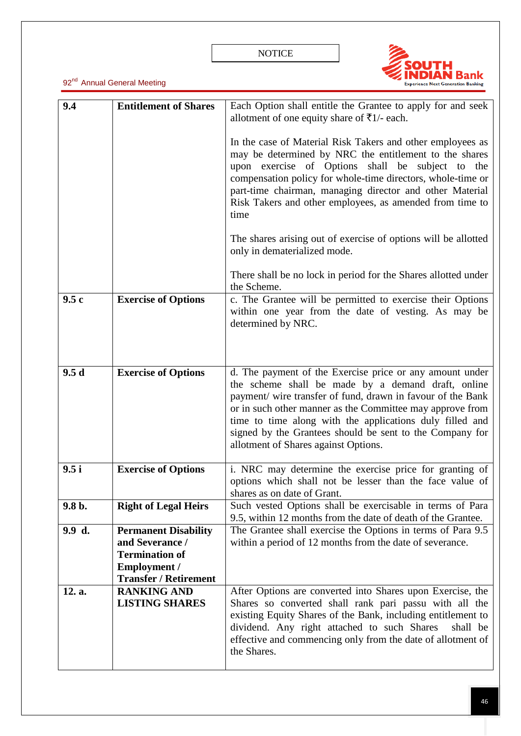| | | |
|---|---|---|
| **9.4** | **Entitlement of Shares** | Each Option shall entitle the Grantee to apply for and seek allotment of one equity share of ₹1/- each.<br><br>In the case of Material Risk Takers and other employees as may be determined by NRC the entitlement to the shares upon exercise of Options shall be subject to the compensation policy for whole-time directors, whole-time or part-time chairman, managing director and other Material Risk Takers and other employees, as amended from time to time<br><br>The shares arising out of exercise of options will be allotted only in dematerialized mode.<br><br>There shall be no lock in period for the Shares allotted under the Scheme. |
| **9.5 c** | **Exercise of Options** | c. The Grantee will be permitted to exercise their Options within one year from the date of vesting. As may be determined by NRC. |
| **9.5 d** | **Exercise of Options** | d. The payment of the Exercise price or any amount under the scheme shall be made by a demand draft, online payment/ wire transfer of fund, drawn in favour of the Bank or in such other manner as the Committee may approve from time to time along with the applications duly filled and signed by the Grantees should be sent to the Company for allotment of Shares against Options. |
| **9.5 i** | **Exercise of Options** | i. NRC may determine the exercise price for granting of options which shall not be lesser than the face value of shares as on date of Grant. |
| **9.8 b.** | **Right of Legal Heirs** | Such vested Options shall be exercisable in terms of Para 9.5, within 12 months from the date of death of the Grantee. |
| **9.9 d.** | **Permanent Disability and Severance / Termination of Employment / Transfer / Retirement** | The Grantee shall exercise the Options in terms of Para 9.5 within a period of 12 months from the date of severance. |
| **12. a.** | **RANKING AND LISTING SHARES** | After Options are converted into Shares upon Exercise, the Shares so converted shall rank pari passu with all the existing Equity Shares of the Bank, including entitlement to dividend. Any right attached to such Shares shall be effective and commencing only from the date of allotment of the Shares. |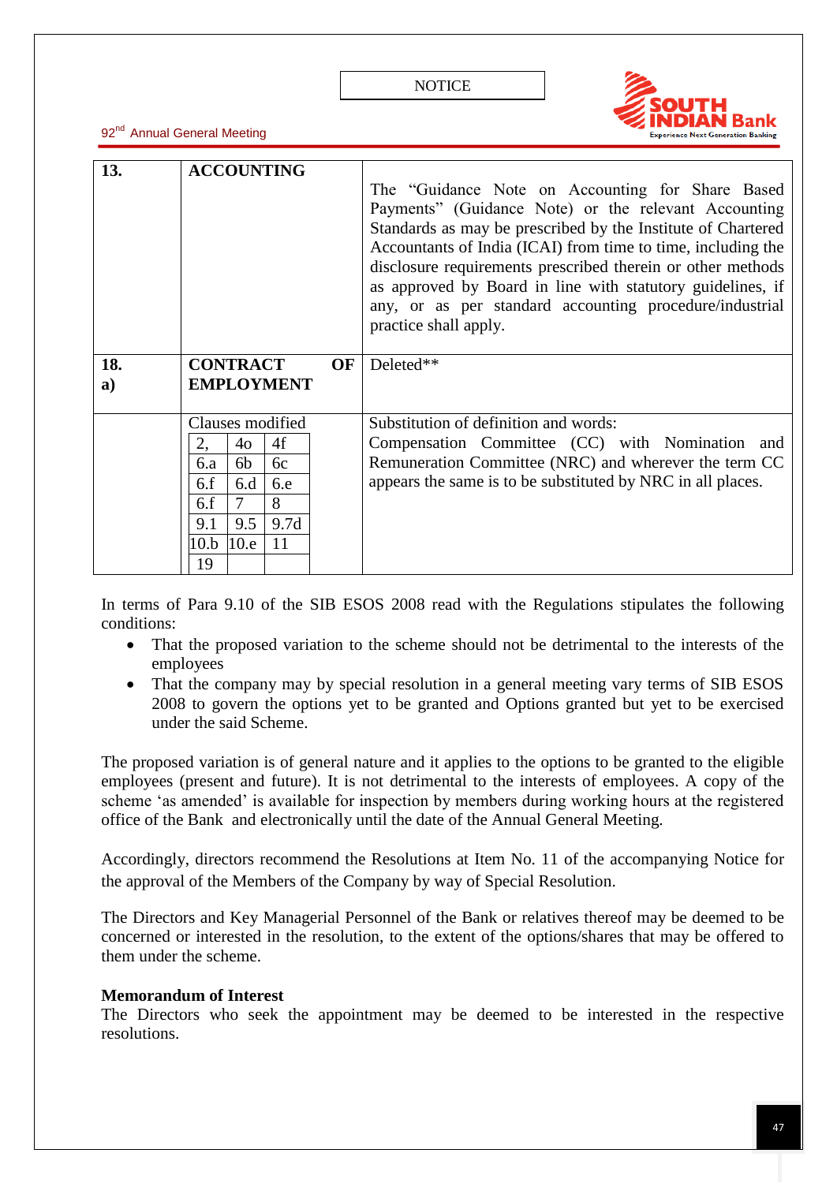| | | |
|---|---|---|
| **13.** | **ACCOUNTING** | The "Guidance Note on Accounting for Share Based Payments" (Guidance Note) or the relevant Accounting Standards as may be prescribed by the Institute of Chartered Accountants of India (ICAI) from time to time, including the disclosure requirements prescribed therein or other methods as approved by Board in line with statutory guidelines, if any, or as per standard accounting procedure/industrial practice shall apply. |
| **18. a)** | **CONTRACT OF EMPLOYMENT** | Deleted** |
| | Clauses modified: 2, 4o, 4f, 6.a, 6b, 6c, 6.f, 6.d, 6.e, 6.f, 7, 8, 9.1, 9.5, 9.7d, 10.b, 10.e, 11, 19 | Substitution of definition and words: Compensation Committee (CC) with Nomination and Remuneration Committee (NRC) and wherever the term CC appears the same is to be substituted by NRC in all places. |

In terms of Para 9.10 of the SIB ESOS 2008 read with the Regulations stipulates the following conditions:

- That the proposed variation to the scheme should not be detrimental to the interests of the employees
- That the company may by special resolution in a general meeting vary terms of SIB ESOS 2008 to govern the options yet to be granted and Options granted but yet to be exercised under the said Scheme.

The proposed variation is of general nature and it applies to the options to be granted to the eligible employees (present and future). It is not detrimental to the interests of employees. A copy of the scheme 'as amended' is available for inspection by members during working hours at the registered office of the Bank and electronically until the date of the Annual General Meeting.

Accordingly, directors recommend the Resolutions at Item No. 11 of the accompanying Notice for the approval of the Members of the Company by way of Special Resolution.

The Directors and Key Managerial Personnel of the Bank or relatives thereof may be deemed to be concerned or interested in the resolution, to the extent of the options/shares that may be offered to them under the scheme.

**Memorandum of Interest**

The Directors who seek the appointment may be deemed to be interested in the respective resolutions.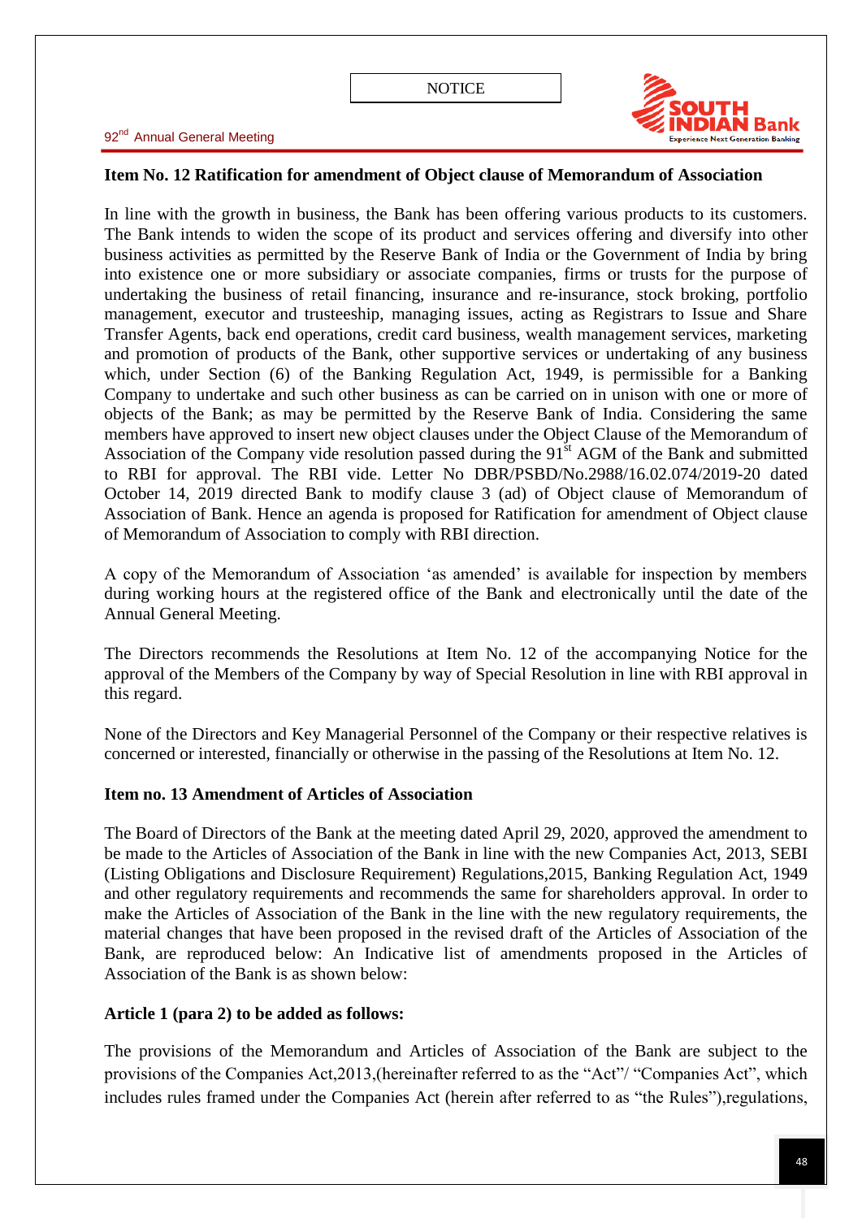### Item No. 12 Ratification for amendment of Object clause of Memorandum of Association

In line with the growth in business, the Bank has been offering various products to its customers. The Bank intends to widen the scope of its product and services offering and diversify into other business activities as permitted by the Reserve Bank of India or the Government of India by bring into existence one or more subsidiary or associate companies, firms or trusts for the purpose of undertaking the business of retail financing, insurance and re-insurance, stock broking, portfolio management, executor and trusteeship, managing issues, acting as Registrars to Issue and Share Transfer Agents, back end operations, credit card business, wealth management services, marketing and promotion of products of the Bank, other supportive services or undertaking of any business which, under Section (6) of the Banking Regulation Act, 1949, is permissible for a Banking Company to undertake and such other business as can be carried on in unison with one or more of objects of the Bank; as may be permitted by the Reserve Bank of India. Considering the same members have approved to insert new object clauses under the Object Clause of the Memorandum of Association of the Company vide resolution passed during the 91st AGM of the Bank and submitted to RBI for approval. The RBI vide. Letter No DBR/PSBD/No.2988/16.02.074/2019-20 dated October 14, 2019 directed Bank to modify clause 3 (ad) of Object clause of Memorandum of Association of Bank. Hence an agenda is proposed for Ratification for amendment of Object clause of Memorandum of Association to comply with RBI direction.

A copy of the Memorandum of Association 'as amended' is available for inspection by members during working hours at the registered office of the Bank and electronically until the date of the Annual General Meeting.

The Directors recommends the Resolutions at Item No. 12 of the accompanying Notice for the approval of the Members of the Company by way of Special Resolution in line with RBI approval in this regard.

None of the Directors and Key Managerial Personnel of the Company or their respective relatives is concerned or interested, financially or otherwise in the passing of the Resolutions at Item No. 12.

### Item no. 13 Amendment of Articles of Association

The Board of Directors of the Bank at the meeting dated April 29, 2020, approved the amendment to be made to the Articles of Association of the Bank in line with the new Companies Act, 2013, SEBI (Listing Obligations and Disclosure Requirement) Regulations,2015, Banking Regulation Act, 1949 and other regulatory requirements and recommends the same for shareholders approval. In order to make the Articles of Association of the Bank in the line with the new regulatory requirements, the material changes that have been proposed in the revised draft of the Articles of Association of the Bank, are reproduced below: An Indicative list of amendments proposed in the Articles of Association of the Bank is as shown below:

**Article 1 (para 2) to be added as follows:**

The provisions of the Memorandum and Articles of Association of the Bank are subject to the provisions of the Companies Act,2013,(hereinafter referred to as the "Act"/ "Companies Act", which includes rules framed under the Companies Act (herein after referred to as "the Rules"),regulations,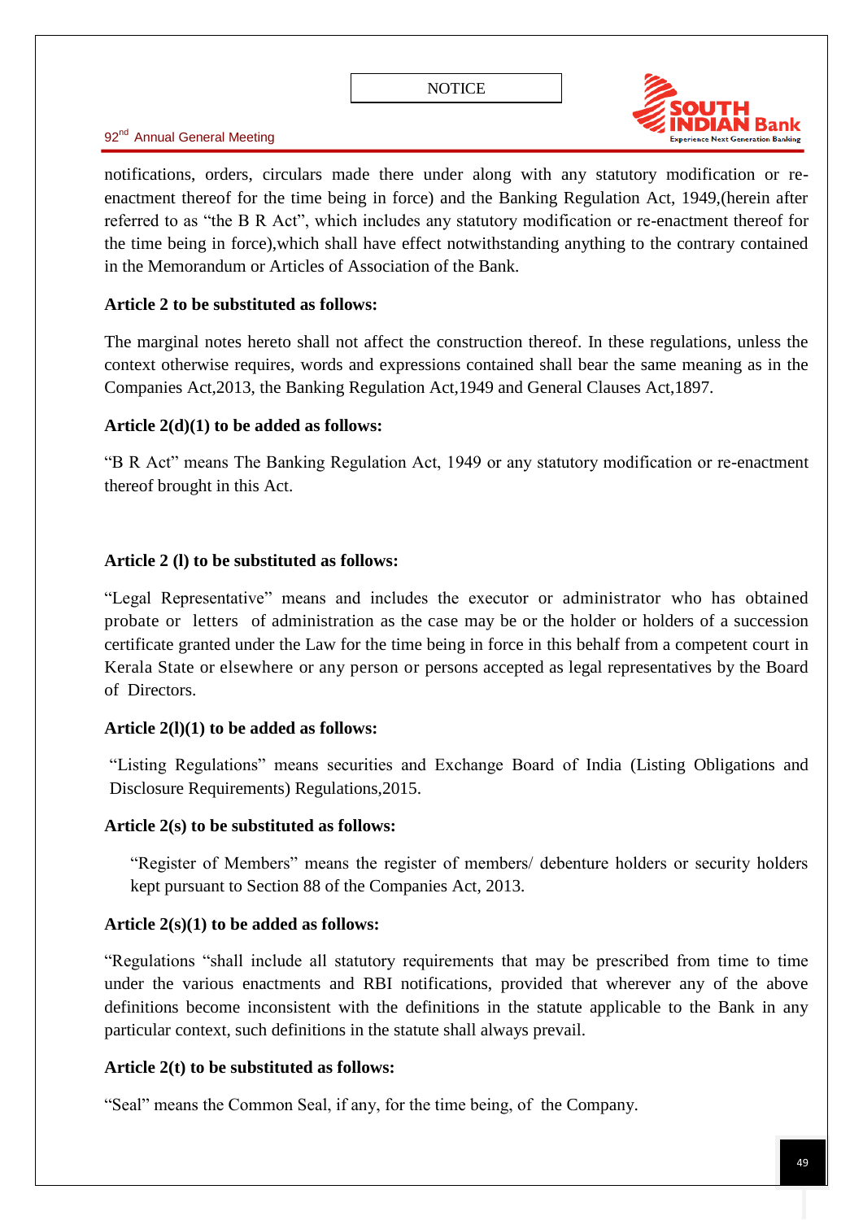notifications, orders, circulars made there under along with any statutory modification or re-enactment thereof for the time being in force) and the Banking Regulation Act, 1949,(herein after referred to as "the B R Act", which includes any statutory modification or re-enactment thereof for the time being in force),which shall have effect notwithstanding anything to the contrary contained in the Memorandum or Articles of Association of the Bank.

**Article 2 to be substituted as follows:**

The marginal notes hereto shall not affect the construction thereof. In these regulations, unless the context otherwise requires, words and expressions contained shall bear the same meaning as in the Companies Act,2013, the Banking Regulation Act,1949 and General Clauses Act,1897.

**Article 2(d)(1) to be added as follows:**

"B R Act" means The Banking Regulation Act, 1949 or any statutory modification or re-enactment thereof brought in this Act.

**Article 2 (l) to be substituted as follows:**

"Legal Representative" means and includes the executor or administrator who has obtained probate or letters of administration as the case may be or the holder or holders of a succession certificate granted under the Law for the time being in force in this behalf from a competent court in Kerala State or elsewhere or any person or persons accepted as legal representatives by the Board of Directors.

**Article 2(l)(1) to be added as follows:**

"Listing Regulations" means securities and Exchange Board of India (Listing Obligations and Disclosure Requirements) Regulations,2015.

**Article 2(s) to be substituted as follows:**

"Register of Members" means the register of members/ debenture holders or security holders kept pursuant to Section 88 of the Companies Act, 2013.

**Article 2(s)(1) to be added as follows:**

"Regulations "shall include all statutory requirements that may be prescribed from time to time under the various enactments and RBI notifications, provided that wherever any of the above definitions become inconsistent with the definitions in the statute applicable to the Bank in any particular context, such definitions in the statute shall always prevail.

**Article 2(t) to be substituted as follows:**

"Seal" means the Common Seal, if any, for the time being, of the Company.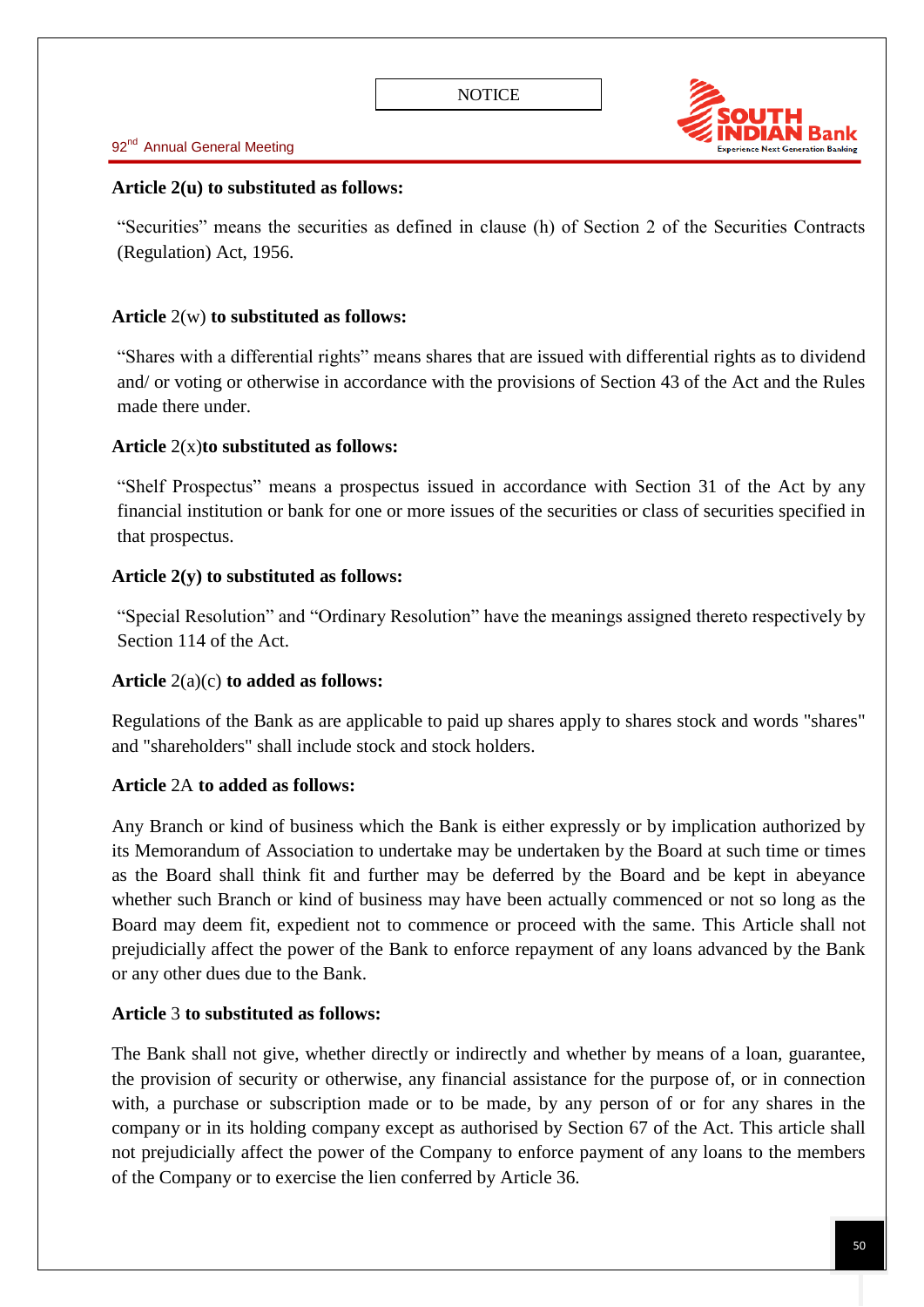**Article 2(u) to substituted as follows:**

"Securities" means the securities as defined in clause (h) of Section 2 of the Securities Contracts (Regulation) Act, 1956.

**Article** 2(w) **to substituted as follows:**

"Shares with a differential rights" means shares that are issued with differential rights as to dividend and/ or voting or otherwise in accordance with the provisions of Section 43 of the Act and the Rules made there under.

**Article** 2(x)**to substituted as follows:**

"Shelf Prospectus" means a prospectus issued in accordance with Section 31 of the Act by any financial institution or bank for one or more issues of the securities or class of securities specified in that prospectus.

**Article 2(y) to substituted as follows:**

"Special Resolution" and "Ordinary Resolution" have the meanings assigned thereto respectively by Section 114 of the Act.

**Article** 2(a)(c) **to added as follows:**

Regulations of the Bank as are applicable to paid up shares apply to shares stock and words "shares" and "shareholders" shall include stock and stock holders.

**Article** 2A **to added as follows:**

Any Branch or kind of business which the Bank is either expressly or by implication authorized by its Memorandum of Association to undertake may be undertaken by the Board at such time or times as the Board shall think fit and further may be deferred by the Board and be kept in abeyance whether such Branch or kind of business may have been actually commenced or not so long as the Board may deem fit, expedient not to commence or proceed with the same. This Article shall not prejudicially affect the power of the Bank to enforce repayment of any loans advanced by the Bank or any other dues due to the Bank.

**Article** 3 **to substituted as follows:**

The Bank shall not give, whether directly or indirectly and whether by means of a loan, guarantee, the provision of security or otherwise, any financial assistance for the purpose of, or in connection with, a purchase or subscription made or to be made, by any person of or for any shares in the company or in its holding company except as authorised by Section 67 of the Act. This article shall not prejudicially affect the power of the Company to enforce payment of any loans to the members of the Company or to exercise the lien conferred by Article 36.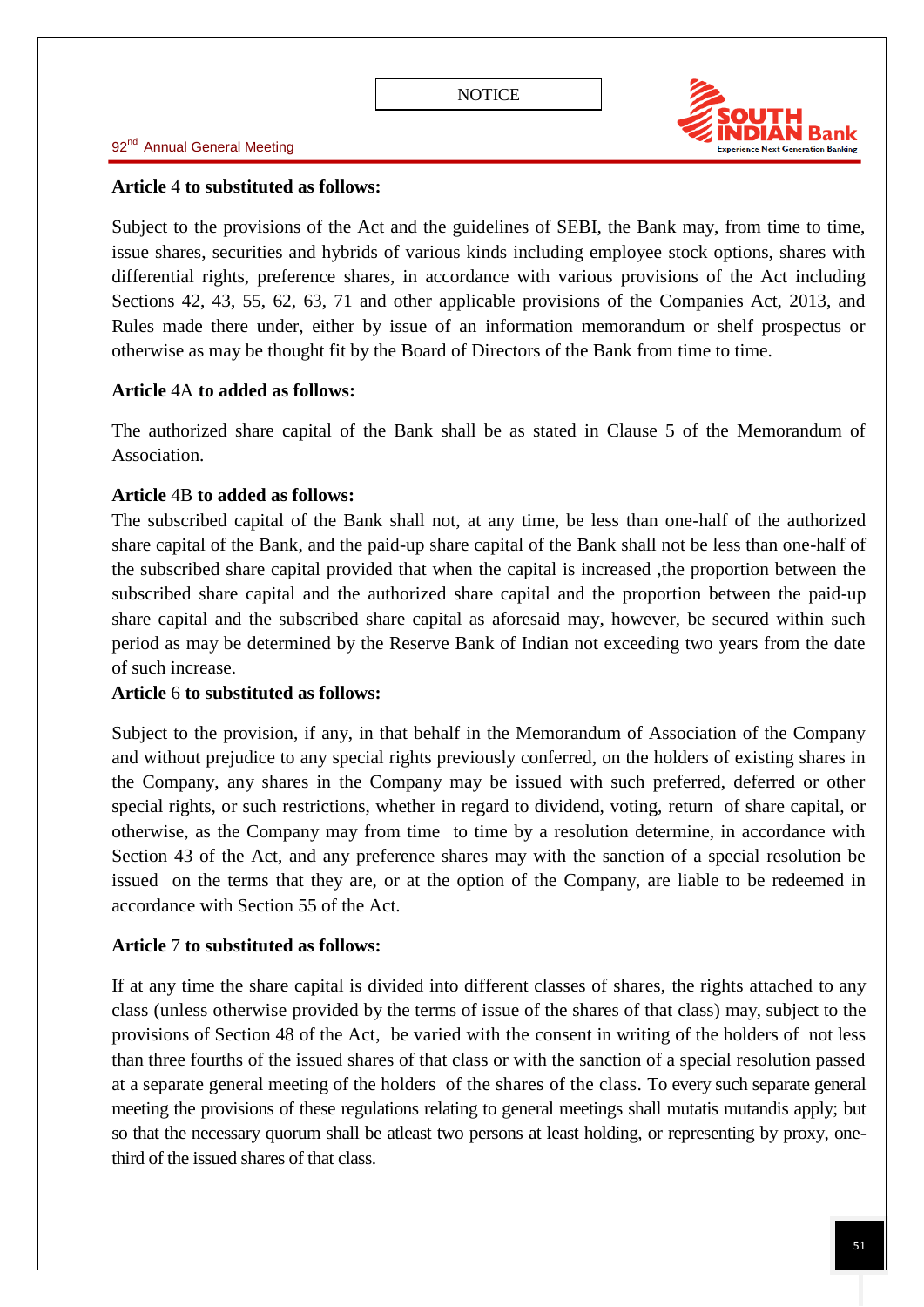**Article 4 to substituted as follows:**

Subject to the provisions of the Act and the guidelines of SEBI, the Bank may, from time to time, issue shares, securities and hybrids of various kinds including employee stock options, shares with differential rights, preference shares, in accordance with various provisions of the Act including Sections 42, 43, 55, 62, 63, 71 and other applicable provisions of the Companies Act, 2013, and Rules made there under, either by issue of an information memorandum or shelf prospectus or otherwise as may be thought fit by the Board of Directors of the Bank from time to time.

**Article 4A to added as follows:**

The authorized share capital of the Bank shall be as stated in Clause 5 of the Memorandum of Association.

**Article 4B to added as follows:**

The subscribed capital of the Bank shall not, at any time, be less than one-half of the authorized share capital of the Bank, and the paid-up share capital of the Bank shall not be less than one-half of the subscribed share capital provided that when the capital is increased ,the proportion between the subscribed share capital and the authorized share capital and the proportion between the paid-up share capital and the subscribed share capital as aforesaid may, however, be secured within such period as may be determined by the Reserve Bank of Indian not exceeding two years from the date of such increase.

**Article 6 to substituted as follows:**

Subject to the provision, if any, in that behalf in the Memorandum of Association of the Company and without prejudice to any special rights previously conferred, on the holders of existing shares in the Company, any shares in the Company may be issued with such preferred, deferred or other special rights, or such restrictions, whether in regard to dividend, voting, return of share capital, or otherwise, as the Company may from time to time by a resolution determine, in accordance with Section 43 of the Act, and any preference shares may with the sanction of a special resolution be issued on the terms that they are, or at the option of the Company, are liable to be redeemed in accordance with Section 55 of the Act.

**Article 7 to substituted as follows:**

If at any time the share capital is divided into different classes of shares, the rights attached to any class (unless otherwise provided by the terms of issue of the shares of that class) may, subject to the provisions of Section 48 of the Act, be varied with the consent in writing of the holders of not less than three fourths of the issued shares of that class or with the sanction of a special resolution passed at a separate general meeting of the holders of the shares of the class. To every such separate general meeting the provisions of these regulations relating to general meetings shall mutatis mutandis apply; but so that the necessary quorum shall be atleast two persons at least holding, or representing by proxy, one-third of the issued shares of that class.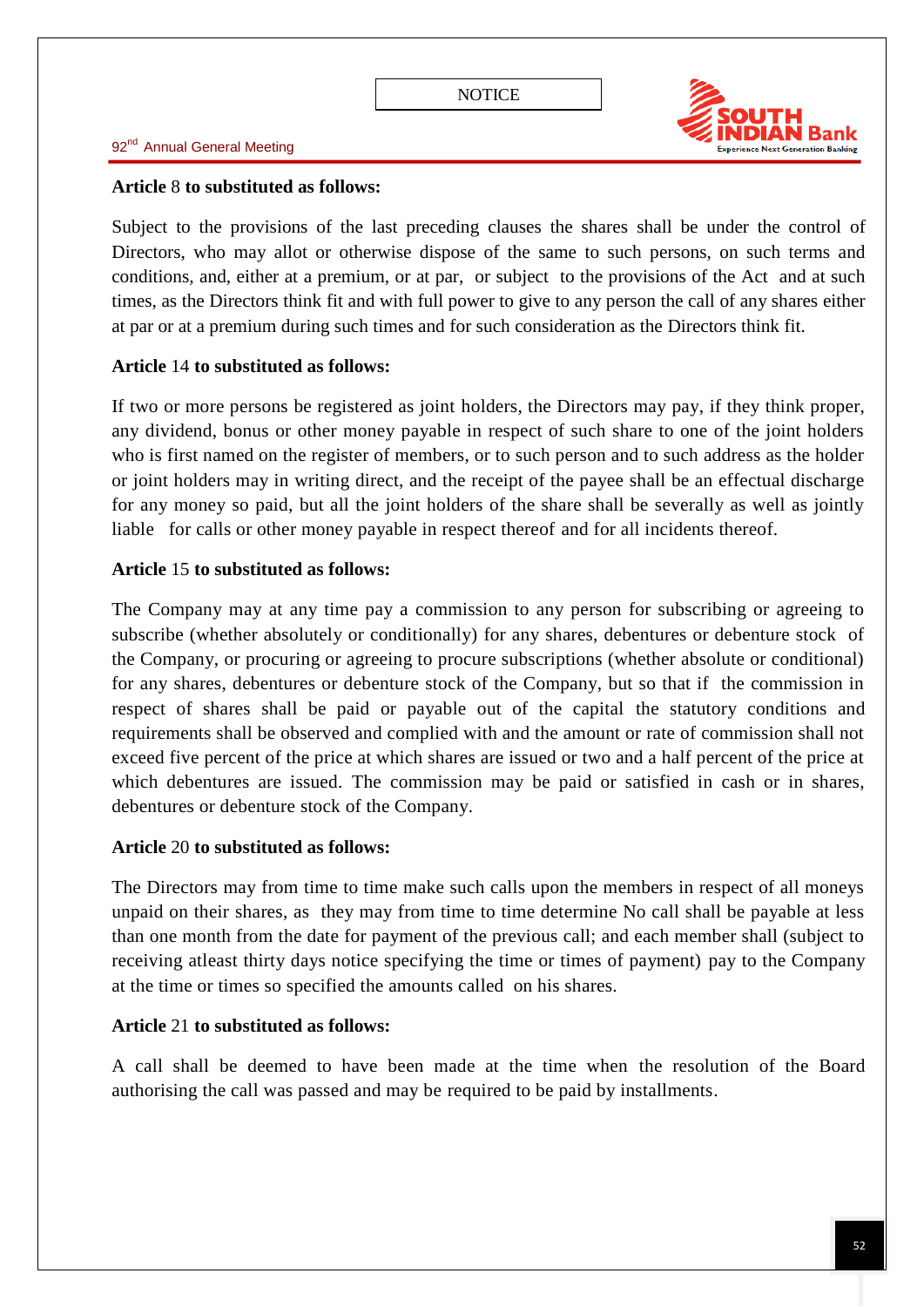**Article** 8 **to substituted as follows:**

Subject to the provisions of the last preceding clauses the shares shall be under the control of Directors, who may allot or otherwise dispose of the same to such persons, on such terms and conditions, and, either at a premium, or at par, or subject to the provisions of the Act and at such times, as the Directors think fit and with full power to give to any person the call of any shares either at par or at a premium during such times and for such consideration as the Directors think fit.

**Article** 14 **to substituted as follows:**

If two or more persons be registered as joint holders, the Directors may pay, if they think proper, any dividend, bonus or other money payable in respect of such share to one of the joint holders who is first named on the register of members, or to such person and to such address as the holder or joint holders may in writing direct, and the receipt of the payee shall be an effectual discharge for any money so paid, but all the joint holders of the share shall be severally as well as jointly liable for calls or other money payable in respect thereof and for all incidents thereof.

**Article** 15 **to substituted as follows:**

The Company may at any time pay a commission to any person for subscribing or agreeing to subscribe (whether absolutely or conditionally) for any shares, debentures or debenture stock of the Company, or procuring or agreeing to procure subscriptions (whether absolute or conditional) for any shares, debentures or debenture stock of the Company, but so that if the commission in respect of shares shall be paid or payable out of the capital the statutory conditions and requirements shall be observed and complied with and the amount or rate of commission shall not exceed five percent of the price at which shares are issued or two and a half percent of the price at which debentures are issued. The commission may be paid or satisfied in cash or in shares, debentures or debenture stock of the Company.

**Article** 20 **to substituted as follows:**

The Directors may from time to time make such calls upon the members in respect of all moneys unpaid on their shares, as they may from time to time determine No call shall be payable at less than one month from the date for payment of the previous call; and each member shall (subject to receiving atleast thirty days notice specifying the time or times of payment) pay to the Company at the time or times so specified the amounts called on his shares.

**Article** 21 **to substituted as follows:**

A call shall be deemed to have been made at the time when the resolution of the Board authorising the call was passed and may be required to be paid by installments.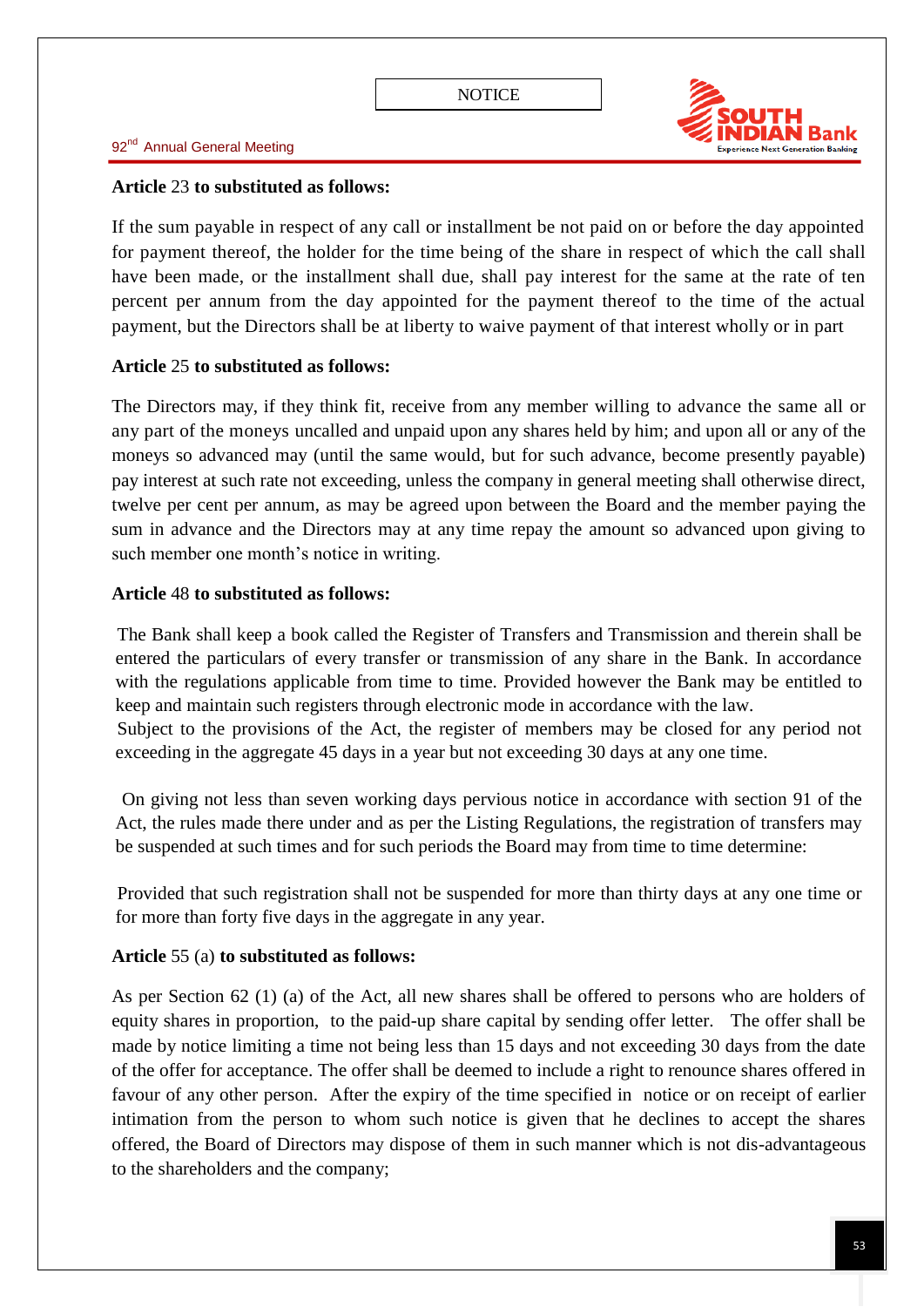**Article** 23 **to substituted as follows:**

If the sum payable in respect of any call or installment be not paid on or before the day appointed for payment thereof, the holder for the time being of the share in respect of which the call shall have been made, or the installment shall due, shall pay interest for the same at the rate of ten percent per annum from the day appointed for the payment thereof to the time of the actual payment, but the Directors shall be at liberty to waive payment of that interest wholly or in part

**Article** 25 **to substituted as follows:**

The Directors may, if they think fit, receive from any member willing to advance the same all or any part of the moneys uncalled and unpaid upon any shares held by him; and upon all or any of the moneys so advanced may (until the same would, but for such advance, become presently payable) pay interest at such rate not exceeding, unless the company in general meeting shall otherwise direct, twelve per cent per annum, as may be agreed upon between the Board and the member paying the sum in advance and the Directors may at any time repay the amount so advanced upon giving to such member one month's notice in writing.

**Article** 48 **to substituted as follows:**

The Bank shall keep a book called the Register of Transfers and Transmission and therein shall be entered the particulars of every transfer or transmission of any share in the Bank. In accordance with the regulations applicable from time to time. Provided however the Bank may be entitled to keep and maintain such registers through electronic mode in accordance with the law.
Subject to the provisions of the Act, the register of members may be closed for any period not exceeding in the aggregate 45 days in a year but not exceeding 30 days at any one time.

On giving not less than seven working days pervious notice in accordance with section 91 of the Act, the rules made there under and as per the Listing Regulations, the registration of transfers may be suspended at such times and for such periods the Board may from time to time determine:

Provided that such registration shall not be suspended for more than thirty days at any one time or for more than forty five days in the aggregate in any year.

**Article** 55 (a) **to substituted as follows:**

As per Section 62 (1) (a) of the Act, all new shares shall be offered to persons who are holders of equity shares in proportion, to the paid-up share capital by sending offer letter. The offer shall be made by notice limiting a time not being less than 15 days and not exceeding 30 days from the date of the offer for acceptance. The offer shall be deemed to include a right to renounce shares offered in favour of any other person. After the expiry of the time specified in notice or on receipt of earlier intimation from the person to whom such notice is given that he declines to accept the shares offered, the Board of Directors may dispose of them in such manner which is not dis-advantageous to the shareholders and the company;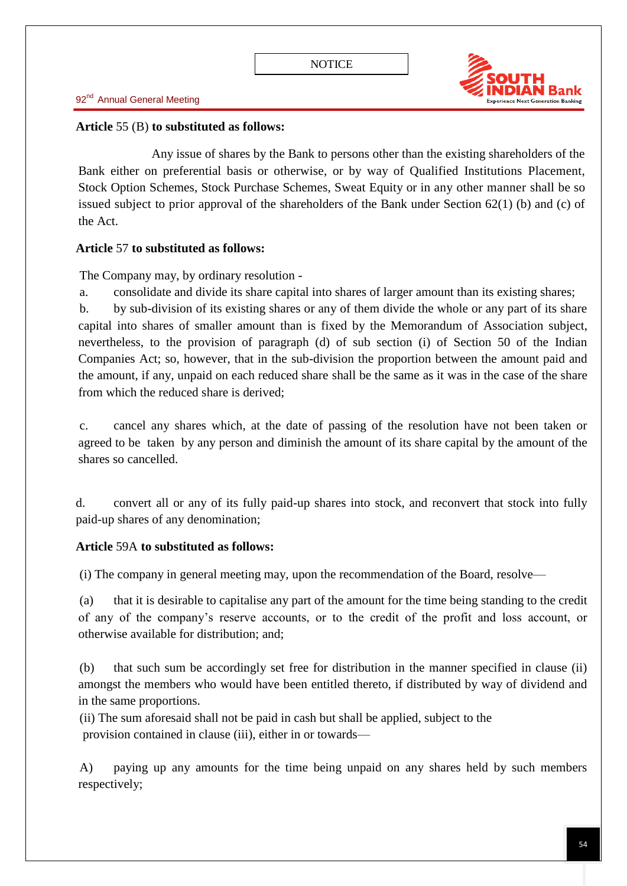**Article** 55 (B) **to substituted as follows:**

Any issue of shares by the Bank to persons other than the existing shareholders of the Bank either on preferential basis or otherwise, or by way of Qualified Institutions Placement, Stock Option Schemes, Stock Purchase Schemes, Sweat Equity or in any other manner shall be so issued subject to prior approval of the shareholders of the Bank under Section 62(1) (b) and (c) of the Act.

**Article** 57 **to substituted as follows:**

The Company may, by ordinary resolution -

a. consolidate and divide its share capital into shares of larger amount than its existing shares;

b. by sub-division of its existing shares or any of them divide the whole or any part of its share capital into shares of smaller amount than is fixed by the Memorandum of Association subject, nevertheless, to the provision of paragraph (d) of sub section (i) of Section 50 of the Indian Companies Act; so, however, that in the sub-division the proportion between the amount paid and the amount, if any, unpaid on each reduced share shall be the same as it was in the case of the share from which the reduced share is derived;

c. cancel any shares which, at the date of passing of the resolution have not been taken or agreed to be taken by any person and diminish the amount of its share capital by the amount of the shares so cancelled.

d. convert all or any of its fully paid-up shares into stock, and reconvert that stock into fully paid-up shares of any denomination;

**Article** 59A **to substituted as follows:**

(i) The company in general meeting may, upon the recommendation of the Board, resolve—

(a) that it is desirable to capitalise any part of the amount for the time being standing to the credit of any of the company's reserve accounts, or to the credit of the profit and loss account, or otherwise available for distribution; and;

(b) that such sum be accordingly set free for distribution in the manner specified in clause (ii) amongst the members who would have been entitled thereto, if distributed by way of dividend and in the same proportions.

(ii) The sum aforesaid shall not be paid in cash but shall be applied, subject to the provision contained in clause (iii), either in or towards—

A) paying up any amounts for the time being unpaid on any shares held by such members respectively;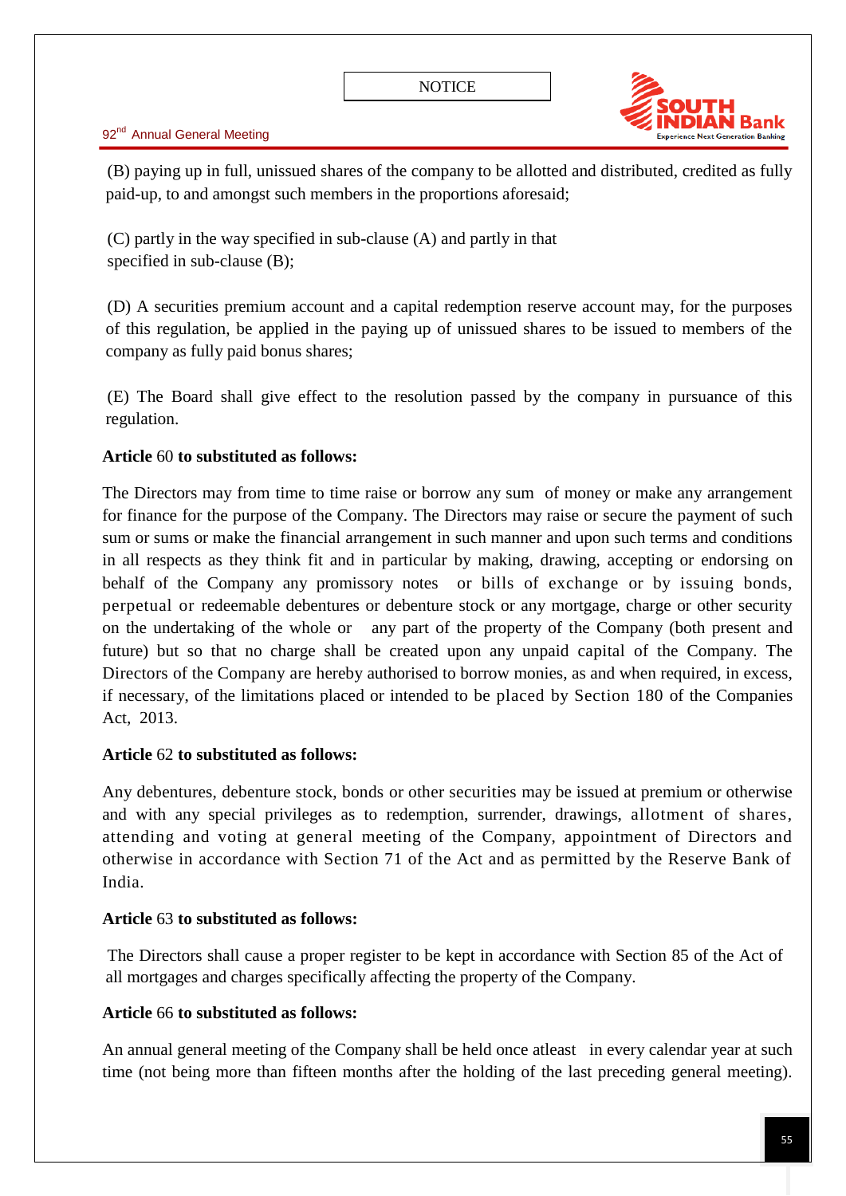(B) paying up in full, unissued shares of the company to be allotted and distributed, credited as fully paid-up, to and amongst such members in the proportions aforesaid;

(C) partly in the way specified in sub-clause (A) and partly in that specified in sub-clause (B);

(D) A securities premium account and a capital redemption reserve account may, for the purposes of this regulation, be applied in the paying up of unissued shares to be issued to members of the company as fully paid bonus shares;

(E) The Board shall give effect to the resolution passed by the company in pursuance of this regulation.

**Article** 60 **to substituted as follows:**

The Directors may from time to time raise or borrow any sum of money or make any arrangement for finance for the purpose of the Company. The Directors may raise or secure the payment of such sum or sums or make the financial arrangement in such manner and upon such terms and conditions in all respects as they think fit and in particular by making, drawing, accepting or endorsing on behalf of the Company any promissory notes or bills of exchange or by issuing bonds, perpetual or redeemable debentures or debenture stock or any mortgage, charge or other security on the undertaking of the whole or any part of the property of the Company (both present and future) but so that no charge shall be created upon any unpaid capital of the Company. The Directors of the Company are hereby authorised to borrow monies, as and when required, in excess, if necessary, of the limitations placed or intended to be placed by Section 180 of the Companies Act, 2013.

**Article** 62 **to substituted as follows:**

Any debentures, debenture stock, bonds or other securities may be issued at premium or otherwise and with any special privileges as to redemption, surrender, drawings, allotment of shares, attending and voting at general meeting of the Company, appointment of Directors and otherwise in accordance with Section 71 of the Act and as permitted by the Reserve Bank of India.

**Article** 63 **to substituted as follows:**

The Directors shall cause a proper register to be kept in accordance with Section 85 of the Act of all mortgages and charges specifically affecting the property of the Company.

**Article** 66 **to substituted as follows:**

An annual general meeting of the Company shall be held once atleast in every calendar year at such time (not being more than fifteen months after the holding of the last preceding general meeting).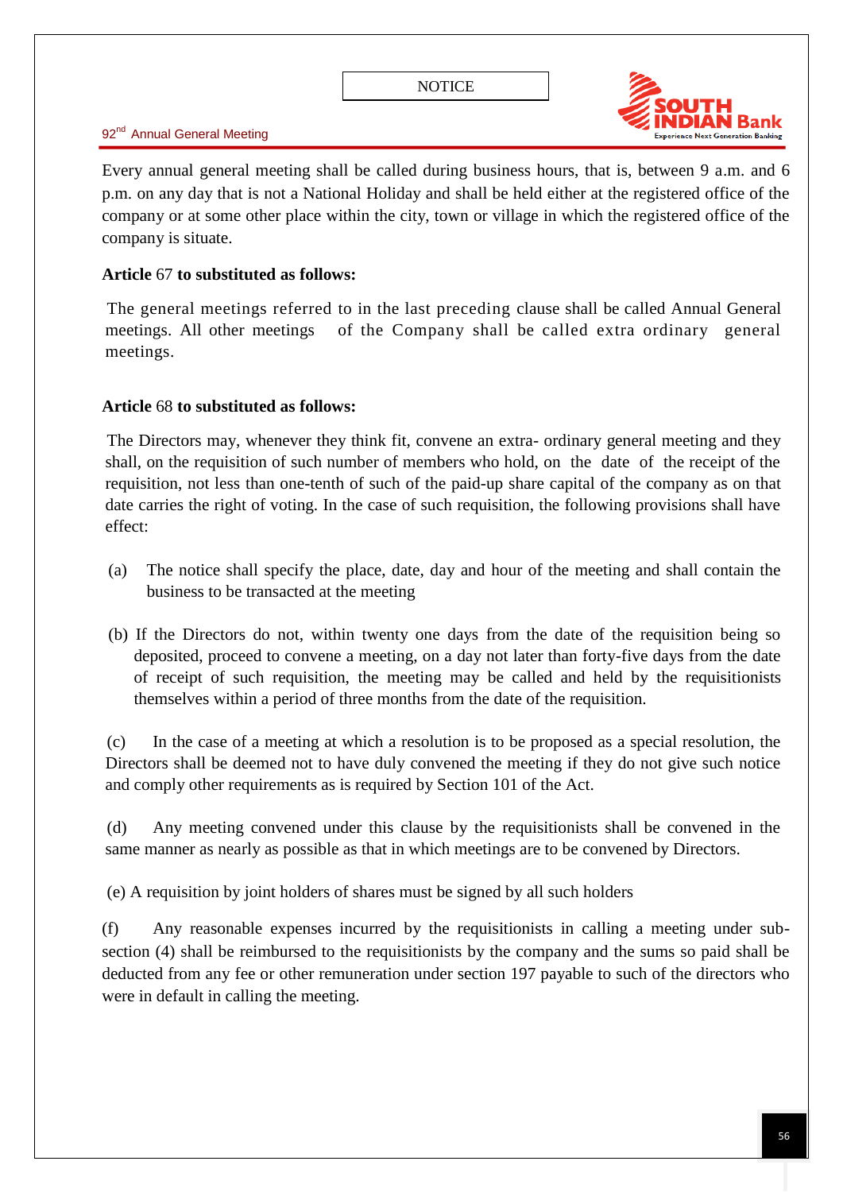Every annual general meeting shall be called during business hours, that is, between 9 a.m. and 6 p.m. on any day that is not a National Holiday and shall be held either at the registered office of the company or at some other place within the city, town or village in which the registered office of the company is situate.

**Article** 67 **to substituted as follows:**

The general meetings referred to in the last preceding clause shall be called Annual General meetings. All other meetings of the Company shall be called extra ordinary general meetings.

**Article** 68 **to substituted as follows:**

The Directors may, whenever they think fit, convene an extra- ordinary general meeting and they shall, on the requisition of such number of members who hold, on the date of the receipt of the requisition, not less than one-tenth of such of the paid-up share capital of the company as on that date carries the right of voting. In the case of such requisition, the following provisions shall have effect:

(a) The notice shall specify the place, date, day and hour of the meeting and shall contain the business to be transacted at the meeting

(b) If the Directors do not, within twenty one days from the date of the requisition being so deposited, proceed to convene a meeting, on a day not later than forty-five days from the date of receipt of such requisition, the meeting may be called and held by the requisitionists themselves within a period of three months from the date of the requisition.

(c) In the case of a meeting at which a resolution is to be proposed as a special resolution, the Directors shall be deemed not to have duly convened the meeting if they do not give such notice and comply other requirements as is required by Section 101 of the Act.

(d) Any meeting convened under this clause by the requisitionists shall be convened in the same manner as nearly as possible as that in which meetings are to be convened by Directors.

(e) A requisition by joint holders of shares must be signed by all such holders

(f) Any reasonable expenses incurred by the requisitionists in calling a meeting under sub-section (4) shall be reimbursed to the requisitionists by the company and the sums so paid shall be deducted from any fee or other remuneration under section 197 payable to such of the directors who were in default in calling the meeting.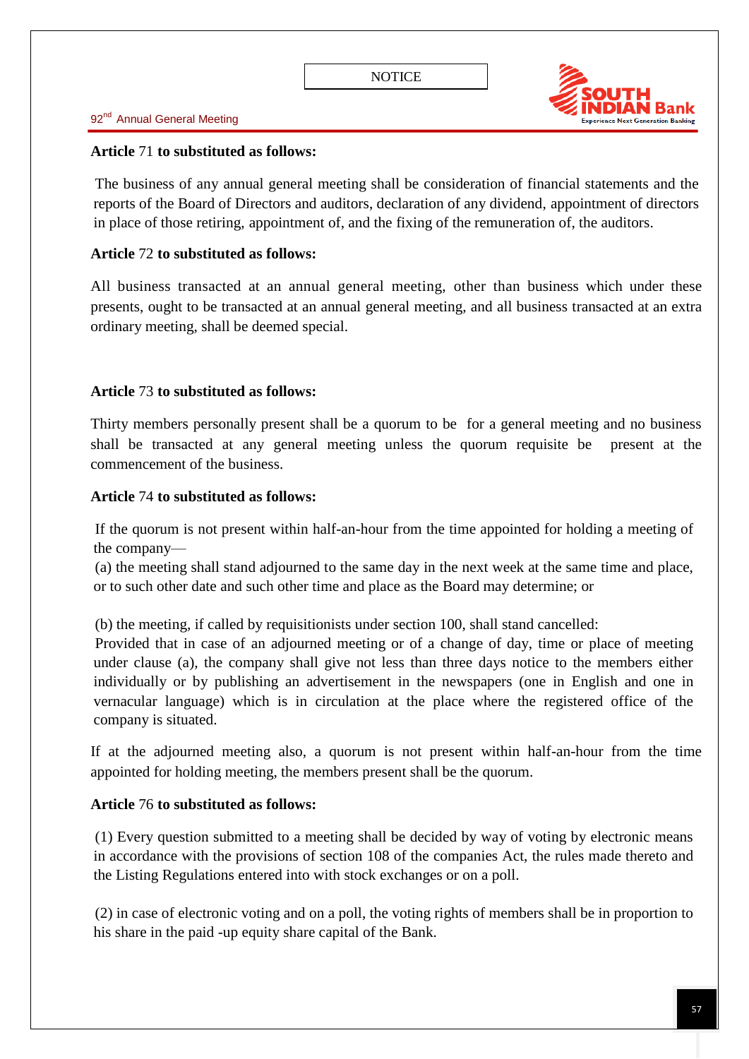**Article** 71 **to substituted as follows:**

The business of any annual general meeting shall be consideration of financial statements and the reports of the Board of Directors and auditors, declaration of any dividend, appointment of directors in place of those retiring, appointment of, and the fixing of the remuneration of, the auditors.

**Article** 72 **to substituted as follows:**

All business transacted at an annual general meeting, other than business which under these presents, ought to be transacted at an annual general meeting, and all business transacted at an extra ordinary meeting, shall be deemed special.

**Article** 73 **to substituted as follows:**

Thirty members personally present shall be a quorum to be for a general meeting and no business shall be transacted at any general meeting unless the quorum requisite be present at the commencement of the business.

**Article** 74 **to substituted as follows:**

If the quorum is not present within half-an-hour from the time appointed for holding a meeting of the company—

(a) the meeting shall stand adjourned to the same day in the next week at the same time and place, or to such other date and such other time and place as the Board may determine; or

(b) the meeting, if called by requisitionists under section 100, shall stand cancelled:

Provided that in case of an adjourned meeting or of a change of day, time or place of meeting under clause (a), the company shall give not less than three days notice to the members either individually or by publishing an advertisement in the newspapers (one in English and one in vernacular language) which is in circulation at the place where the registered office of the company is situated.

If at the adjourned meeting also, a quorum is not present within half-an-hour from the time appointed for holding meeting, the members present shall be the quorum.

**Article** 76 **to substituted as follows:**

(1) Every question submitted to a meeting shall be decided by way of voting by electronic means in accordance with the provisions of section 108 of the companies Act, the rules made thereto and the Listing Regulations entered into with stock exchanges or on a poll.

(2) in case of electronic voting and on a poll, the voting rights of members shall be in proportion to his share in the paid -up equity share capital of the Bank.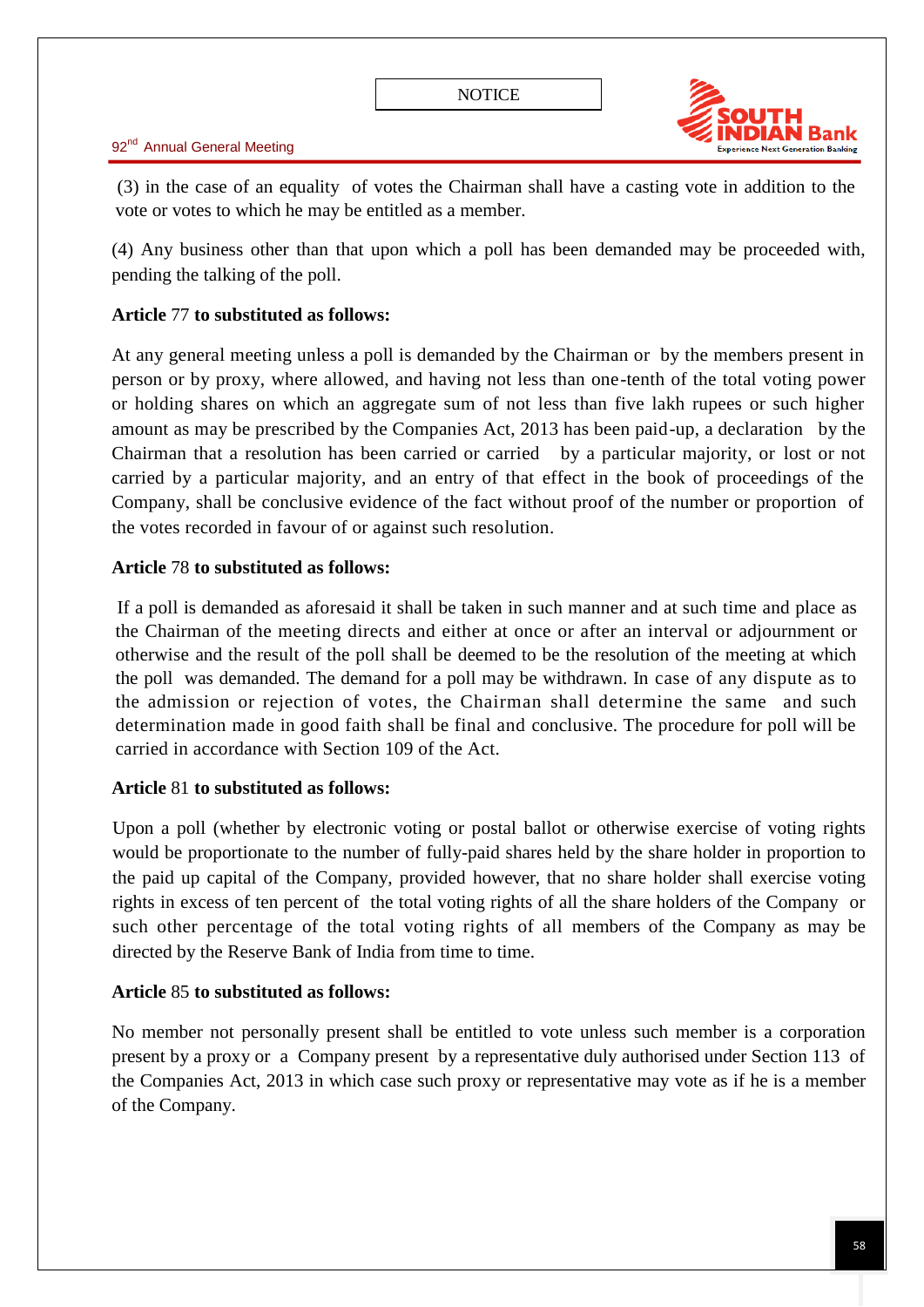(3) in the case of an equality of votes the Chairman shall have a casting vote in addition to the vote or votes to which he may be entitled as a member.

(4) Any business other than that upon which a poll has been demanded may be proceeded with, pending the talking of the poll.

**Article** 77 **to substituted as follows:**

At any general meeting unless a poll is demanded by the Chairman or by the members present in person or by proxy, where allowed, and having not less than one-tenth of the total voting power or holding shares on which an aggregate sum of not less than five lakh rupees or such higher amount as may be prescribed by the Companies Act, 2013 has been paid-up, a declaration by the Chairman that a resolution has been carried or carried by a particular majority, or lost or not carried by a particular majority, and an entry of that effect in the book of proceedings of the Company, shall be conclusive evidence of the fact without proof of the number or proportion of the votes recorded in favour of or against such resolution.

**Article** 78 **to substituted as follows:**

If a poll is demanded as aforesaid it shall be taken in such manner and at such time and place as the Chairman of the meeting directs and either at once or after an interval or adjournment or otherwise and the result of the poll shall be deemed to be the resolution of the meeting at which the poll was demanded. The demand for a poll may be withdrawn. In case of any dispute as to the admission or rejection of votes, the Chairman shall determine the same and such determination made in good faith shall be final and conclusive. The procedure for poll will be carried in accordance with Section 109 of the Act.

**Article** 81 **to substituted as follows:**

Upon a poll (whether by electronic voting or postal ballot or otherwise exercise of voting rights would be proportionate to the number of fully-paid shares held by the share holder in proportion to the paid up capital of the Company, provided however, that no share holder shall exercise voting rights in excess of ten percent of the total voting rights of all the share holders of the Company or such other percentage of the total voting rights of all members of the Company as may be directed by the Reserve Bank of India from time to time.

**Article** 85 **to substituted as follows:**

No member not personally present shall be entitled to vote unless such member is a corporation present by a proxy or a Company present by a representative duly authorised under Section 113 of the Companies Act, 2013 in which case such proxy or representative may vote as if he is a member of the Company.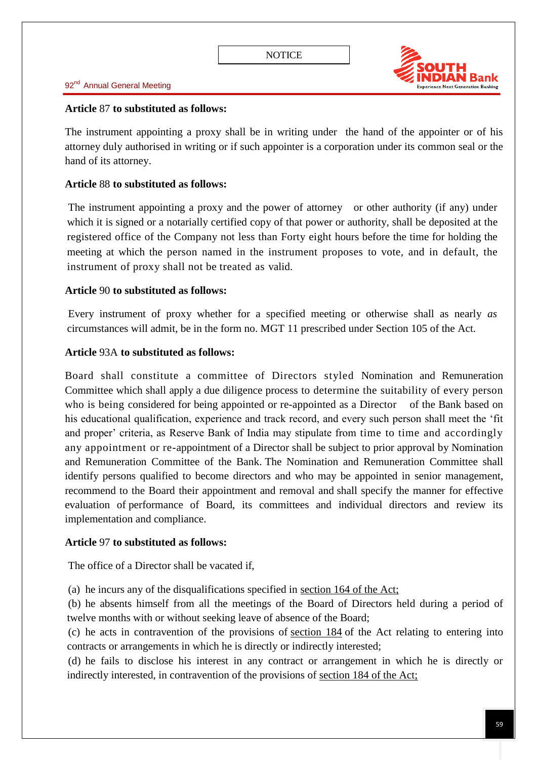**Article** 87 **to substituted as follows:**

The instrument appointing a proxy shall be in writing under the hand of the appointer or of his attorney duly authorised in writing or if such appointer is a corporation under its common seal or the hand of its attorney.

**Article** 88 **to substituted as follows:**

The instrument appointing a proxy and the power of attorney or other authority (if any) under which it is signed or a notarially certified copy of that power or authority, shall be deposited at the registered office of the Company not less than Forty eight hours before the time for holding the meeting at which the person named in the instrument proposes to vote, and in default, the instrument of proxy shall not be treated as valid.

**Article** 90 **to substituted as follows:**

Every instrument of proxy whether for a specified meeting or otherwise shall as nearly *as* circumstances will admit, be in the form no. MGT 11 prescribed under Section 105 of the Act.

**Article** 93A **to substituted as follows:**

Board shall constitute a committee of Directors styled Nomination and Remuneration Committee which shall apply a due diligence process to determine the suitability of every person who is being considered for being appointed or re-appointed as a Director of the Bank based on his educational qualification, experience and track record, and every such person shall meet the 'fit and proper' criteria, as Reserve Bank of India may stipulate from time to time and accordingly any appointment or re-appointment of a Director shall be subject to prior approval by Nomination and Remuneration Committee of the Bank. The Nomination and Remuneration Committee shall identify persons qualified to become directors and who may be appointed in senior management, recommend to the Board their appointment and removal and shall specify the manner for effective evaluation of performance of Board, its committees and individual directors and review its implementation and compliance.

**Article** 97 **to substituted as follows:**

The office of a Director shall be vacated if,

(a) he incurs any of the disqualifications specified in section 164 of the Act;
(b) he absents himself from all the meetings of the Board of Directors held during a period of twelve months with or without seeking leave of absence of the Board;
(c) he acts in contravention of the provisions of section 184 of the Act relating to entering into contracts or arrangements in which he is directly or indirectly interested;
(d) he fails to disclose his interest in any contract or arrangement in which he is directly or indirectly interested, in contravention of the provisions of section 184 of the Act;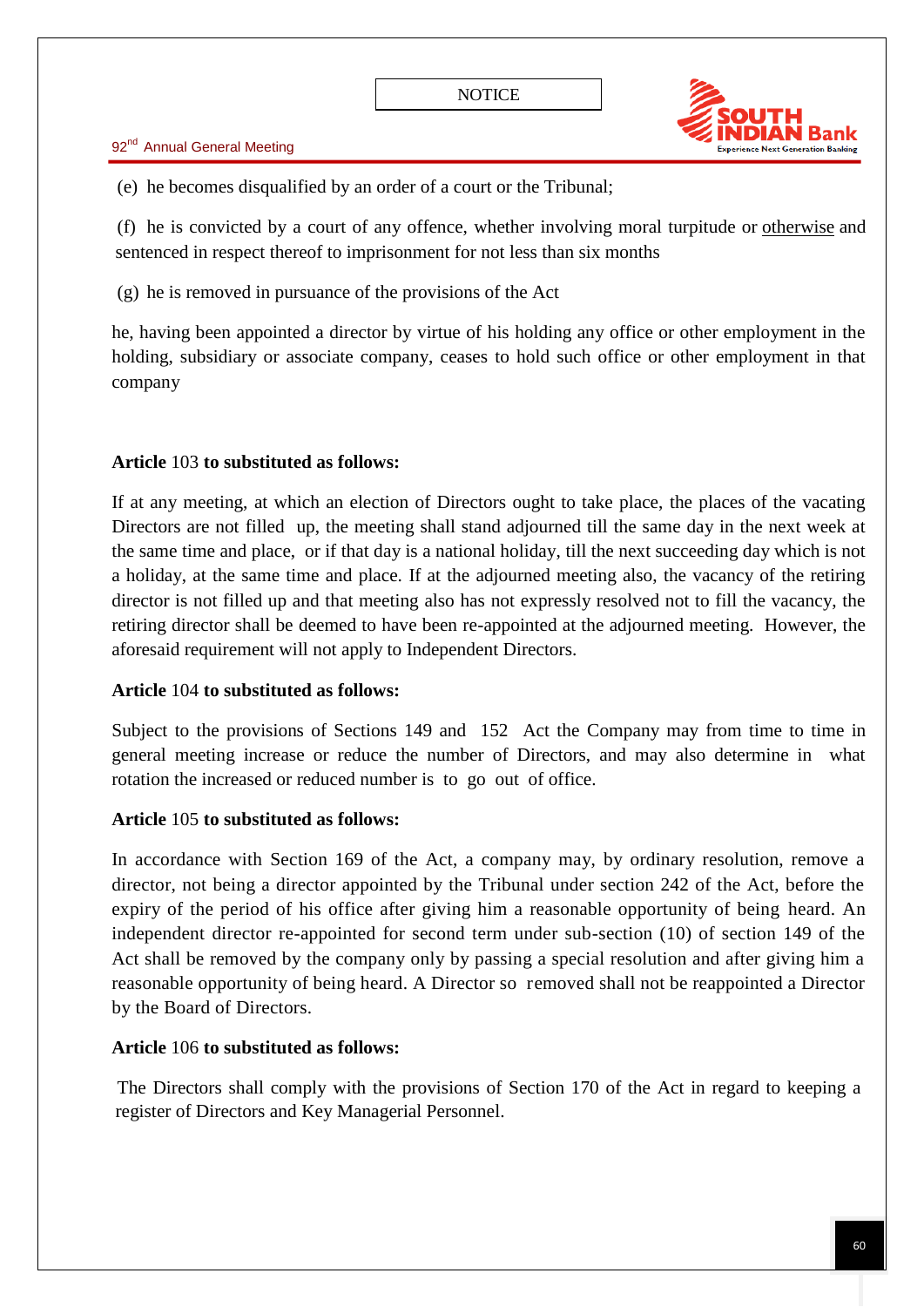(e) he becomes disqualified by an order of a court or the Tribunal;

(f) he is convicted by a court of any offence, whether involving moral turpitude or otherwise and sentenced in respect thereof to imprisonment for not less than six months

(g) he is removed in pursuance of the provisions of the Act

he, having been appointed a director by virtue of his holding any office or other employment in the holding, subsidiary or associate company, ceases to hold such office or other employment in that company

**Article** 103 **to substituted as follows:**

If at any meeting, at which an election of Directors ought to take place, the places of the vacating Directors are not filled up, the meeting shall stand adjourned till the same day in the next week at the same time and place, or if that day is a national holiday, till the next succeeding day which is not a holiday, at the same time and place. If at the adjourned meeting also, the vacancy of the retiring director is not filled up and that meeting also has not expressly resolved not to fill the vacancy, the retiring director shall be deemed to have been re-appointed at the adjourned meeting. However, the aforesaid requirement will not apply to Independent Directors.

**Article** 104 **to substituted as follows:**

Subject to the provisions of Sections 149 and 152 Act the Company may from time to time in general meeting increase or reduce the number of Directors, and may also determine in what rotation the increased or reduced number is to go out of office.

**Article** 105 **to substituted as follows:**

In accordance with Section 169 of the Act, a company may, by ordinary resolution, remove a director, not being a director appointed by the Tribunal under section 242 of the Act, before the expiry of the period of his office after giving him a reasonable opportunity of being heard. An independent director re-appointed for second term under sub-section (10) of section 149 of the Act shall be removed by the company only by passing a special resolution and after giving him a reasonable opportunity of being heard. A Director so removed shall not be reappointed a Director by the Board of Directors.

**Article** 106 **to substituted as follows:**

The Directors shall comply with the provisions of Section 170 of the Act in regard to keeping a register of Directors and Key Managerial Personnel.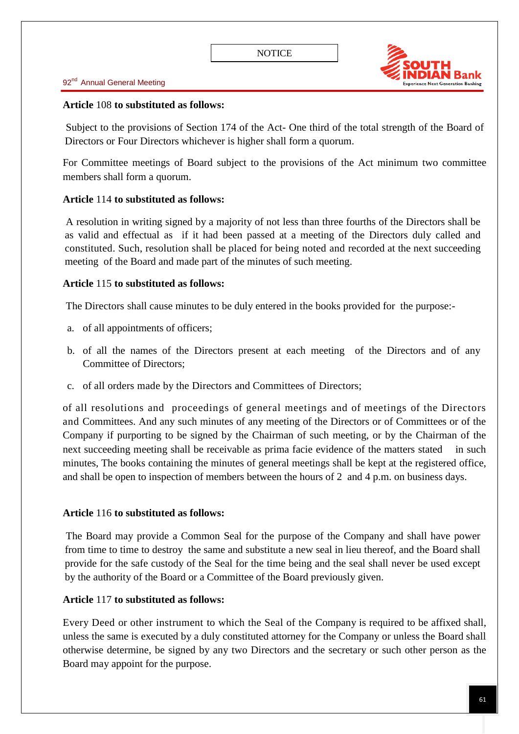**Article** 108 **to substituted as follows:**

Subject to the provisions of Section 174 of the Act- One third of the total strength of the Board of Directors or Four Directors whichever is higher shall form a quorum.

For Committee meetings of Board subject to the provisions of the Act minimum two committee members shall form a quorum.

**Article** 114 **to substituted as follows:**

A resolution in writing signed by a majority of not less than three fourths of the Directors shall be as valid and effectual as if it had been passed at a meeting of the Directors duly called and constituted. Such, resolution shall be placed for being noted and recorded at the next succeeding meeting of the Board and made part of the minutes of such meeting.

**Article** 115 **to substituted as follows:**

The Directors shall cause minutes to be duly entered in the books provided for the purpose:-

a. of all appointments of officers;

b. of all the names of the Directors present at each meeting of the Directors and of any Committee of Directors;

c. of all orders made by the Directors and Committees of Directors;

of all resolutions and proceedings of general meetings and of meetings of the Directors and Committees. And any such minutes of any meeting of the Directors or of Committees or of the Company if purporting to be signed by the Chairman of such meeting, or by the Chairman of the next succeeding meeting shall be receivable as prima facie evidence of the matters stated in such minutes, The books containing the minutes of general meetings shall be kept at the registered office, and shall be open to inspection of members between the hours of 2 and 4 p.m. on business days.

**Article** 116 **to substituted as follows:**

The Board may provide a Common Seal for the purpose of the Company and shall have power from time to time to destroy the same and substitute a new seal in lieu thereof, and the Board shall provide for the safe custody of the Seal for the time being and the seal shall never be used except by the authority of the Board or a Committee of the Board previously given.

**Article** 117 **to substituted as follows:**

Every Deed or other instrument to which the Seal of the Company is required to be affixed shall, unless the same is executed by a duly constituted attorney for the Company or unless the Board shall otherwise determine, be signed by any two Directors and the secretary or such other person as the Board may appoint for the purpose.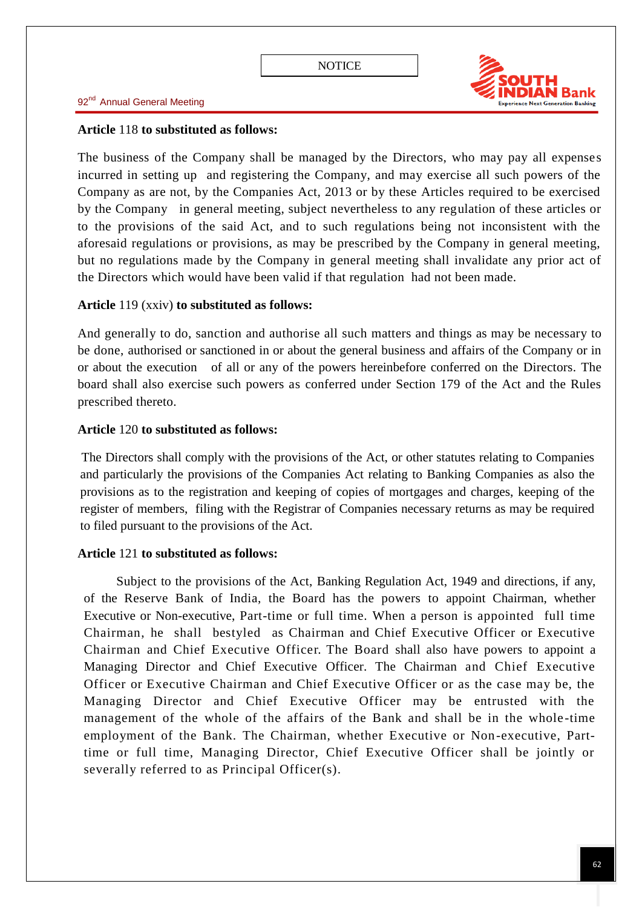**Article** 118 **to substituted as follows:**

The business of the Company shall be managed by the Directors, who may pay all expenses incurred in setting up and registering the Company, and may exercise all such powers of the Company as are not, by the Companies Act, 2013 or by these Articles required to be exercised by the Company in general meeting, subject nevertheless to any regulation of these articles or to the provisions of the said Act, and to such regulations being not inconsistent with the aforesaid regulations or provisions, as may be prescribed by the Company in general meeting, but no regulations made by the Company in general meeting shall invalidate any prior act of the Directors which would have been valid if that regulation had not been made.

**Article** 119 (xxiv) **to substituted as follows:**

And generally to do, sanction and authorise all such matters and things as may be necessary to be done, authorised or sanctioned in or about the general business and affairs of the Company or in or about the execution of all or any of the powers hereinbefore conferred on the Directors. The board shall also exercise such powers as conferred under Section 179 of the Act and the Rules prescribed thereto.

**Article** 120 **to substituted as follows:**

The Directors shall comply with the provisions of the Act, or other statutes relating to Companies and particularly the provisions of the Companies Act relating to Banking Companies as also the provisions as to the registration and keeping of copies of mortgages and charges, keeping of the register of members, filing with the Registrar of Companies necessary returns as may be required to filed pursuant to the provisions of the Act.

**Article** 121 **to substituted as follows:**

Subject to the provisions of the Act, Banking Regulation Act, 1949 and directions, if any, of the Reserve Bank of India, the Board has the powers to appoint Chairman, whether Executive or Non-executive, Part-time or full time. When a person is appointed full time Chairman, he shall bestyled as Chairman and Chief Executive Officer or Executive Chairman and Chief Executive Officer. The Board shall also have powers to appoint a Managing Director and Chief Executive Officer. The Chairman and Chief Executive Officer or Executive Chairman and Chief Executive Officer or as the case may be, the Managing Director and Chief Executive Officer may be entrusted with the management of the whole of the affairs of the Bank and shall be in the whole-time employment of the Bank. The Chairman, whether Executive or Non-executive, Part-time or full time, Managing Director, Chief Executive Officer shall be jointly or severally referred to as Principal Officer(s).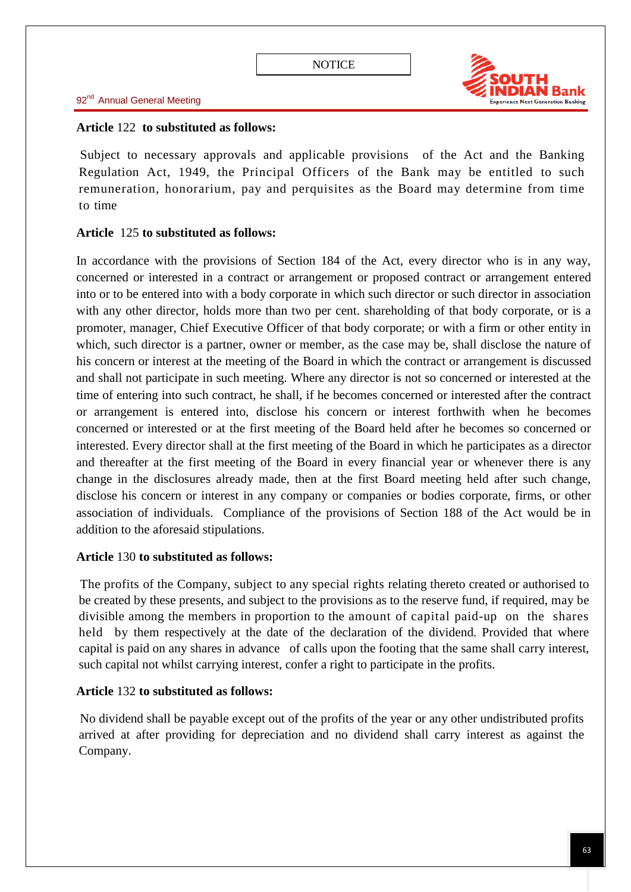**Article** 122 **to substituted as follows:**

Subject to necessary approvals and applicable provisions of the Act and the Banking Regulation Act, 1949, the Principal Officers of the Bank may be entitled to such remuneration, honorarium, pay and perquisites as the Board may determine from time to time

**Article** 125 **to substituted as follows:**

In accordance with the provisions of Section 184 of the Act, every director who is in any way, concerned or interested in a contract or arrangement or proposed contract or arrangement entered into or to be entered into with a body corporate in which such director or such director in association with any other director, holds more than two per cent. shareholding of that body corporate, or is a promoter, manager, Chief Executive Officer of that body corporate; or with a firm or other entity in which, such director is a partner, owner or member, as the case may be, shall disclose the nature of his concern or interest at the meeting of the Board in which the contract or arrangement is discussed and shall not participate in such meeting. Where any director is not so concerned or interested at the time of entering into such contract, he shall, if he becomes concerned or interested after the contract or arrangement is entered into, disclose his concern or interest forthwith when he becomes concerned or interested or at the first meeting of the Board held after he becomes so concerned or interested. Every director shall at the first meeting of the Board in which he participates as a director and thereafter at the first meeting of the Board in every financial year or whenever there is any change in the disclosures already made, then at the first Board meeting held after such change, disclose his concern or interest in any company or companies or bodies corporate, firms, or other association of individuals. Compliance of the provisions of Section 188 of the Act would be in addition to the aforesaid stipulations.

**Article** 130 **to substituted as follows:**

The profits of the Company, subject to any special rights relating thereto created or authorised to be created by these presents, and subject to the provisions as to the reserve fund, if required, may be divisible among the members in proportion to the amount of capital paid-up on the shares held by them respectively at the date of the declaration of the dividend. Provided that where capital is paid on any shares in advance of calls upon the footing that the same shall carry interest, such capital not whilst carrying interest, confer a right to participate in the profits.

**Article** 132 **to substituted as follows:**

No dividend shall be payable except out of the profits of the year or any other undistributed profits arrived at after providing for depreciation and no dividend shall carry interest as against the Company.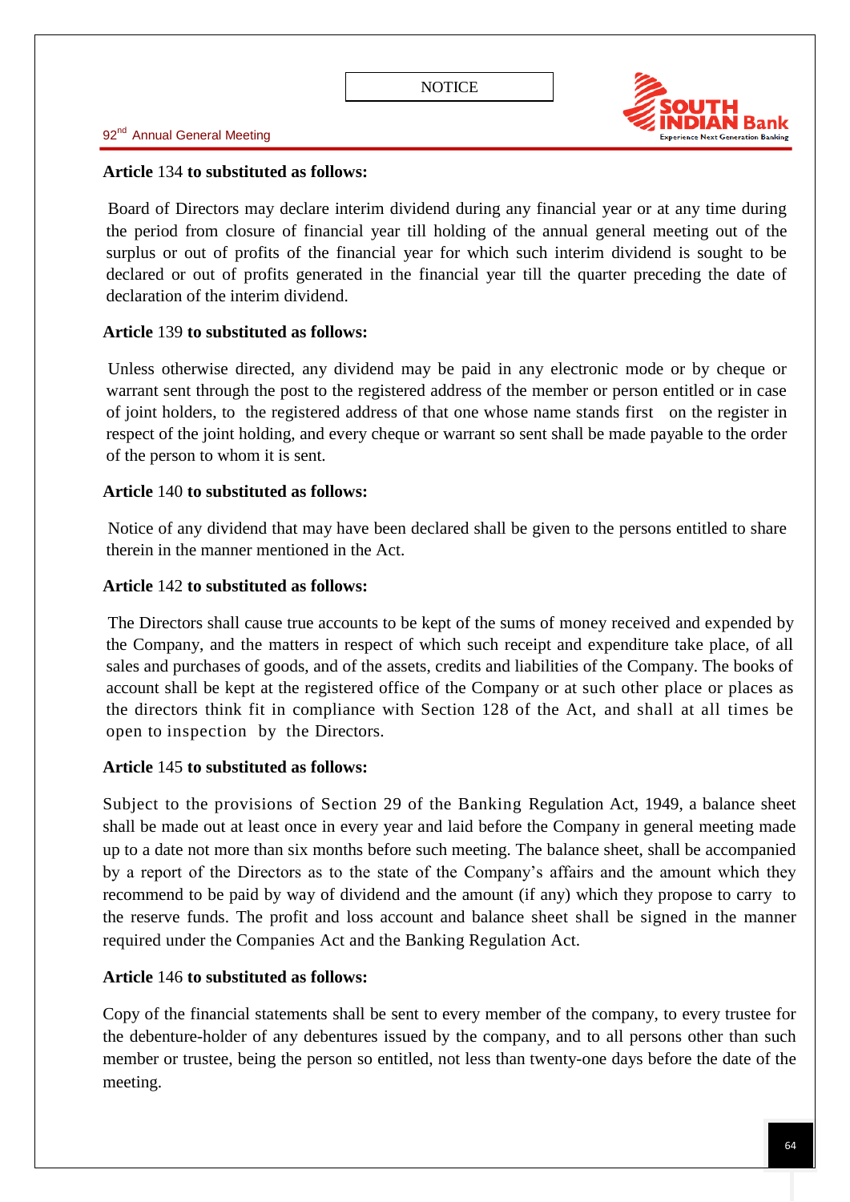**Article** 134 **to substituted as follows:**

Board of Directors may declare interim dividend during any financial year or at any time during the period from closure of financial year till holding of the annual general meeting out of the surplus or out of profits of the financial year for which such interim dividend is sought to be declared or out of profits generated in the financial year till the quarter preceding the date of declaration of the interim dividend.

**Article** 139 **to substituted as follows:**

Unless otherwise directed, any dividend may be paid in any electronic mode or by cheque or warrant sent through the post to the registered address of the member or person entitled or in case of joint holders, to the registered address of that one whose name stands first on the register in respect of the joint holding, and every cheque or warrant so sent shall be made payable to the order of the person to whom it is sent.

**Article** 140 **to substituted as follows:**

Notice of any dividend that may have been declared shall be given to the persons entitled to share therein in the manner mentioned in the Act.

**Article** 142 **to substituted as follows:**

The Directors shall cause true accounts to be kept of the sums of money received and expended by the Company, and the matters in respect of which such receipt and expenditure take place, of all sales and purchases of goods, and of the assets, credits and liabilities of the Company. The books of account shall be kept at the registered office of the Company or at such other place or places as the directors think fit in compliance with Section 128 of the Act, and shall at all times be open to inspection by the Directors.

**Article** 145 **to substituted as follows:**

Subject to the provisions of Section 29 of the Banking Regulation Act, 1949, a balance sheet shall be made out at least once in every year and laid before the Company in general meeting made up to a date not more than six months before such meeting. The balance sheet, shall be accompanied by a report of the Directors as to the state of the Company's affairs and the amount which they recommend to be paid by way of dividend and the amount (if any) which they propose to carry to the reserve funds. The profit and loss account and balance sheet shall be signed in the manner required under the Companies Act and the Banking Regulation Act.

**Article** 146 **to substituted as follows:**

Copy of the financial statements shall be sent to every member of the company, to every trustee for the debenture-holder of any debentures issued by the company, and to all persons other than such member or trustee, being the person so entitled, not less than twenty-one days before the date of the meeting.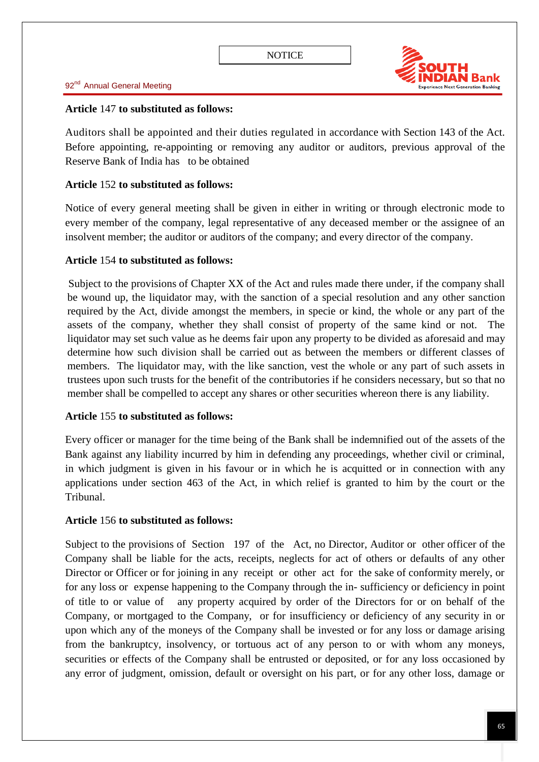**Article** 147 **to substituted as follows:**

Auditors shall be appointed and their duties regulated in accordance with Section 143 of the Act. Before appointing, re-appointing or removing any auditor or auditors, previous approval of the Reserve Bank of India has to be obtained

**Article** 152 **to substituted as follows:**

Notice of every general meeting shall be given in either in writing or through electronic mode to every member of the company, legal representative of any deceased member or the assignee of an insolvent member; the auditor or auditors of the company; and every director of the company.

**Article** 154 **to substituted as follows:**

Subject to the provisions of Chapter XX of the Act and rules made there under, if the company shall be wound up, the liquidator may, with the sanction of a special resolution and any other sanction required by the Act, divide amongst the members, in specie or kind, the whole or any part of the assets of the company, whether they shall consist of property of the same kind or not. The liquidator may set such value as he deems fair upon any property to be divided as aforesaid and may determine how such division shall be carried out as between the members or different classes of members. The liquidator may, with the like sanction, vest the whole or any part of such assets in trustees upon such trusts for the benefit of the contributories if he considers necessary, but so that no member shall be compelled to accept any shares or other securities whereon there is any liability.

**Article** 155 **to substituted as follows:**

Every officer or manager for the time being of the Bank shall be indemnified out of the assets of the Bank against any liability incurred by him in defending any proceedings, whether civil or criminal, in which judgment is given in his favour or in which he is acquitted or in connection with any applications under section 463 of the Act, in which relief is granted to him by the court or the Tribunal.

**Article** 156 **to substituted as follows:**

Subject to the provisions of Section 197 of the Act, no Director, Auditor or other officer of the Company shall be liable for the acts, receipts, neglects for act of others or defaults of any other Director or Officer or for joining in any receipt or other act for the sake of conformity merely, or for any loss or expense happening to the Company through the in- sufficiency or deficiency in point of title to or value of any property acquired by order of the Directors for or on behalf of the Company, or mortgaged to the Company, or for insufficiency or deficiency of any security in or upon which any of the moneys of the Company shall be invested or for any loss or damage arising from the bankruptcy, insolvency, or tortuous act of any person to or with whom any moneys, securities or effects of the Company shall be entrusted or deposited, or for any loss occasioned by any error of judgment, omission, default or oversight on his part, or for any other loss, damage or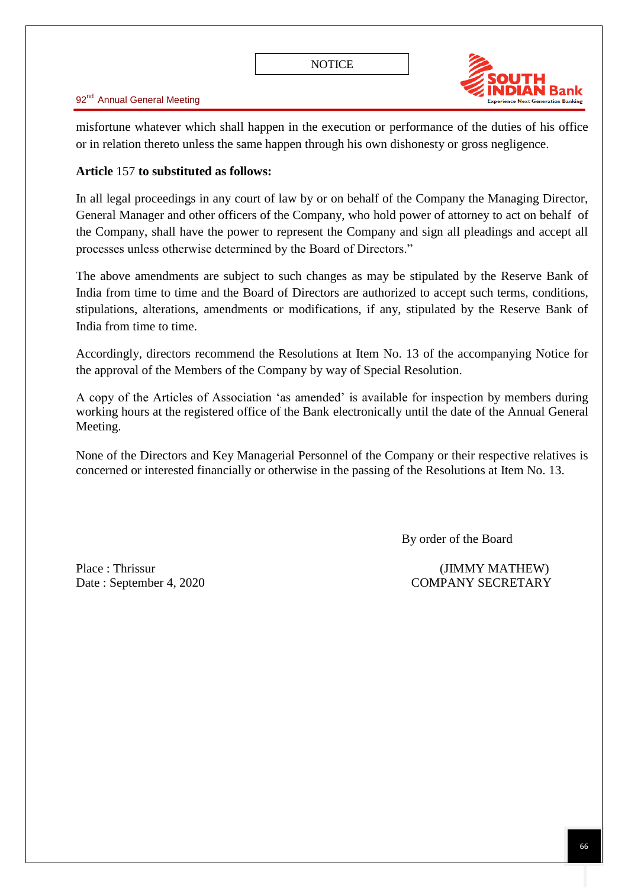misfortune whatever which shall happen in the execution or performance of the duties of his office or in relation thereto unless the same happen through his own dishonesty or gross negligence.

**Article** 157 **to substituted as follows:**

In all legal proceedings in any court of law by or on behalf of the Company the Managing Director, General Manager and other officers of the Company, who hold power of attorney to act on behalf of the Company, shall have the power to represent the Company and sign all pleadings and accept all processes unless otherwise determined by the Board of Directors."

The above amendments are subject to such changes as may be stipulated by the Reserve Bank of India from time to time and the Board of Directors are authorized to accept such terms, conditions, stipulations, alterations, amendments or modifications, if any, stipulated by the Reserve Bank of India from time to time.

Accordingly, directors recommend the Resolutions at Item No. 13 of the accompanying Notice for the approval of the Members of the Company by way of Special Resolution.

A copy of the Articles of Association 'as amended' is available for inspection by members during working hours at the registered office of the Bank electronically until the date of the Annual General Meeting.

None of the Directors and Key Managerial Personnel of the Company or their respective relatives is concerned or interested financially or otherwise in the passing of the Resolutions at Item No. 13.

By order of the Board

Place : Thrissur
Date : September 4, 2020

(JIMMY MATHEW)
COMPANY SECRETARY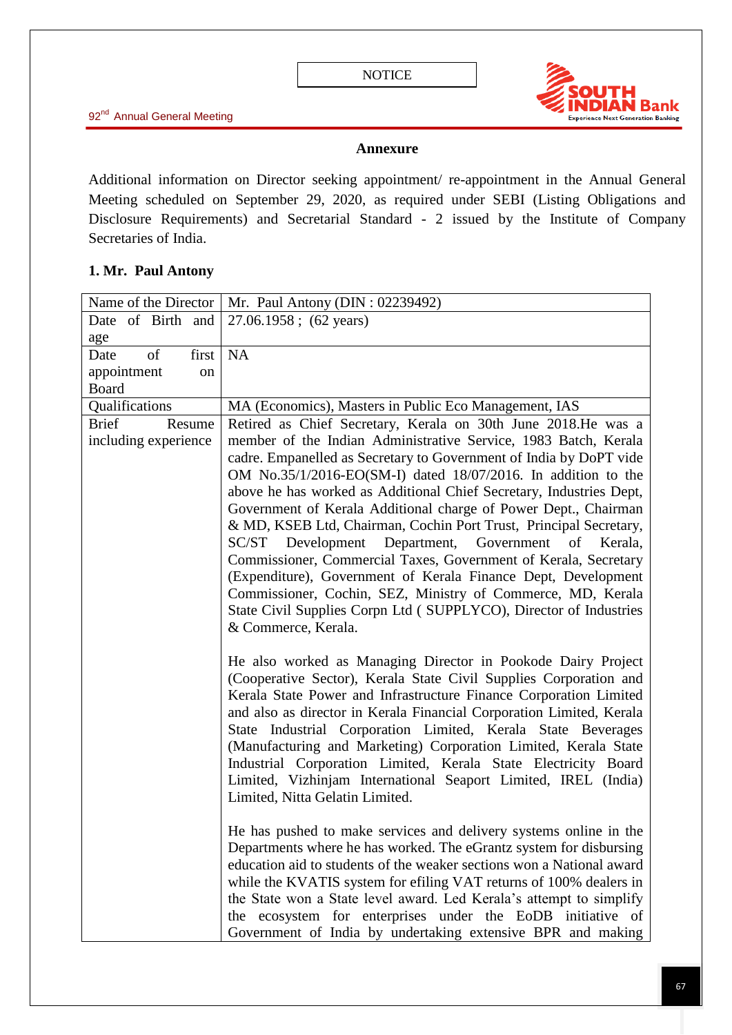NOTICE

## Annexure

Additional information on Director seeking appointment/ re-appointment in the Annual General Meeting scheduled on September 29, 2020, as required under SEBI (Listing Obligations and Disclosure Requirements) and Secretarial Standard - 2 issued by the Institute of Company Secretaries of India.

### 1. Mr. Paul Antony

| Name of the Director | Mr. Paul Antony (DIN : 02239492) |
|---|---|
| Date of Birth and age | 27.06.1958 ; (62 years) |
| Date of first appointment on Board | NA |
| Qualifications | MA (Economics), Masters in Public Eco Management, IAS |
| Brief Resume including experience | Retired as Chief Secretary, Kerala on 30th June 2018.He was a member of the Indian Administrative Service, 1983 Batch, Kerala cadre. Empanelled as Secretary to Government of India by DoPT vide OM No.35/1/2016-EO(SM-I) dated 18/07/2016. In addition to the above he has worked as Additional Chief Secretary, Industries Dept, Government of Kerala Additional charge of Power Dept., Chairman & MD, KSEB Ltd, Chairman, Cochin Port Trust, Principal Secretary, SC/ST Development Department, Government of Kerala, Commissioner, Commercial Taxes, Government of Kerala, Secretary (Expenditure), Government of Kerala Finance Dept, Development Commissioner, Cochin, SEZ, Ministry of Commerce, MD, Kerala State Civil Supplies Corpn Ltd ( SUPPLYCO), Director of Industries & Commerce, Kerala.<br><br>He also worked as Managing Director in Pookode Dairy Project (Cooperative Sector), Kerala State Civil Supplies Corporation and Kerala State Power and Infrastructure Finance Corporation Limited and also as director in Kerala Financial Corporation Limited, Kerala State Industrial Corporation Limited, Kerala State Beverages (Manufacturing and Marketing) Corporation Limited, Kerala State Industrial Corporation Limited, Kerala State Electricity Board Limited, Vizhinjam International Seaport Limited, IREL (India) Limited, Nitta Gelatin Limited.<br><br>He has pushed to make services and delivery systems online in the Departments where he has worked. The eGrantz system for disbursing education aid to students of the weaker sections won a National award while the KVATIS system for efiling VAT returns of 100% dealers in the State won a State level award. Led Kerala's attempt to simplify the ecosystem for enterprises under the EoDB initiative of Government of India by undertaking extensive BPR and making |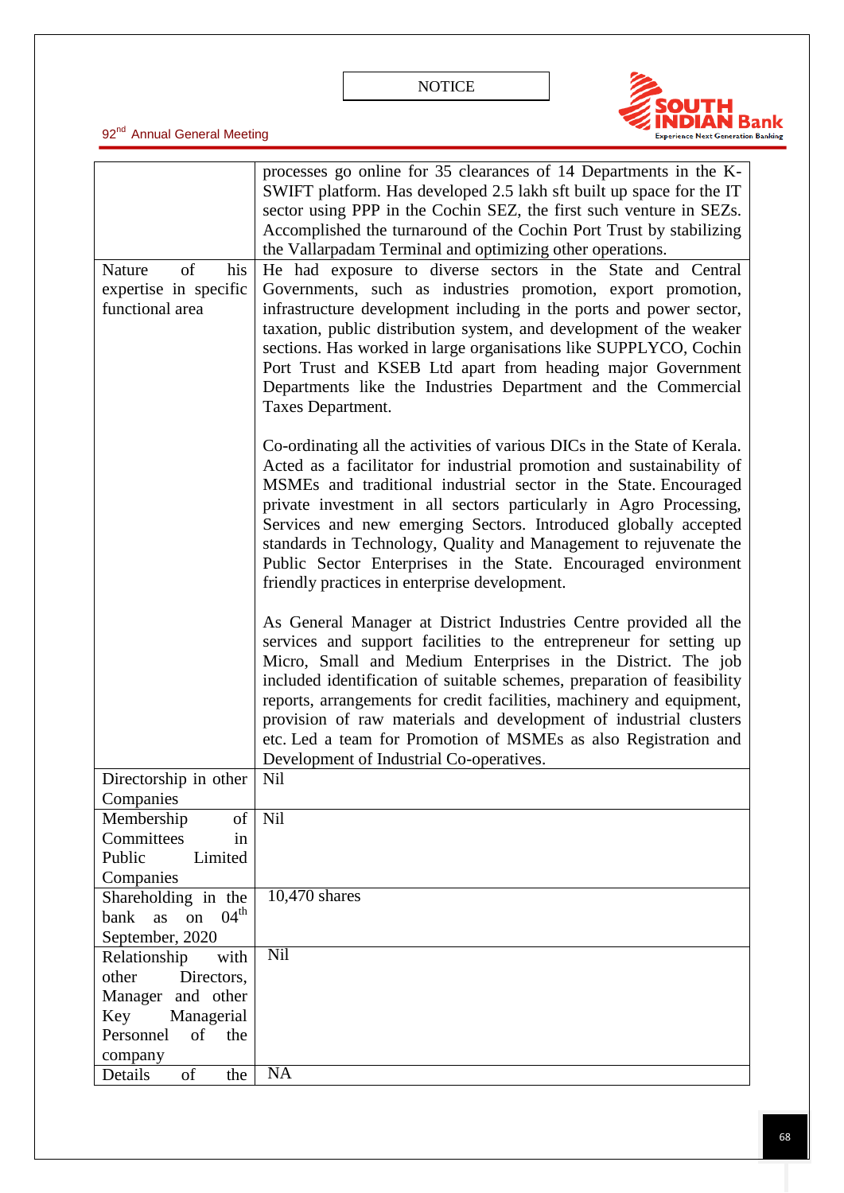| | |
|---|---|
| | processes go online for 35 clearances of 14 Departments in the K-SWIFT platform. Has developed 2.5 lakh sft built up space for the IT sector using PPP in the Cochin SEZ, the first such venture in SEZs. Accomplished the turnaround of the Cochin Port Trust by stabilizing the Vallarpadam Terminal and optimizing other operations. |
| Nature of his expertise in specific functional area | He had exposure to diverse sectors in the State and Central Governments, such as industries promotion, export promotion, infrastructure development including in the ports and power sector, taxation, public distribution system, and development of the weaker sections. Has worked in large organisations like SUPPLYCO, Cochin Port Trust and KSEB Ltd apart from heading major Government Departments like the Industries Department and the Commercial Taxes Department.<br><br>Co-ordinating all the activities of various DICs in the State of Kerala. Acted as a facilitator for industrial promotion and sustainability of MSMEs and traditional industrial sector in the State. Encouraged private investment in all sectors particularly in Agro Processing, Services and new emerging Sectors. Introduced globally accepted standards in Technology, Quality and Management to rejuvenate the Public Sector Enterprises in the State. Encouraged environment friendly practices in enterprise development.<br><br>As General Manager at District Industries Centre provided all the services and support facilities to the entrepreneur for setting up Micro, Small and Medium Enterprises in the District. The job included identification of suitable schemes, preparation of feasibility reports, arrangements for credit facilities, machinery and equipment, provision of raw materials and development of industrial clusters etc. Led a team for Promotion of MSMEs as also Registration and Development of Industrial Co-operatives. |
| Directorship in other Companies | Nil |
| Membership of Committees in Public Limited Companies | Nil |
| Shareholding in the bank as on 04th September, 2020 | 10,470 shares |
| Relationship with other Directors, Manager and other Key Managerial Personnel of the company | Nil |
| Details of the | NA |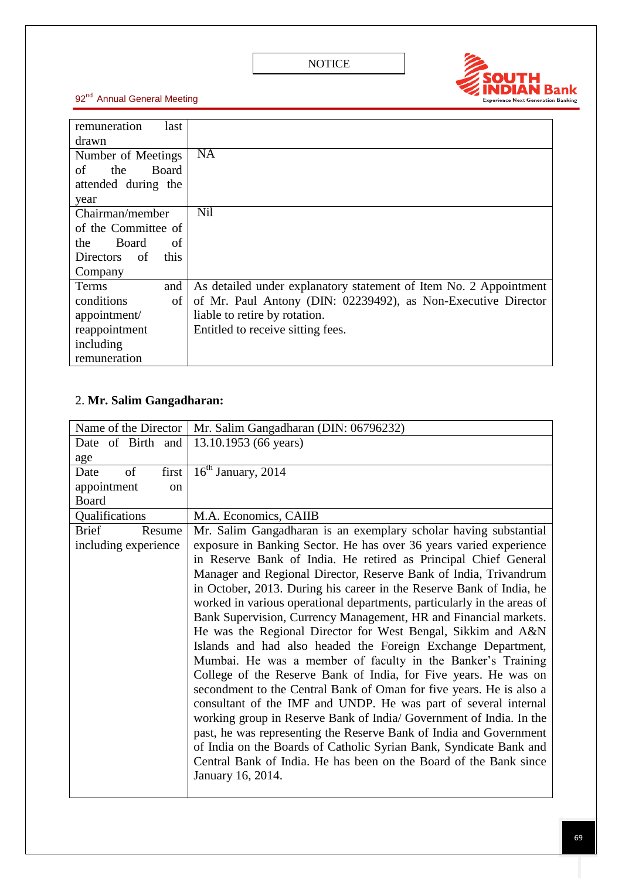| remuneration last drawn | |
|---|---|
| Number of Meetings of the Board attended during the year | NA |
| Chairman/member of the Committee of the Board of Directors of this Company | Nil |
| Terms and conditions of appointment/ reappointment including remuneration | As detailed under explanatory statement of Item No. 2 Appointment of Mr. Paul Antony (DIN: 02239492), as Non-Executive Director liable to retire by rotation.<br>Entitled to receive sitting fees. |

2. **Mr. Salim Gangadharan:**

| Name of the Director | Mr. Salim Gangadharan (DIN: 06796232) |
|---|---|
| Date of Birth and age | 13.10.1953 (66 years) |
| Date of first appointment on Board | 16th January, 2014 |
| Qualifications | M.A. Economics, CAIIB |
| Brief Resume including experience | Mr. Salim Gangadharan is an exemplary scholar having substantial exposure in Banking Sector. He has over 36 years varied experience in Reserve Bank of India. He retired as Principal Chief General Manager and Regional Director, Reserve Bank of India, Trivandrum in October, 2013. During his career in the Reserve Bank of India, he worked in various operational departments, particularly in the areas of Bank Supervision, Currency Management, HR and Financial markets. He was the Regional Director for West Bengal, Sikkim and A&N Islands and had also headed the Foreign Exchange Department, Mumbai. He was a member of faculty in the Banker's Training College of the Reserve Bank of India, for Five years. He was on secondment to the Central Bank of Oman for five years. He is also a consultant of the IMF and UNDP. He was part of several internal working group in Reserve Bank of India/ Government of India. In the past, he was representing the Reserve Bank of India and Government of India on the Boards of Catholic Syrian Bank, Syndicate Bank and Central Bank of India. He has been on the Board of the Bank since January 16, 2014. |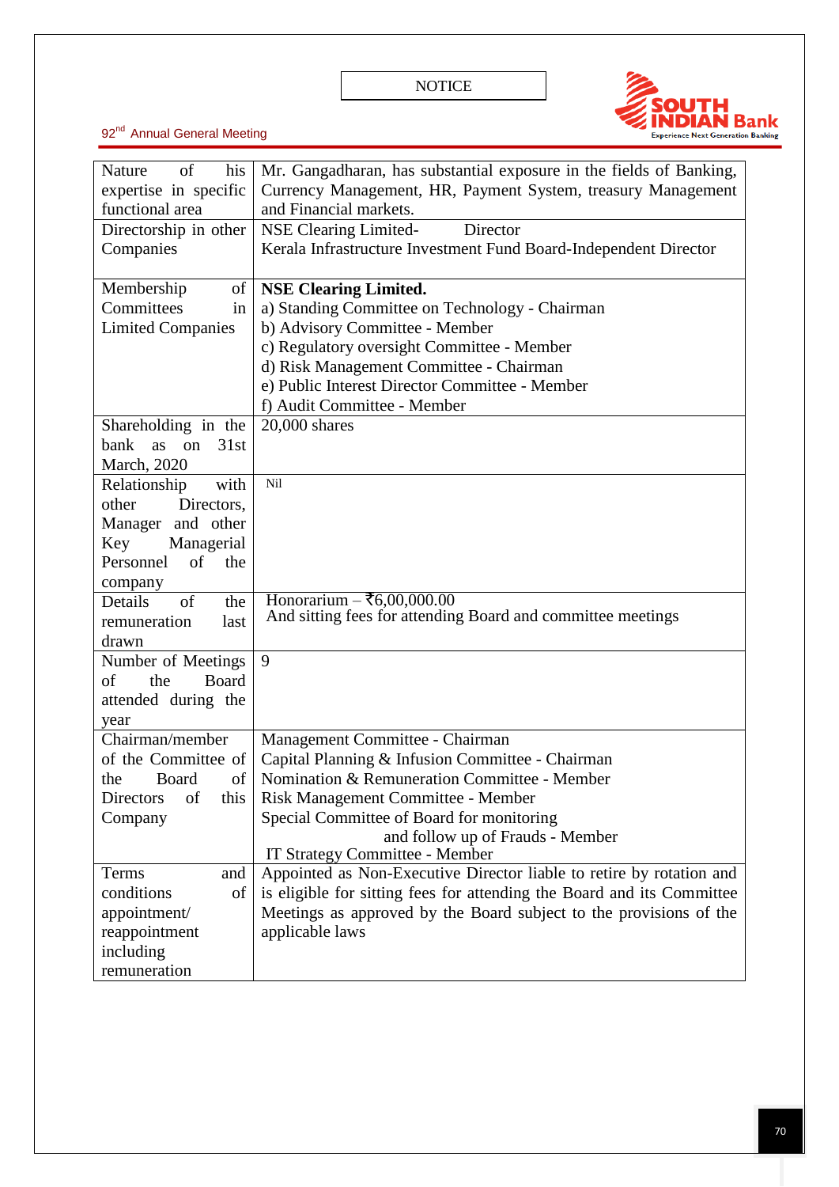| Nature of his expertise in specific functional area | Mr. Gangadharan, has substantial exposure in the fields of Banking, Currency Management, HR, Payment System, treasury Management and Financial markets. |
|---|---|
| Directorship in other Companies | NSE Clearing Limited- Director<br>Kerala Infrastructure Investment Fund Board-Independent Director |
| Membership of Committees in Limited Companies | **NSE Clearing Limited.**<br>a) Standing Committee on Technology - Chairman<br>b) Advisory Committee - Member<br>c) Regulatory oversight Committee - Member<br>d) Risk Management Committee - Chairman<br>e) Public Interest Director Committee - Member<br>f) Audit Committee - Member |
| Shareholding in the bank as on 31st March, 2020 | 20,000 shares |
| Relationship with other Directors, Manager and other Key Managerial Personnel of the company | Nil |
| Details of the remuneration last drawn | Honorarium – ₹6,00,000.00<br>And sitting fees for attending Board and committee meetings |
| Number of Meetings of the Board attended during the year | 9 |
| Chairman/member of the Committee of the Board of Directors of this Company | Management Committee - Chairman<br>Capital Planning & Infusion Committee - Chairman<br>Nomination & Remuneration Committee - Member<br>Risk Management Committee - Member<br>Special Committee of Board for monitoring and follow up of Frauds - Member<br>IT Strategy Committee - Member |
| Terms and conditions of appointment/ reappointment including remuneration | Appointed as Non-Executive Director liable to retire by rotation and is eligible for sitting fees for attending the Board and its Committee Meetings as approved by the Board subject to the provisions of the applicable laws |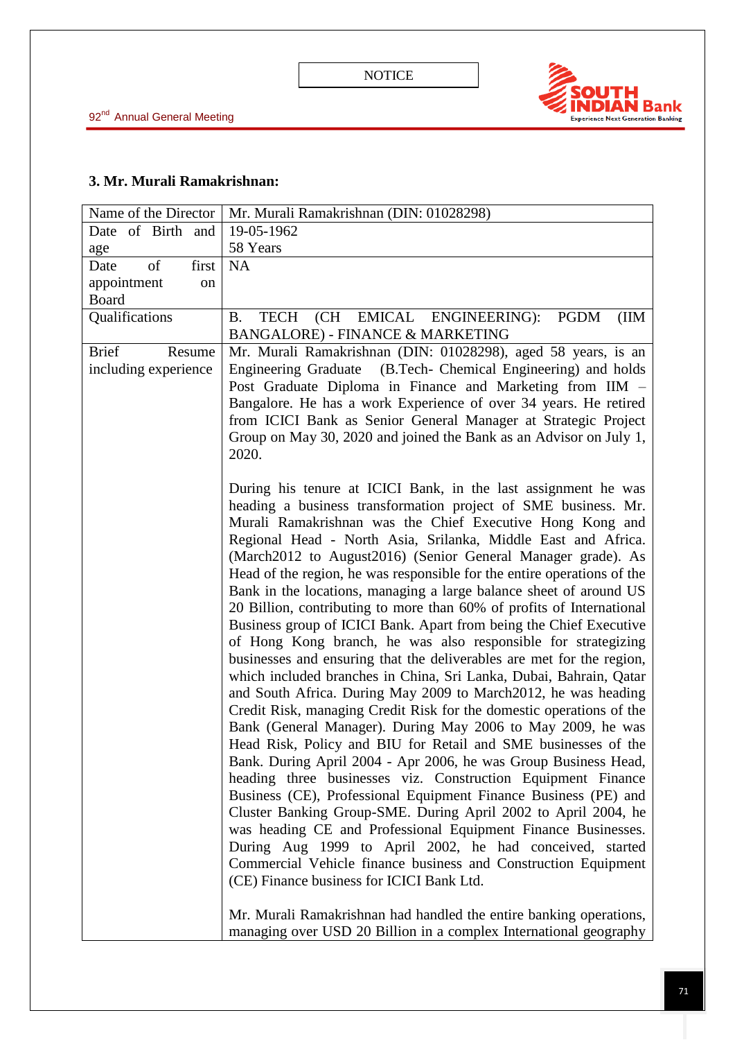### 3. Mr. Murali Ramakrishnan:

| Name of the Director | Mr. Murali Ramakrishnan (DIN: 01028298) |
|---|---|
| Date of Birth and age | 19-05-1962<br>58 Years |
| Date of first appointment on Board | NA |
| Qualifications | B. TECH (CH EMICAL ENGINEERING): PGDM (IIM BANGALORE) - FINANCE & MARKETING |
| Brief Resume including experience | Mr. Murali Ramakrishnan (DIN: 01028298), aged 58 years, is an Engineering Graduate (B.Tech- Chemical Engineering) and holds Post Graduate Diploma in Finance and Marketing from IIM – Bangalore. He has a work Experience of over 34 years. He retired from ICICI Bank as Senior General Manager at Strategic Project Group on May 30, 2020 and joined the Bank as an Advisor on July 1, 2020.<br><br>During his tenure at ICICI Bank, in the last assignment he was heading a business transformation project of SME business. Mr. Murali Ramakrishnan was the Chief Executive Hong Kong and Regional Head - North Asia, Srilanka, Middle East and Africa. (March2012 to August2016) (Senior General Manager grade). As Head of the region, he was responsible for the entire operations of the Bank in the locations, managing a large balance sheet of around US 20 Billion, contributing to more than 60% of profits of International Business group of ICICI Bank. Apart from being the Chief Executive of Hong Kong branch, he was also responsible for strategizing businesses and ensuring that the deliverables are met for the region, which included branches in China, Sri Lanka, Dubai, Bahrain, Qatar and South Africa. During May 2009 to March2012, he was heading Credit Risk, managing Credit Risk for the domestic operations of the Bank (General Manager). During May 2006 to May 2009, he was Head Risk, Policy and BIU for Retail and SME businesses of the Bank. During April 2004 - Apr 2006, he was Group Business Head, heading three businesses viz. Construction Equipment Finance Business (CE), Professional Equipment Finance Business (PE) and Cluster Banking Group-SME. During April 2002 to April 2004, he was heading CE and Professional Equipment Finance Businesses. During Aug 1999 to April 2002, he had conceived, started Commercial Vehicle finance business and Construction Equipment (CE) Finance business for ICICI Bank Ltd.<br><br>Mr. Murali Ramakrishnan had handled the entire banking operations, managing over USD 20 Billion in a complex International geography |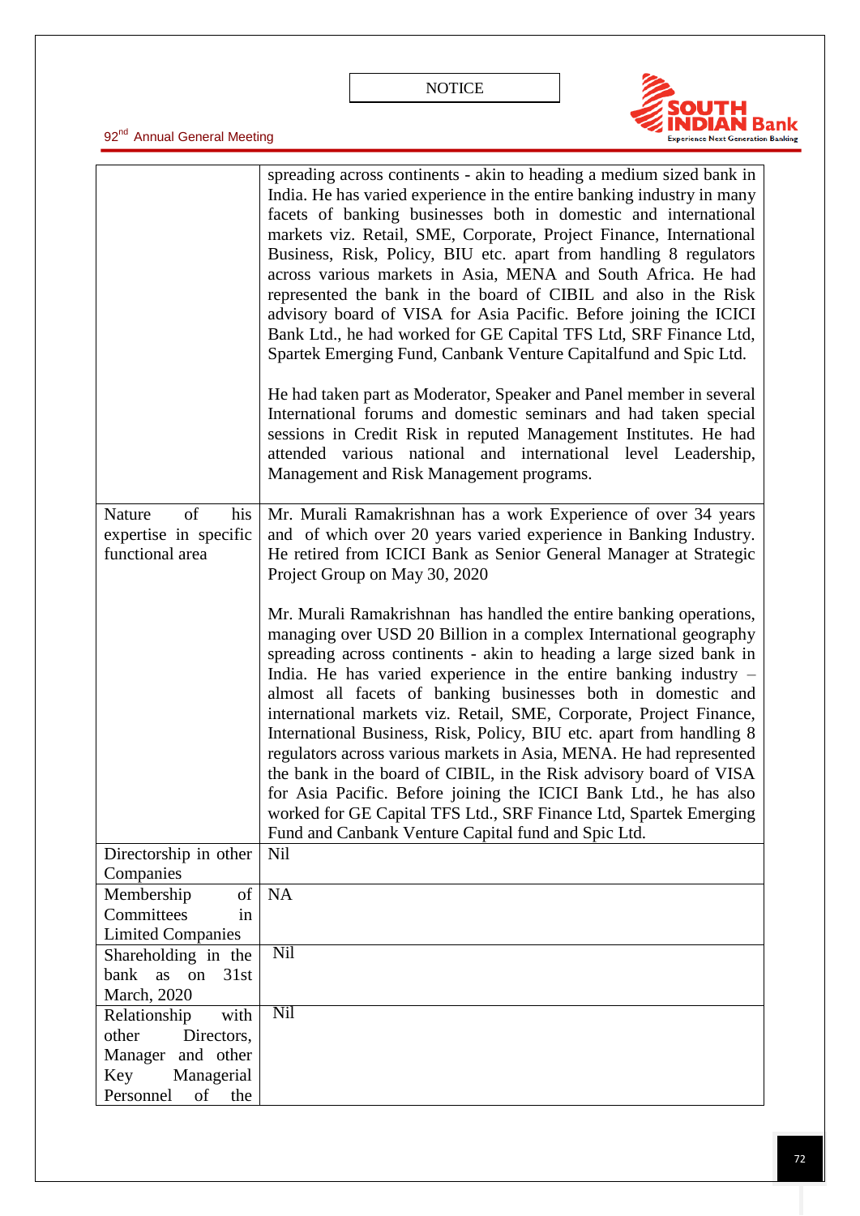| | |
|---|---|
| | spreading across continents - akin to heading a medium sized bank in India. He has varied experience in the entire banking industry in many facets of banking businesses both in domestic and international markets viz. Retail, SME, Corporate, Project Finance, International Business, Risk, Policy, BIU etc. apart from handling 8 regulators across various markets in Asia, MENA and South Africa. He had represented the bank in the board of CIBIL and also in the Risk advisory board of VISA for Asia Pacific. Before joining the ICICI Bank Ltd., he had worked for GE Capital TFS Ltd, SRF Finance Ltd, Spartek Emerging Fund, Canbank Venture Capitalfund and Spic Ltd.<br><br>He had taken part as Moderator, Speaker and Panel member in several International forums and domestic seminars and had taken special sessions in Credit Risk in reputed Management Institutes. He had attended various national and international level Leadership, Management and Risk Management programs. |
| Nature of his expertise in specific functional area | Mr. Murali Ramakrishnan has a work Experience of over 34 years and of which over 20 years varied experience in Banking Industry. He retired from ICICI Bank as Senior General Manager at Strategic Project Group on May 30, 2020<br><br>Mr. Murali Ramakrishnan has handled the entire banking operations, managing over USD 20 Billion in a complex International geography spreading across continents - akin to heading a large sized bank in India. He has varied experience in the entire banking industry – almost all facets of banking businesses both in domestic and international markets viz. Retail, SME, Corporate, Project Finance, International Business, Risk, Policy, BIU etc. apart from handling 8 regulators across various markets in Asia, MENA. He had represented the bank in the board of CIBIL, in the Risk advisory board of VISA for Asia Pacific. Before joining the ICICI Bank Ltd., he has also worked for GE Capital TFS Ltd., SRF Finance Ltd, Spartek Emerging Fund and Canbank Venture Capital fund and Spic Ltd. |
| Directorship in other Companies | Nil |
| Membership of Committees in Limited Companies | NA |
| Shareholding in the bank as on 31st March, 2020 | Nil |
| Relationship with other Directors, Manager and other Key Managerial Personnel of the | Nil |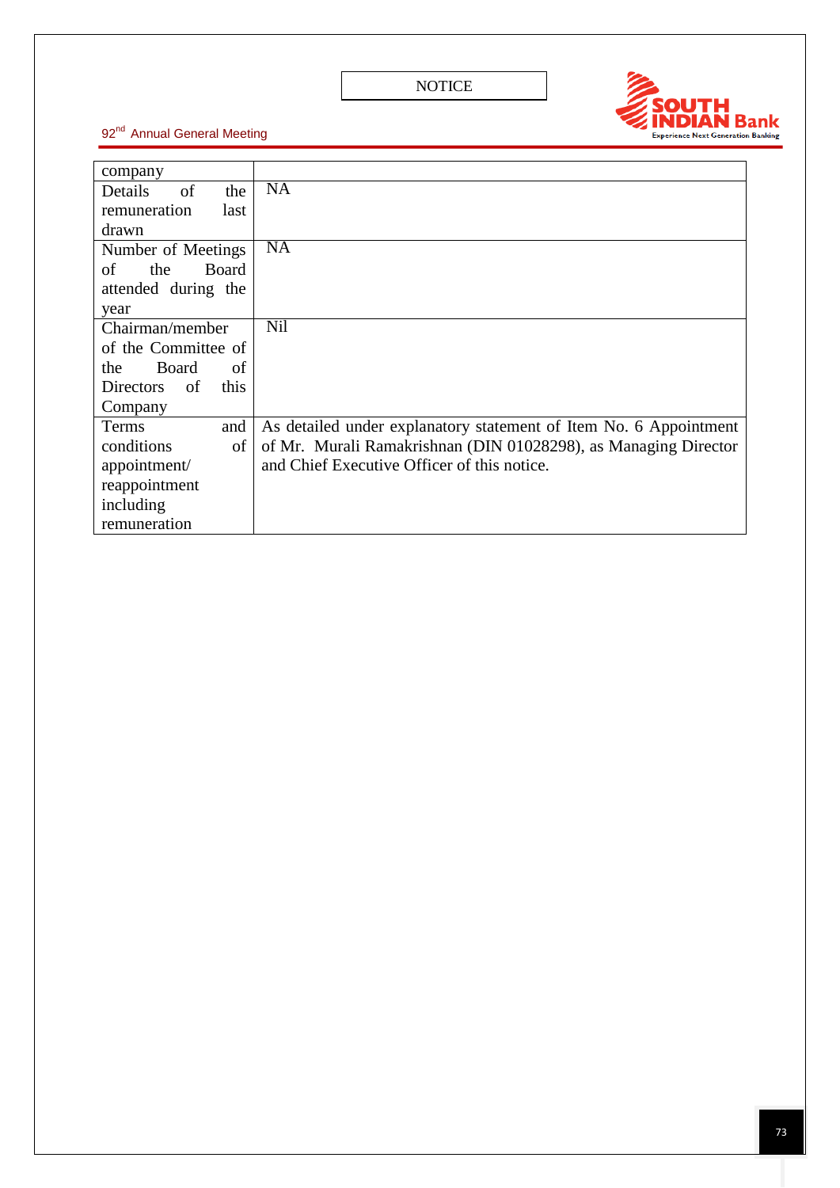| | |
|---|---|
| company | |
| Details of the remuneration last drawn | NA |
| Number of Meetings of the Board attended during the year | NA |
| Chairman/member of the Committee of the Board of Directors of this Company | Nil |
| Terms and conditions of appointment/ reappointment including remuneration | As detailed under explanatory statement of Item No. 6 Appointment of Mr. Murali Ramakrishnan (DIN 01028298), as Managing Director and Chief Executive Officer of this notice. |